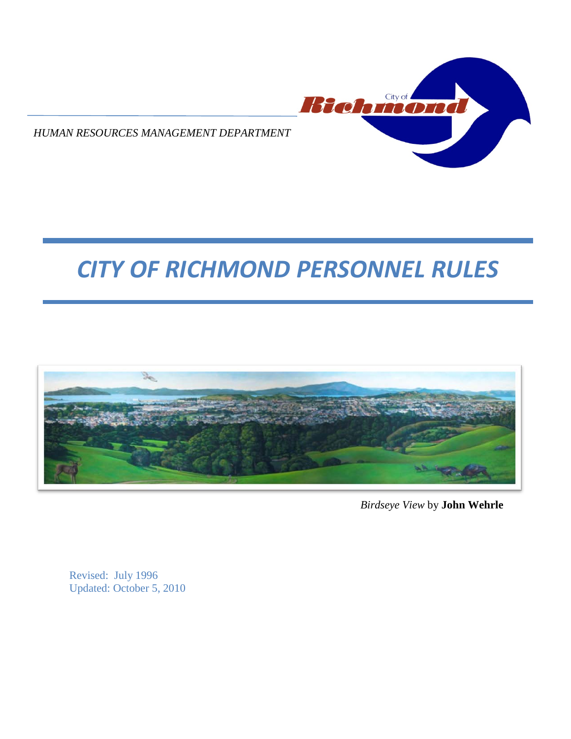HUMAN RESOURCES MANAGEMENT DEPARTMENT

City of Richmond

# *CITY OF RICHMOND PERSONNEL RULES*

*Birdseye View* by **John Wehrle**

Revised: July 1996
Updated: October 5, 2010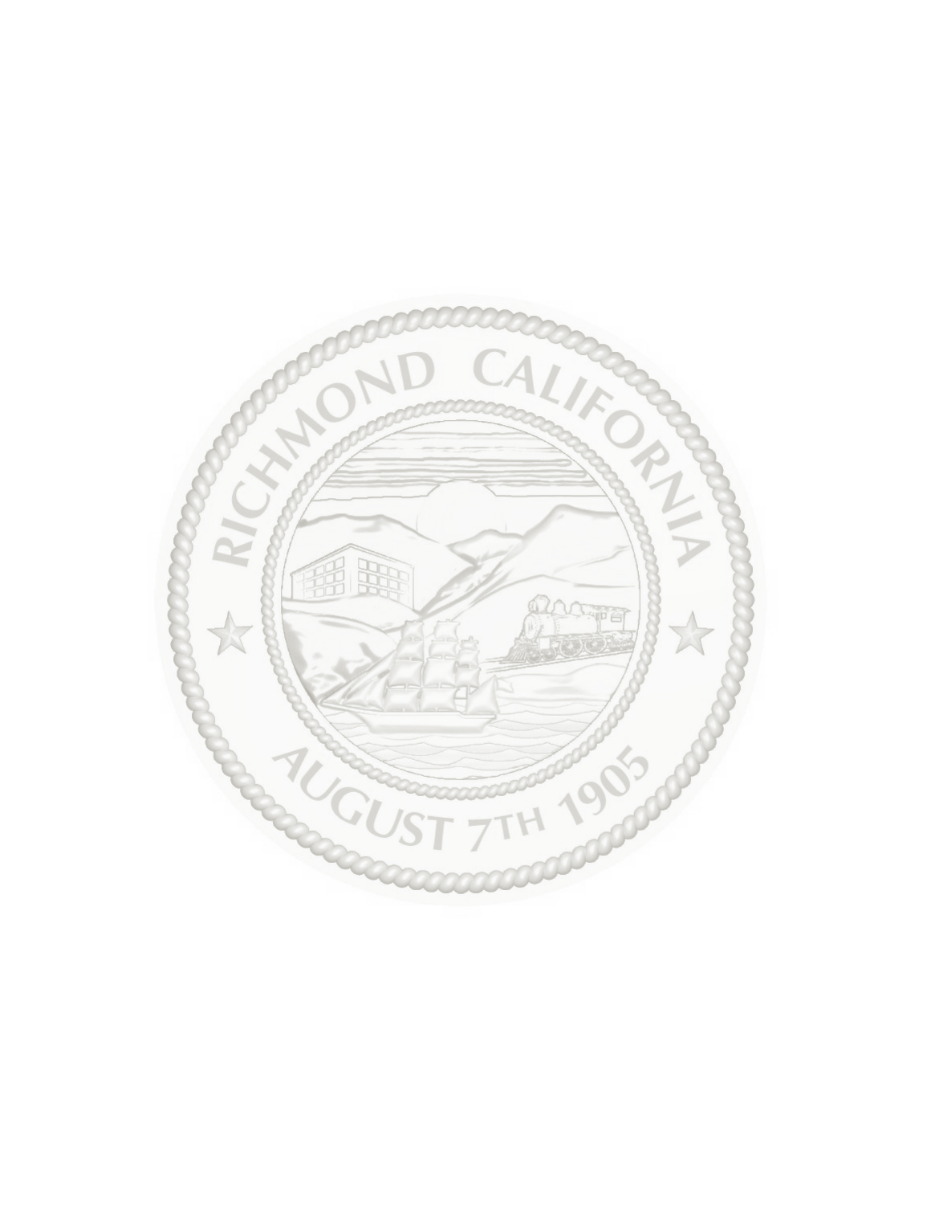RICHMOND CALIFORNIA

AUGUST 7TH 1905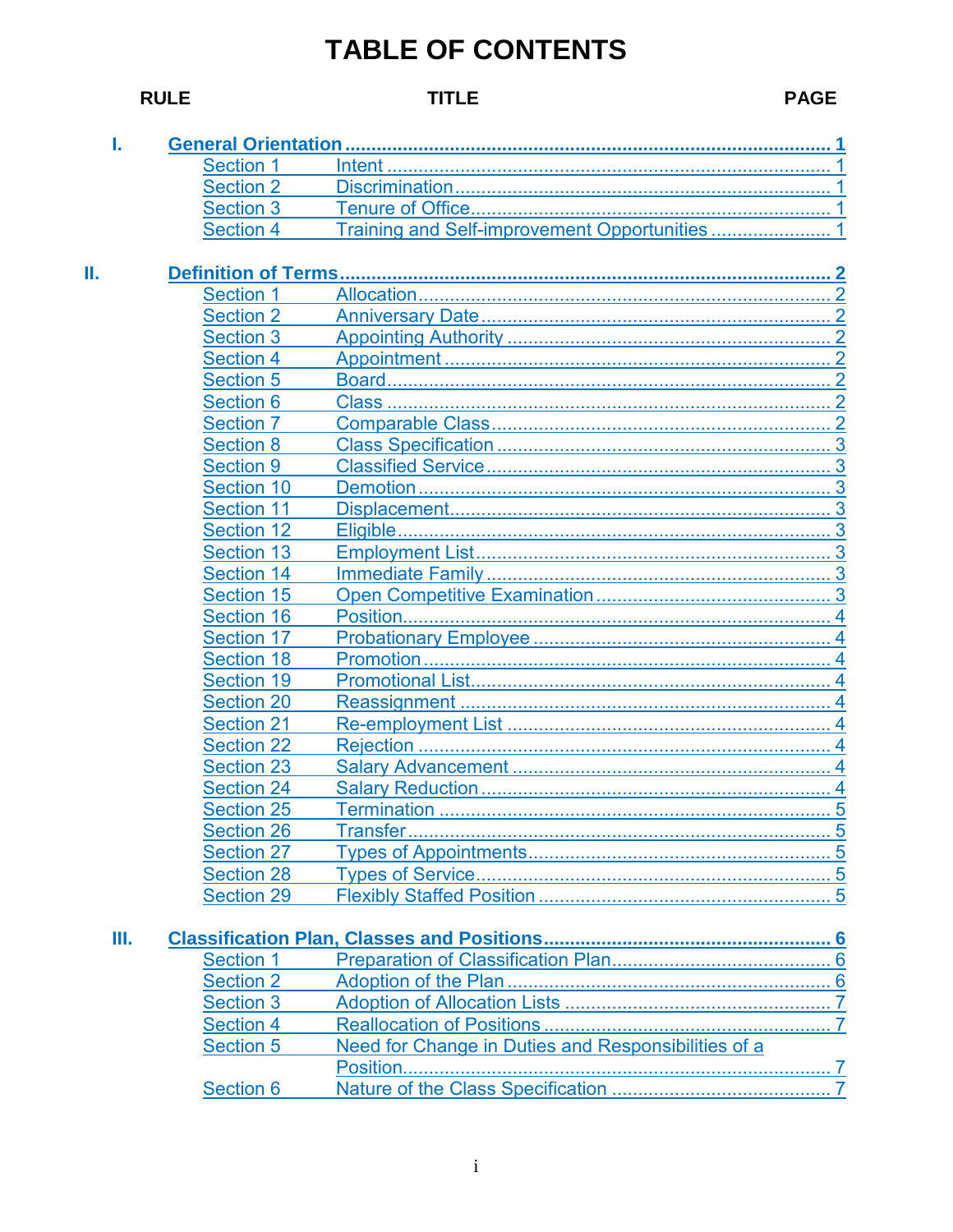# TABLE OF CONTENTS

| RULE | | TITLE | PAGE |
|---|---|---|---|
| I. | **General Orientation** | | **1** |
| | Section 1 | Intent | 1 |
| | Section 2 | Discrimination | 1 |
| | Section 3 | Tenure of Office | 1 |
| | Section 4 | Training and Self-improvement Opportunities | 1 |
| II. | **Definition of Terms** | | **2** |
| | Section 1 | Allocation | 2 |
| | Section 2 | Anniversary Date | 2 |
| | Section 3 | Appointing Authority | 2 |
| | Section 4 | Appointment | 2 |
| | Section 5 | Board | 2 |
| | Section 6 | Class | 2 |
| | Section 7 | Comparable Class | 2 |
| | Section 8 | Class Specification | 3 |
| | Section 9 | Classified Service | 3 |
| | Section 10 | Demotion | 3 |
| | Section 11 | Displacement | 3 |
| | Section 12 | Eligible | 3 |
| | Section 13 | Employment List | 3 |
| | Section 14 | Immediate Family | 3 |
| | Section 15 | Open Competitive Examination | 3 |
| | Section 16 | Position | 4 |
| | Section 17 | Probationary Employee | 4 |
| | Section 18 | Promotion | 4 |
| | Section 19 | Promotional List | 4 |
| | Section 20 | Reassignment | 4 |
| | Section 21 | Re-employment List | 4 |
| | Section 22 | Rejection | 4 |
| | Section 23 | Salary Advancement | 4 |
| | Section 24 | Salary Reduction | 4 |
| | Section 25 | Termination | 5 |
| | Section 26 | Transfer | 5 |
| | Section 27 | Types of Appointments | 5 |
| | Section 28 | Types of Service | 5 |
| | Section 29 | Flexibly Staffed Position | 5 |
| III. | **Classification Plan, Classes and Positions** | | **6** |
| | Section 1 | Preparation of Classification Plan | 6 |
| | Section 2 | Adoption of the Plan | 6 |
| | Section 3 | Adoption of Allocation Lists | 7 |
| | Section 4 | Reallocation of Positions | 7 |
| | Section 5 | Need for Change in Duties and Responsibilities of a Position | 7 |
| | Section 6 | Nature of the Class Specification | 7 |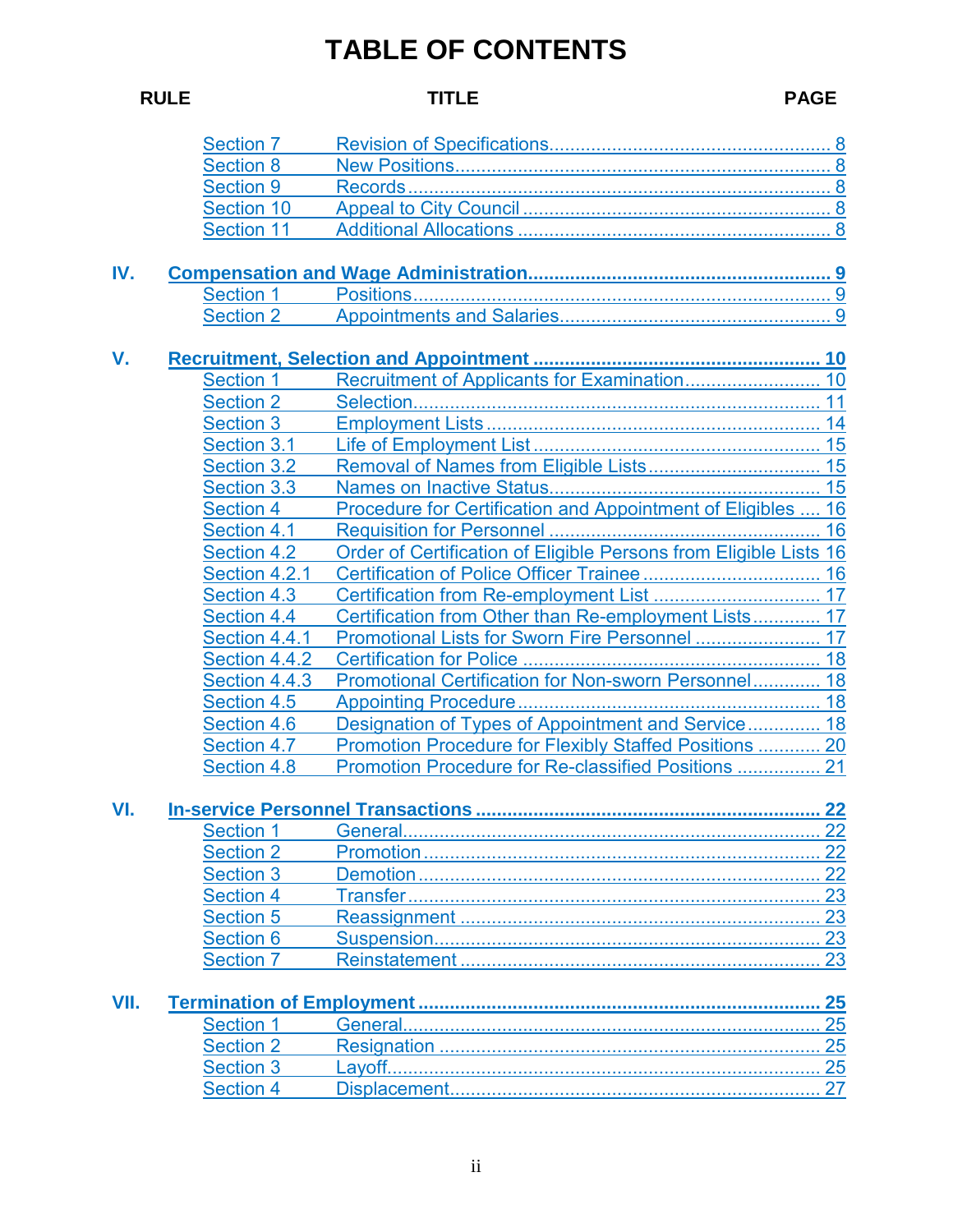# TABLE OF CONTENTS

| RULE | | TITLE | PAGE |
|---|---|---|---|
| | Section 7 | Revision of Specifications | 8 |
| | Section 8 | New Positions | 8 |
| | Section 9 | Records | 8 |
| | Section 10 | Appeal to City Council | 8 |
| | Section 11 | Additional Allocations | 8 |
| **IV.** | **Compensation and Wage Administration** | | **9** |
| | Section 1 | Positions | 9 |
| | Section 2 | Appointments and Salaries | 9 |
| **V.** | **Recruitment, Selection and Appointment** | | **10** |
| | Section 1 | Recruitment of Applicants for Examination | 10 |
| | Section 2 | Selection | 11 |
| | Section 3 | Employment Lists | 14 |
| | Section 3.1 | Life of Employment List | 15 |
| | Section 3.2 | Removal of Names from Eligible Lists | 15 |
| | Section 3.3 | Names on Inactive Status | 15 |
| | Section 4 | Procedure for Certification and Appointment of Eligibles | 16 |
| | Section 4.1 | Requisition for Personnel | 16 |
| | Section 4.2 | Order of Certification of Eligible Persons from Eligible Lists | 16 |
| | Section 4.2.1 | Certification of Police Officer Trainee | 16 |
| | Section 4.3 | Certification from Re-employment List | 17 |
| | Section 4.4 | Certification from Other than Re-employment Lists | 17 |
| | Section 4.4.1 | Promotional Lists for Sworn Fire Personnel | 17 |
| | Section 4.4.2 | Certification for Police | 18 |
| | Section 4.4.3 | Promotional Certification for Non-sworn Personnel | 18 |
| | Section 4.5 | Appointing Procedure | 18 |
| | Section 4.6 | Designation of Types of Appointment and Service | 18 |
| | Section 4.7 | Promotion Procedure for Flexibly Staffed Positions | 20 |
| | Section 4.8 | Promotion Procedure for Re-classified Positions | 21 |
| **VI.** | **In-service Personnel Transactions** | | **22** |
| | Section 1 | General | 22 |
| | Section 2 | Promotion | 22 |
| | Section 3 | Demotion | 22 |
| | Section 4 | Transfer | 23 |
| | Section 5 | Reassignment | 23 |
| | Section 6 | Suspension | 23 |
| | Section 7 | Reinstatement | 23 |
| **VII.** | **Termination of Employment** | | **25** |
| | Section 1 | General | 25 |
| | Section 2 | Resignation | 25 |
| | Section 3 | Layoff | 25 |
| | Section 4 | Displacement | 27 |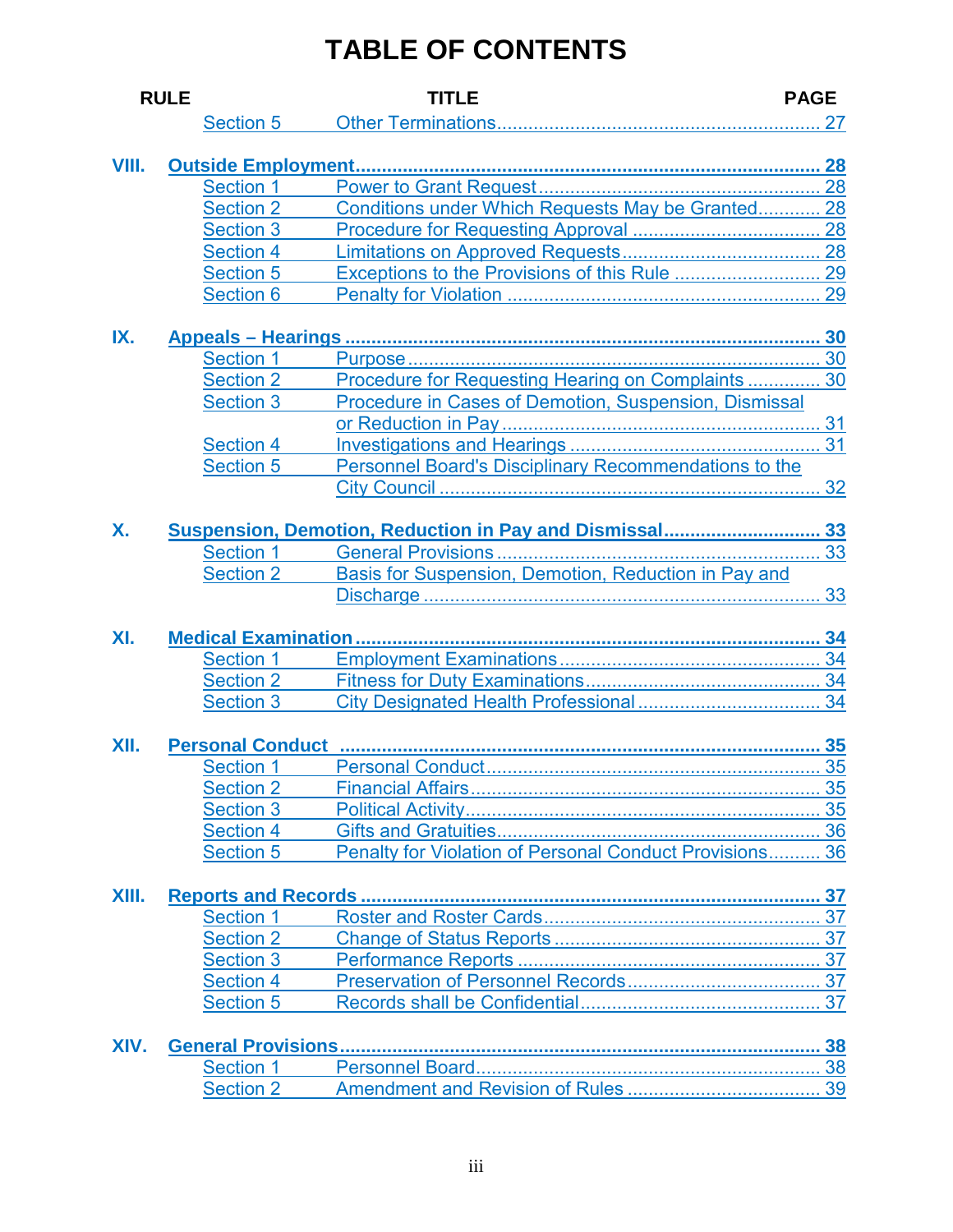# TABLE OF CONTENTS

| RULE | | TITLE | PAGE |
|---|---|---|---|
| | Section 5 | Other Terminations | 27 |
| **VIII.** | **Outside Employment** | | **28** |
| | Section 1 | Power to Grant Request | 28 |
| | Section 2 | Conditions under Which Requests May be Granted | 28 |
| | Section 3 | Procedure for Requesting Approval | 28 |
| | Section 4 | Limitations on Approved Requests | 28 |
| | Section 5 | Exceptions to the Provisions of this Rule | 29 |
| | Section 6 | Penalty for Violation | 29 |
| **IX.** | **Appeals – Hearings** | | **30** |
| | Section 1 | Purpose | 30 |
| | Section 2 | Procedure for Requesting Hearing on Complaints | 30 |
| | Section 3 | Procedure in Cases of Demotion, Suspension, Dismissal or Reduction in Pay | 31 |
| | Section 4 | Investigations and Hearings | 31 |
| | Section 5 | Personnel Board's Disciplinary Recommendations to the City Council | 32 |
| **X.** | **Suspension, Demotion, Reduction in Pay and Dismissal** | | **33** |
| | Section 1 | General Provisions | 33 |
| | Section 2 | Basis for Suspension, Demotion, Reduction in Pay and Discharge | 33 |
| **XI.** | **Medical Examination** | | **34** |
| | Section 1 | Employment Examinations | 34 |
| | Section 2 | Fitness for Duty Examinations | 34 |
| | Section 3 | City Designated Health Professional | 34 |
| **XII.** | **Personal Conduct** | | **35** |
| | Section 1 | Personal Conduct | 35 |
| | Section 2 | Financial Affairs | 35 |
| | Section 3 | Political Activity | 35 |
| | Section 4 | Gifts and Gratuities | 36 |
| | Section 5 | Penalty for Violation of Personal Conduct Provisions | 36 |
| **XIII.** | **Reports and Records** | | **37** |
| | Section 1 | Roster and Roster Cards | 37 |
| | Section 2 | Change of Status Reports | 37 |
| | Section 3 | Performance Reports | 37 |
| | Section 4 | Preservation of Personnel Records | 37 |
| | Section 5 | Records shall be Confidential | 37 |
| **XIV.** | **General Provisions** | | **38** |
| | Section 1 | Personnel Board | 38 |
| | Section 2 | Amendment and Revision of Rules | 39 |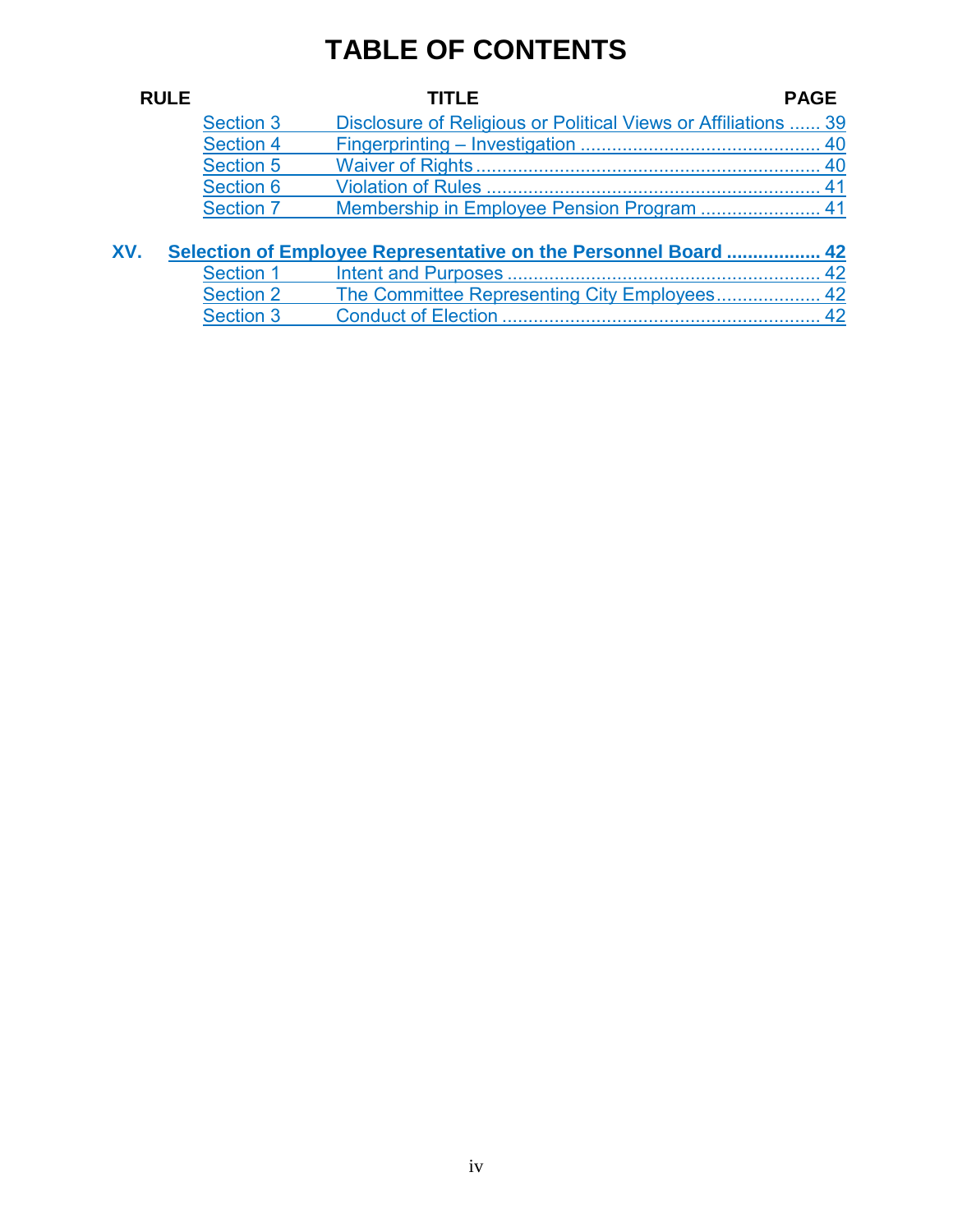# TABLE OF CONTENTS

| RULE | | TITLE | PAGE |
|---|---|---|---|
| | Section 3 | Disclosure of Religious or Political Views or Affiliations | 39 |
| | Section 4 | Fingerprinting – Investigation | 40 |
| | Section 5 | Waiver of Rights | 40 |
| | Section 6 | Violation of Rules | 41 |
| | Section 7 | Membership in Employee Pension Program | 41 |
| **XV.** | **Selection of Employee Representative on the Personnel Board** | | **42** |
| | Section 1 | Intent and Purposes | 42 |
| | Section 2 | The Committee Representing City Employees | 42 |
| | Section 3 | Conduct of Election | 42 |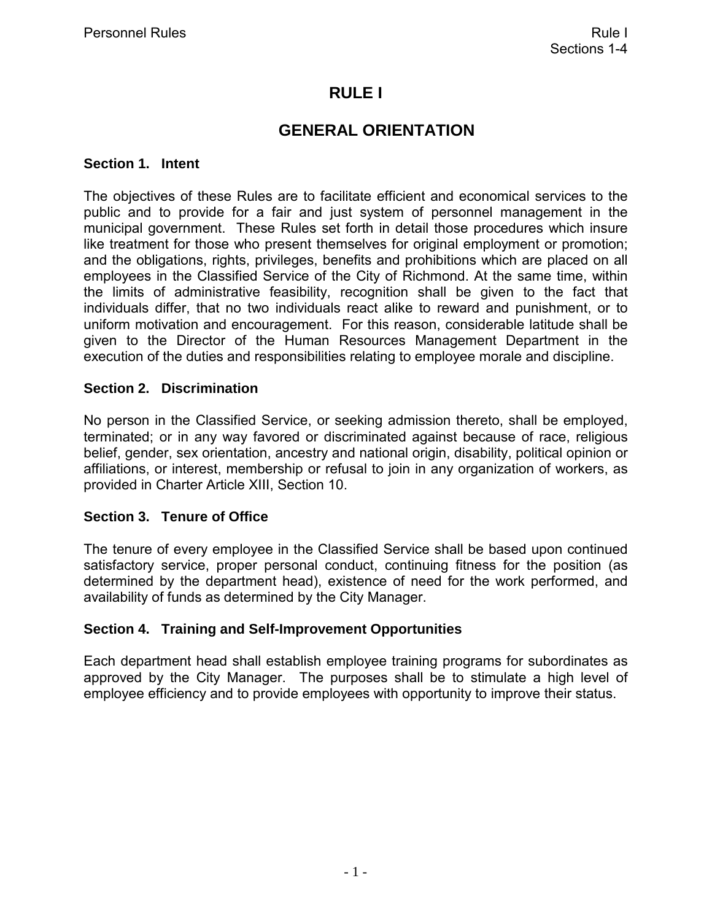# RULE I

## GENERAL ORIENTATION

### Section 1. Intent

The objectives of these Rules are to facilitate efficient and economical services to the public and to provide for a fair and just system of personnel management in the municipal government. These Rules set forth in detail those procedures which insure like treatment for those who present themselves for original employment or promotion; and the obligations, rights, privileges, benefits and prohibitions which are placed on all employees in the Classified Service of the City of Richmond. At the same time, within the limits of administrative feasibility, recognition shall be given to the fact that individuals differ, that no two individuals react alike to reward and punishment, or to uniform motivation and encouragement. For this reason, considerable latitude shall be given to the Director of the Human Resources Management Department in the execution of the duties and responsibilities relating to employee morale and discipline.

### Section 2. Discrimination

No person in the Classified Service, or seeking admission thereto, shall be employed, terminated; or in any way favored or discriminated against because of race, religious belief, gender, sex orientation, ancestry and national origin, disability, political opinion or affiliations, or interest, membership or refusal to join in any organization of workers, as provided in Charter Article XIII, Section 10.

### Section 3. Tenure of Office

The tenure of every employee in the Classified Service shall be based upon continued satisfactory service, proper personal conduct, continuing fitness for the position (as determined by the department head), existence of need for the work performed, and availability of funds as determined by the City Manager.

### Section 4. Training and Self-Improvement Opportunities

Each department head shall establish employee training programs for subordinates as approved by the City Manager. The purposes shall be to stimulate a high level of employee efficiency and to provide employees with opportunity to improve their status.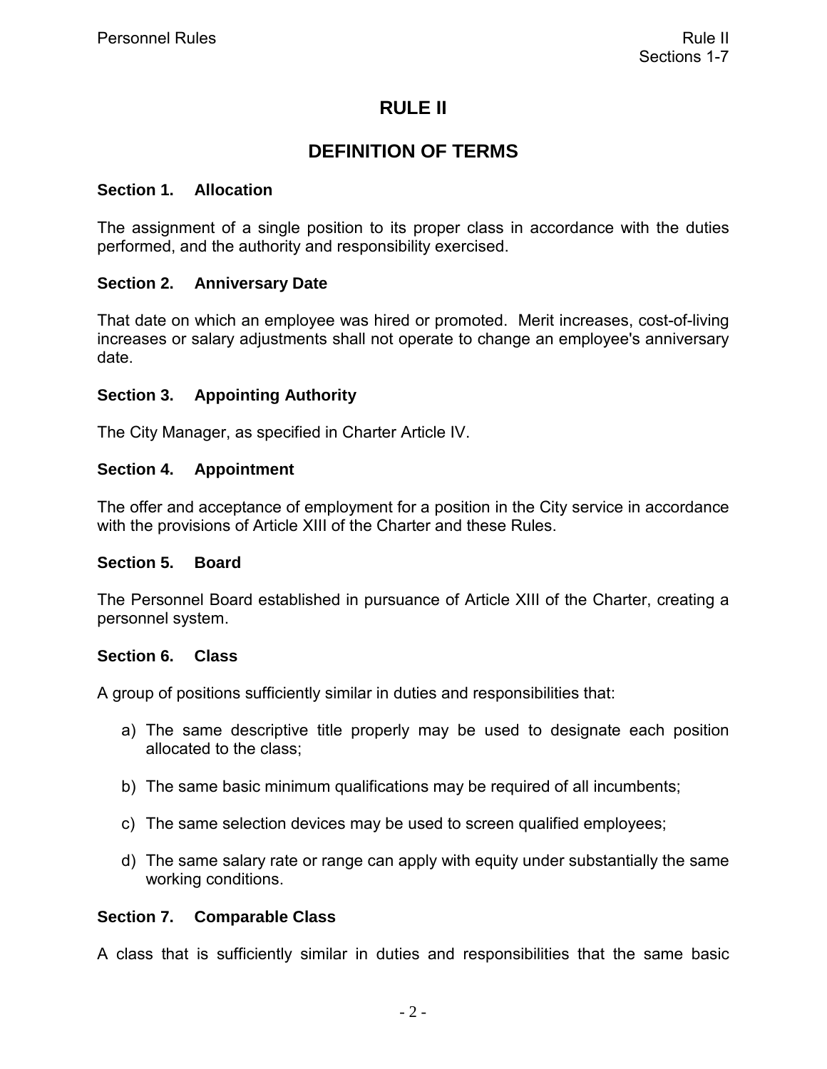# RULE II

## DEFINITION OF TERMS

### Section 1. Allocation

The assignment of a single position to its proper class in accordance with the duties performed, and the authority and responsibility exercised.

### Section 2. Anniversary Date

That date on which an employee was hired or promoted. Merit increases, cost-of-living increases or salary adjustments shall not operate to change an employee's anniversary date.

### Section 3. Appointing Authority

The City Manager, as specified in Charter Article IV.

### Section 4. Appointment

The offer and acceptance of employment for a position in the City service in accordance with the provisions of Article XIII of the Charter and these Rules.

### Section 5. Board

The Personnel Board established in pursuance of Article XIII of the Charter, creating a personnel system.

### Section 6. Class

A group of positions sufficiently similar in duties and responsibilities that:

a) The same descriptive title properly may be used to designate each position allocated to the class;

b) The same basic minimum qualifications may be required of all incumbents;

c) The same selection devices may be used to screen qualified employees;

d) The same salary rate or range can apply with equity under substantially the same working conditions.

### Section 7. Comparable Class

A class that is sufficiently similar in duties and responsibilities that the same basic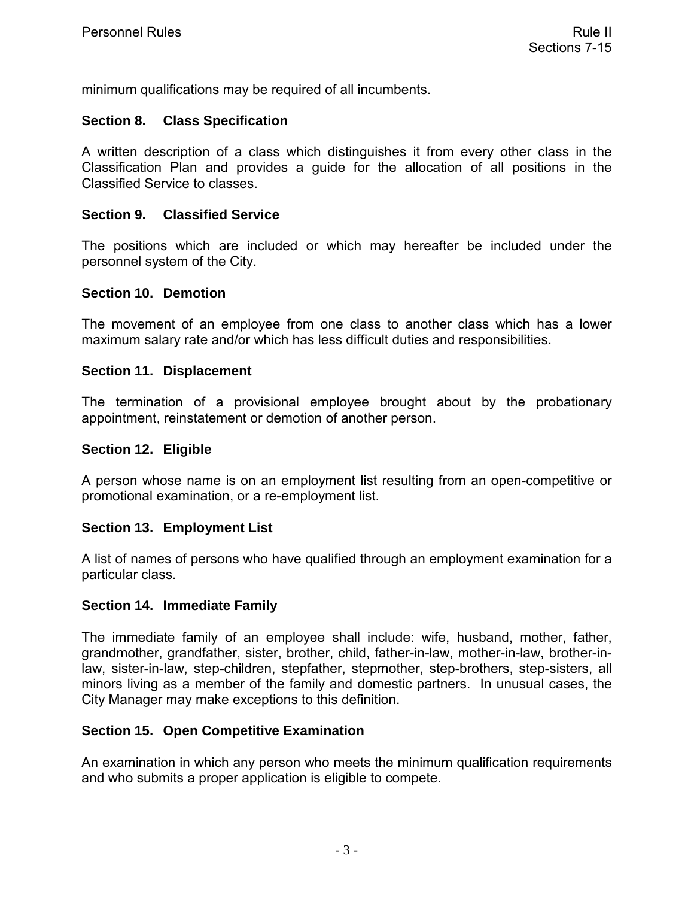minimum qualifications may be required of all incumbents.

### Section 8. Class Specification

A written description of a class which distinguishes it from every other class in the Classification Plan and provides a guide for the allocation of all positions in the Classified Service to classes.

### Section 9. Classified Service

The positions which are included or which may hereafter be included under the personnel system of the City.

### Section 10. Demotion

The movement of an employee from one class to another class which has a lower maximum salary rate and/or which has less difficult duties and responsibilities.

### Section 11. Displacement

The termination of a provisional employee brought about by the probationary appointment, reinstatement or demotion of another person.

### Section 12. Eligible

A person whose name is on an employment list resulting from an open-competitive or promotional examination, or a re-employment list.

### Section 13. Employment List

A list of names of persons who have qualified through an employment examination for a particular class.

### Section 14. Immediate Family

The immediate family of an employee shall include: wife, husband, mother, father, grandmother, grandfather, sister, brother, child, father-in-law, mother-in-law, brother-in-law, sister-in-law, step-children, stepfather, stepmother, step-brothers, step-sisters, all minors living as a member of the family and domestic partners. In unusual cases, the City Manager may make exceptions to this definition.

### Section 15. Open Competitive Examination

An examination in which any person who meets the minimum qualification requirements and who submits a proper application is eligible to compete.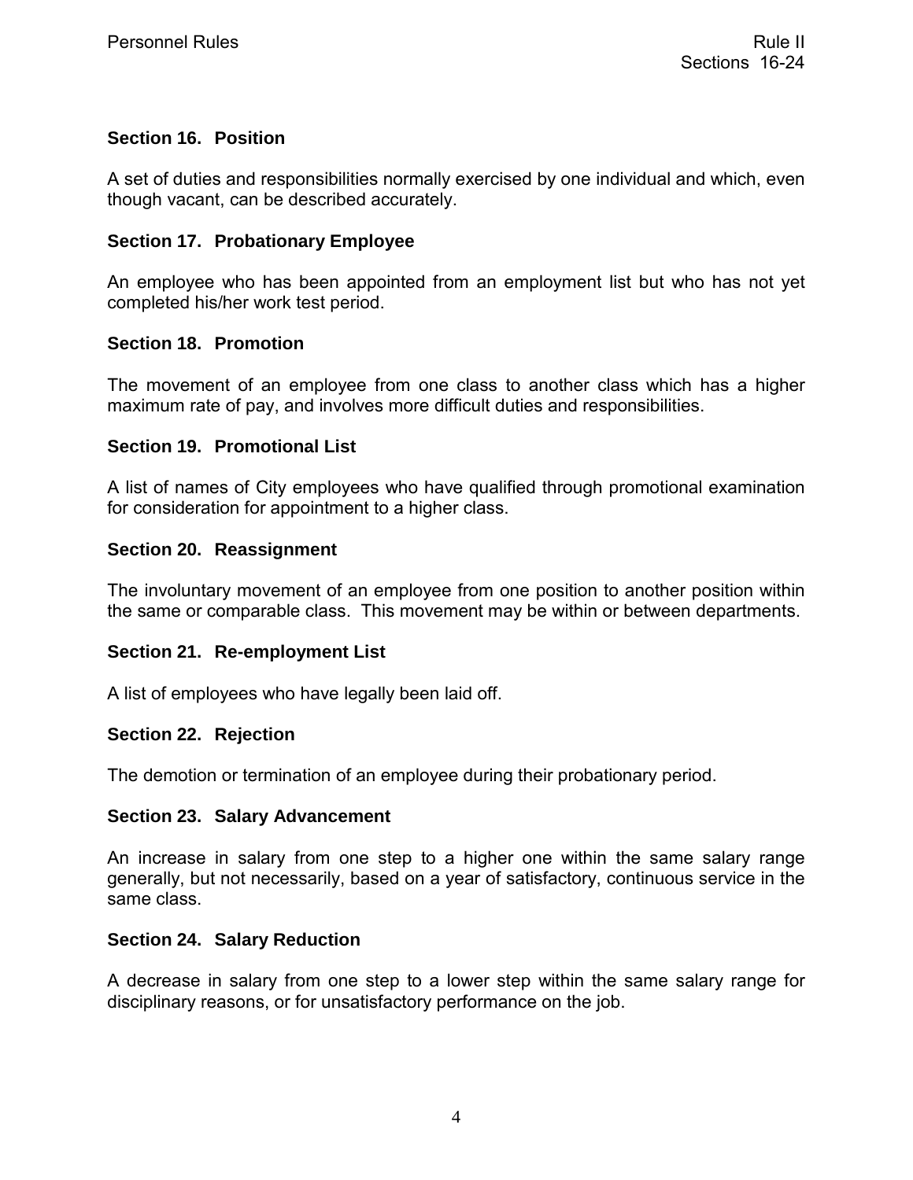### Section 16. Position

A set of duties and responsibilities normally exercised by one individual and which, even though vacant, can be described accurately.

### Section 17. Probationary Employee

An employee who has been appointed from an employment list but who has not yet completed his/her work test period.

### Section 18. Promotion

The movement of an employee from one class to another class which has a higher maximum rate of pay, and involves more difficult duties and responsibilities.

### Section 19. Promotional List

A list of names of City employees who have qualified through promotional examination for consideration for appointment to a higher class.

### Section 20. Reassignment

The involuntary movement of an employee from one position to another position within the same or comparable class. This movement may be within or between departments.

### Section 21. Re-employment List

A list of employees who have legally been laid off.

### Section 22. Rejection

The demotion or termination of an employee during their probationary period.

### Section 23. Salary Advancement

An increase in salary from one step to a higher one within the same salary range generally, but not necessarily, based on a year of satisfactory, continuous service in the same class.

### Section 24. Salary Reduction

A decrease in salary from one step to a lower step within the same salary range for disciplinary reasons, or for unsatisfactory performance on the job.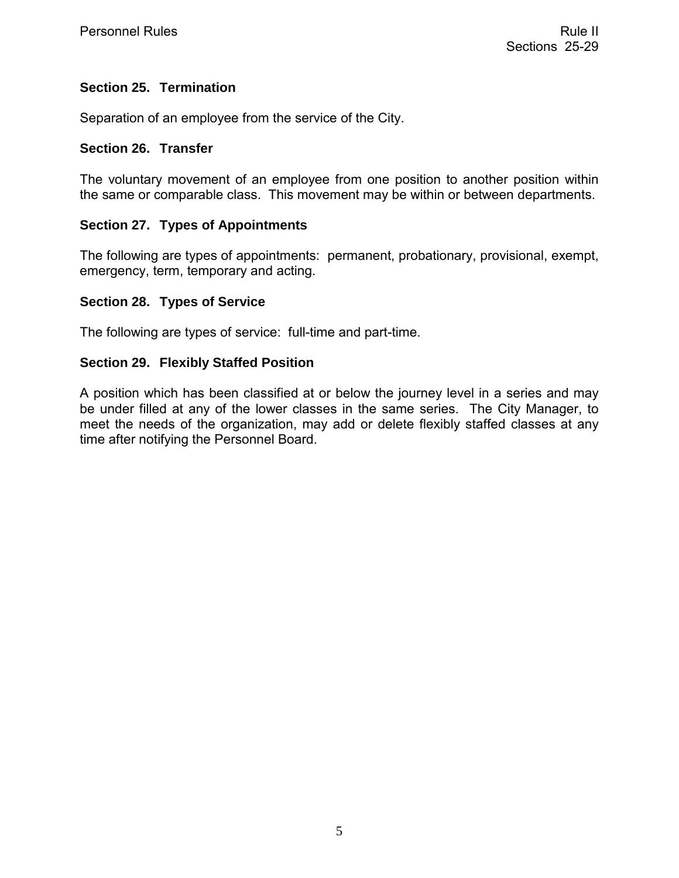### Section 25. Termination

Separation of an employee from the service of the City.

### Section 26. Transfer

The voluntary movement of an employee from one position to another position within the same or comparable class. This movement may be within or between departments.

### Section 27. Types of Appointments

The following are types of appointments: permanent, probationary, provisional, exempt, emergency, term, temporary and acting.

### Section 28. Types of Service

The following are types of service: full-time and part-time.

### Section 29. Flexibly Staffed Position

A position which has been classified at or below the journey level in a series and may be under filled at any of the lower classes in the same series. The City Manager, to meet the needs of the organization, may add or delete flexibly staffed classes at any time after notifying the Personnel Board.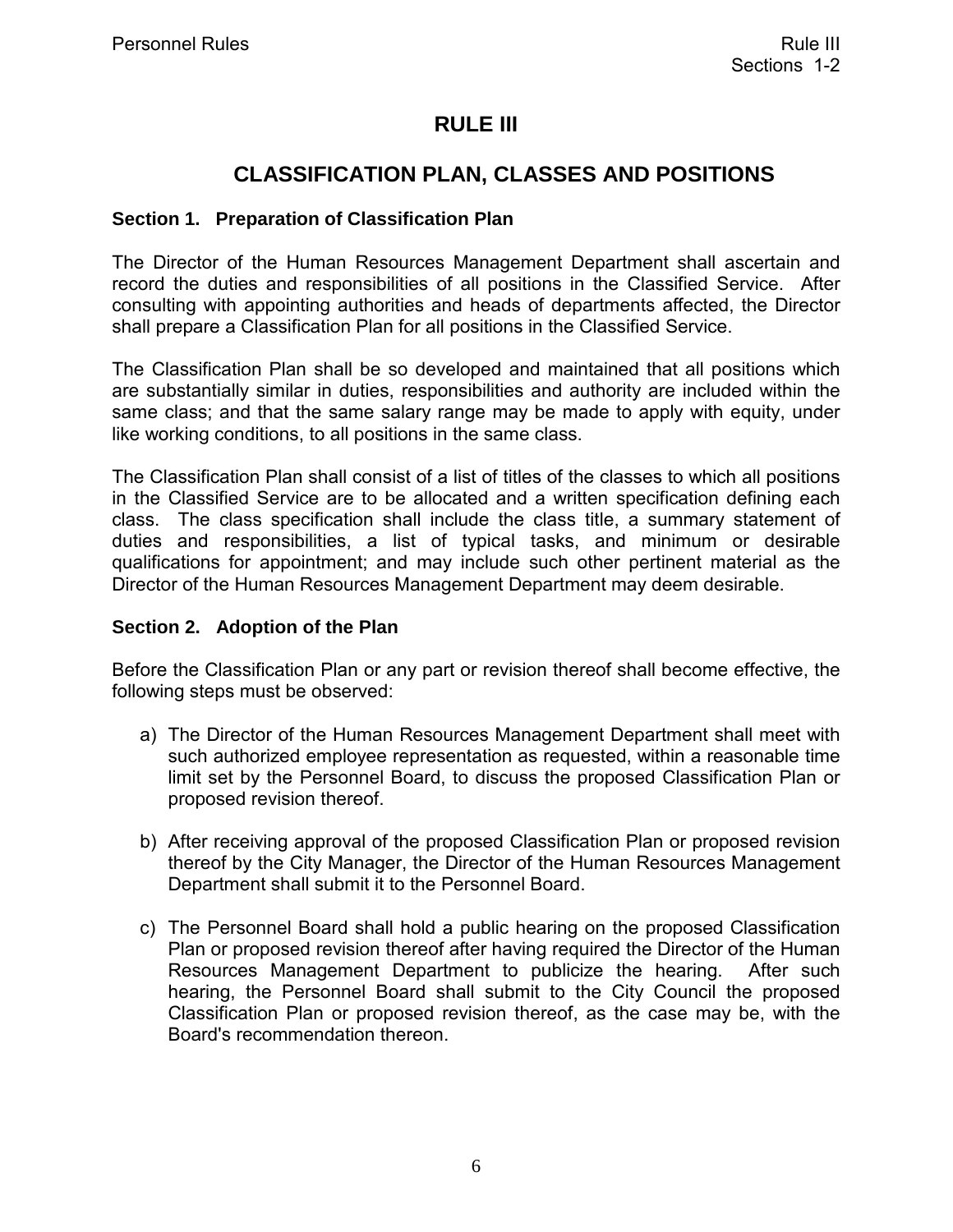# RULE III

## CLASSIFICATION PLAN, CLASSES AND POSITIONS

### Section 1. Preparation of Classification Plan

The Director of the Human Resources Management Department shall ascertain and record the duties and responsibilities of all positions in the Classified Service. After consulting with appointing authorities and heads of departments affected, the Director shall prepare a Classification Plan for all positions in the Classified Service.

The Classification Plan shall be so developed and maintained that all positions which are substantially similar in duties, responsibilities and authority are included within the same class; and that the same salary range may be made to apply with equity, under like working conditions, to all positions in the same class.

The Classification Plan shall consist of a list of titles of the classes to which all positions in the Classified Service are to be allocated and a written specification defining each class. The class specification shall include the class title, a summary statement of duties and responsibilities, a list of typical tasks, and minimum or desirable qualifications for appointment; and may include such other pertinent material as the Director of the Human Resources Management Department may deem desirable.

### Section 2. Adoption of the Plan

Before the Classification Plan or any part or revision thereof shall become effective, the following steps must be observed:

a) The Director of the Human Resources Management Department shall meet with such authorized employee representation as requested, within a reasonable time limit set by the Personnel Board, to discuss the proposed Classification Plan or proposed revision thereof.

b) After receiving approval of the proposed Classification Plan or proposed revision thereof by the City Manager, the Director of the Human Resources Management Department shall submit it to the Personnel Board.

c) The Personnel Board shall hold a public hearing on the proposed Classification Plan or proposed revision thereof after having required the Director of the Human Resources Management Department to publicize the hearing. After such hearing, the Personnel Board shall submit to the City Council the proposed Classification Plan or proposed revision thereof, as the case may be, with the Board's recommendation thereon.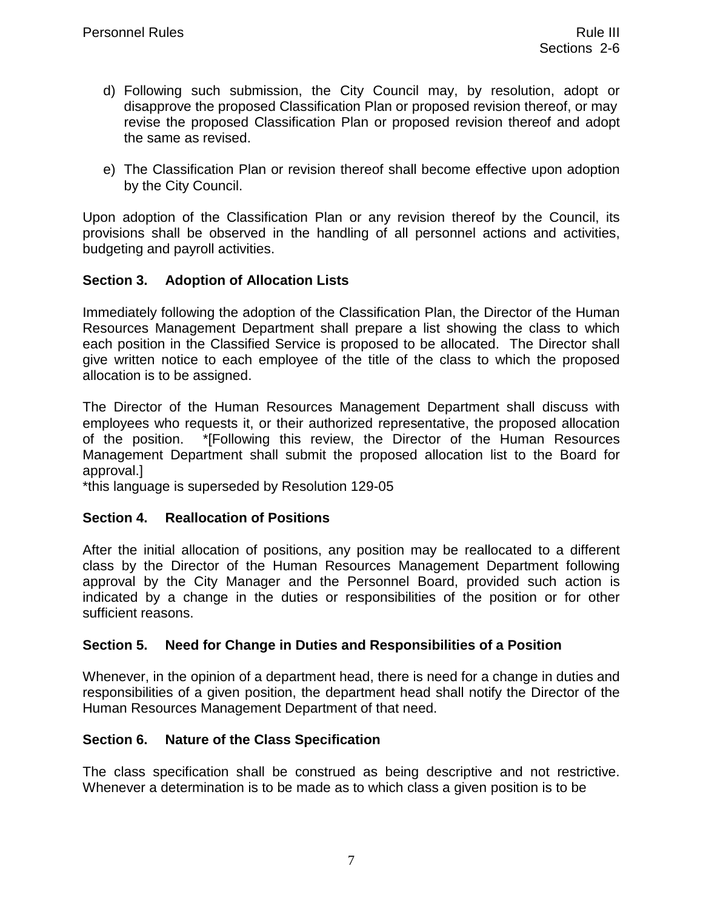d) Following such submission, the City Council may, by resolution, adopt or disapprove the proposed Classification Plan or proposed revision thereof, or may revise the proposed Classification Plan or proposed revision thereof and adopt the same as revised.

e) The Classification Plan or revision thereof shall become effective upon adoption by the City Council.

Upon adoption of the Classification Plan or any revision thereof by the Council, its provisions shall be observed in the handling of all personnel actions and activities, budgeting and payroll activities.

**Section 3. Adoption of Allocation Lists**

Immediately following the adoption of the Classification Plan, the Director of the Human Resources Management Department shall prepare a list showing the class to which each position in the Classified Service is proposed to be allocated. The Director shall give written notice to each employee of the title of the class to which the proposed allocation is to be assigned.

The Director of the Human Resources Management Department shall discuss with employees who requests it, or their authorized representative, the proposed allocation of the position. *[Following this review, the Director of the Human Resources Management Department shall submit the proposed allocation list to the Board for approval.]

*this language is superseded by Resolution 129-05

**Section 4. Reallocation of Positions**

After the initial allocation of positions, any position may be reallocated to a different class by the Director of the Human Resources Management Department following approval by the City Manager and the Personnel Board, provided such action is indicated by a change in the duties or responsibilities of the position or for other sufficient reasons.

**Section 5. Need for Change in Duties and Responsibilities of a Position**

Whenever, in the opinion of a department head, there is need for a change in duties and responsibilities of a given position, the department head shall notify the Director of the Human Resources Management Department of that need.

**Section 6. Nature of the Class Specification**

The class specification shall be construed as being descriptive and not restrictive. Whenever a determination is to be made as to which class a given position is to be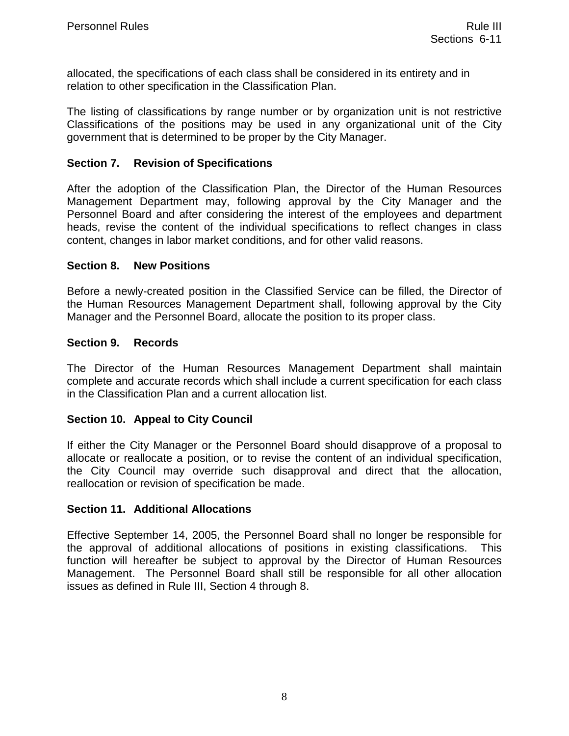allocated, the specifications of each class shall be considered in its entirety and in relation to other specification in the Classification Plan.

The listing of classifications by range number or by organization unit is not restrictive Classifications of the positions may be used in any organizational unit of the City government that is determined to be proper by the City Manager.

### Section 7. Revision of Specifications

After the adoption of the Classification Plan, the Director of the Human Resources Management Department may, following approval by the City Manager and the Personnel Board and after considering the interest of the employees and department heads, revise the content of the individual specifications to reflect changes in class content, changes in labor market conditions, and for other valid reasons.

### Section 8. New Positions

Before a newly-created position in the Classified Service can be filled, the Director of the Human Resources Management Department shall, following approval by the City Manager and the Personnel Board, allocate the position to its proper class.

### Section 9. Records

The Director of the Human Resources Management Department shall maintain complete and accurate records which shall include a current specification for each class in the Classification Plan and a current allocation list.

### Section 10. Appeal to City Council

If either the City Manager or the Personnel Board should disapprove of a proposal to allocate or reallocate a position, or to revise the content of an individual specification, the City Council may override such disapproval and direct that the allocation, reallocation or revision of specification be made.

### Section 11. Additional Allocations

Effective September 14, 2005, the Personnel Board shall no longer be responsible for the approval of additional allocations of positions in existing classifications. This function will hereafter be subject to approval by the Director of Human Resources Management. The Personnel Board shall still be responsible for all other allocation issues as defined in Rule III, Section 4 through 8.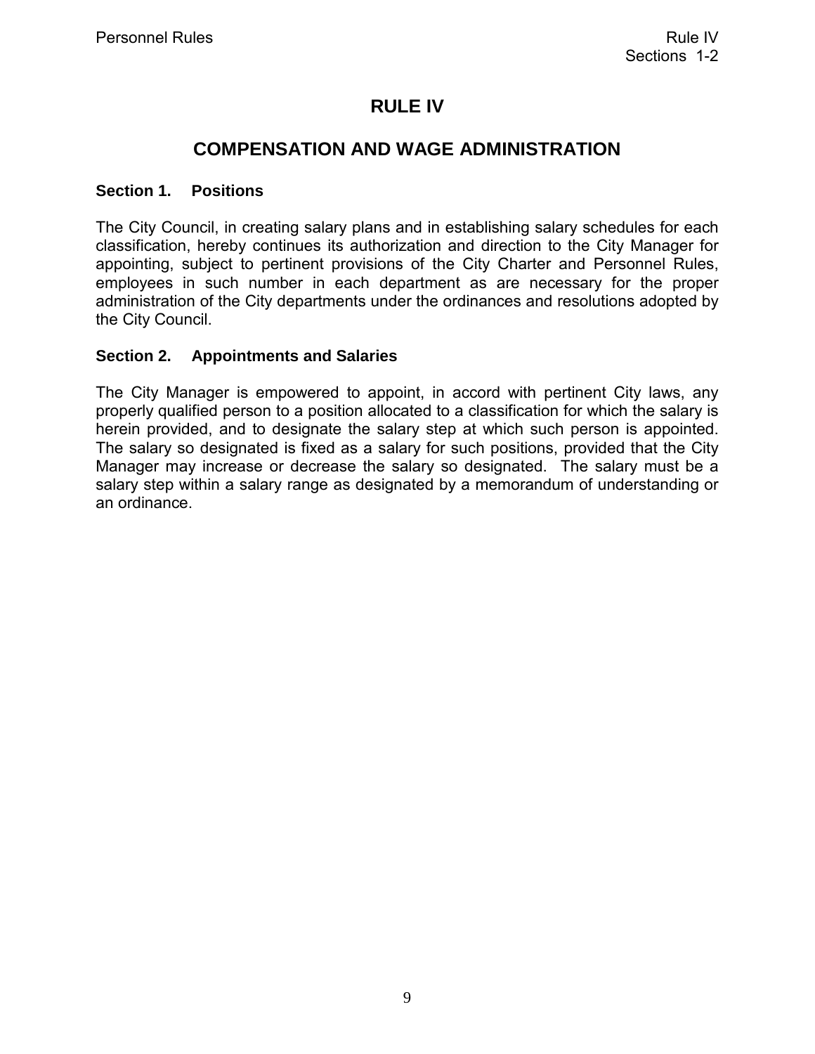# RULE IV

## COMPENSATION AND WAGE ADMINISTRATION

### Section 1. Positions

The City Council, in creating salary plans and in establishing salary schedules for each classification, hereby continues its authorization and direction to the City Manager for appointing, subject to pertinent provisions of the City Charter and Personnel Rules, employees in such number in each department as are necessary for the proper administration of the City departments under the ordinances and resolutions adopted by the City Council.

### Section 2. Appointments and Salaries

The City Manager is empowered to appoint, in accord with pertinent City laws, any properly qualified person to a position allocated to a classification for which the salary is herein provided, and to designate the salary step at which such person is appointed. The salary so designated is fixed as a salary for such positions, provided that the City Manager may increase or decrease the salary so designated. The salary must be a salary step within a salary range as designated by a memorandum of understanding or an ordinance.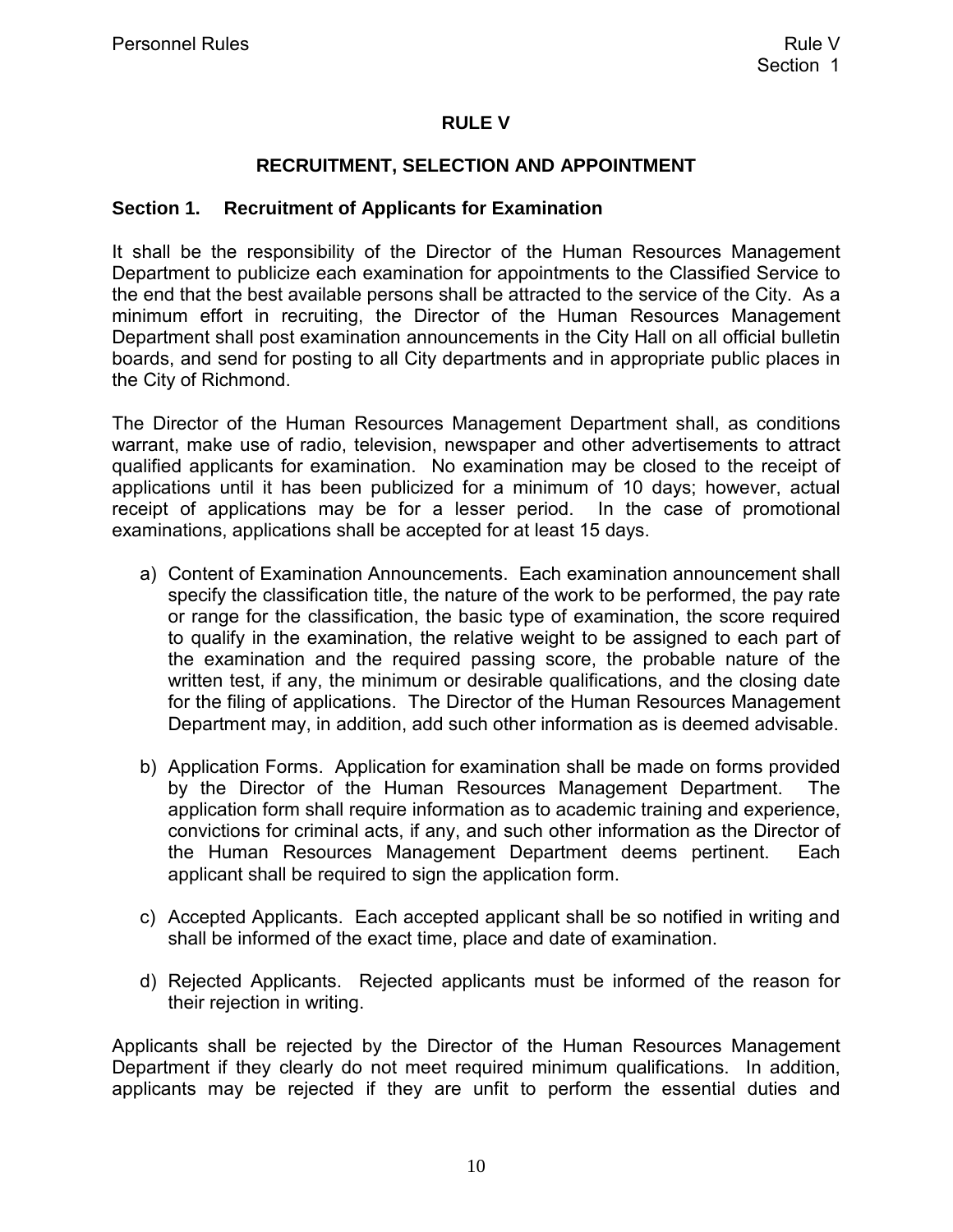# RULE V

## RECRUITMENT, SELECTION AND APPOINTMENT

### Section 1. Recruitment of Applicants for Examination

It shall be the responsibility of the Director of the Human Resources Management Department to publicize each examination for appointments to the Classified Service to the end that the best available persons shall be attracted to the service of the City. As a minimum effort in recruiting, the Director of the Human Resources Management Department shall post examination announcements in the City Hall on all official bulletin boards, and send for posting to all City departments and in appropriate public places in the City of Richmond.

The Director of the Human Resources Management Department shall, as conditions warrant, make use of radio, television, newspaper and other advertisements to attract qualified applicants for examination. No examination may be closed to the receipt of applications until it has been publicized for a minimum of 10 days; however, actual receipt of applications may be for a lesser period. In the case of promotional examinations, applications shall be accepted for at least 15 days.

a) Content of Examination Announcements. Each examination announcement shall specify the classification title, the nature of the work to be performed, the pay rate or range for the classification, the basic type of examination, the score required to qualify in the examination, the relative weight to be assigned to each part of the examination and the required passing score, the probable nature of the written test, if any, the minimum or desirable qualifications, and the closing date for the filing of applications. The Director of the Human Resources Management Department may, in addition, add such other information as is deemed advisable.

b) Application Forms. Application for examination shall be made on forms provided by the Director of the Human Resources Management Department. The application form shall require information as to academic training and experience, convictions for criminal acts, if any, and such other information as the Director of the Human Resources Management Department deems pertinent. Each applicant shall be required to sign the application form.

c) Accepted Applicants. Each accepted applicant shall be so notified in writing and shall be informed of the exact time, place and date of examination.

d) Rejected Applicants. Rejected applicants must be informed of the reason for their rejection in writing.

Applicants shall be rejected by the Director of the Human Resources Management Department if they clearly do not meet required minimum qualifications. In addition, applicants may be rejected if they are unfit to perform the essential duties and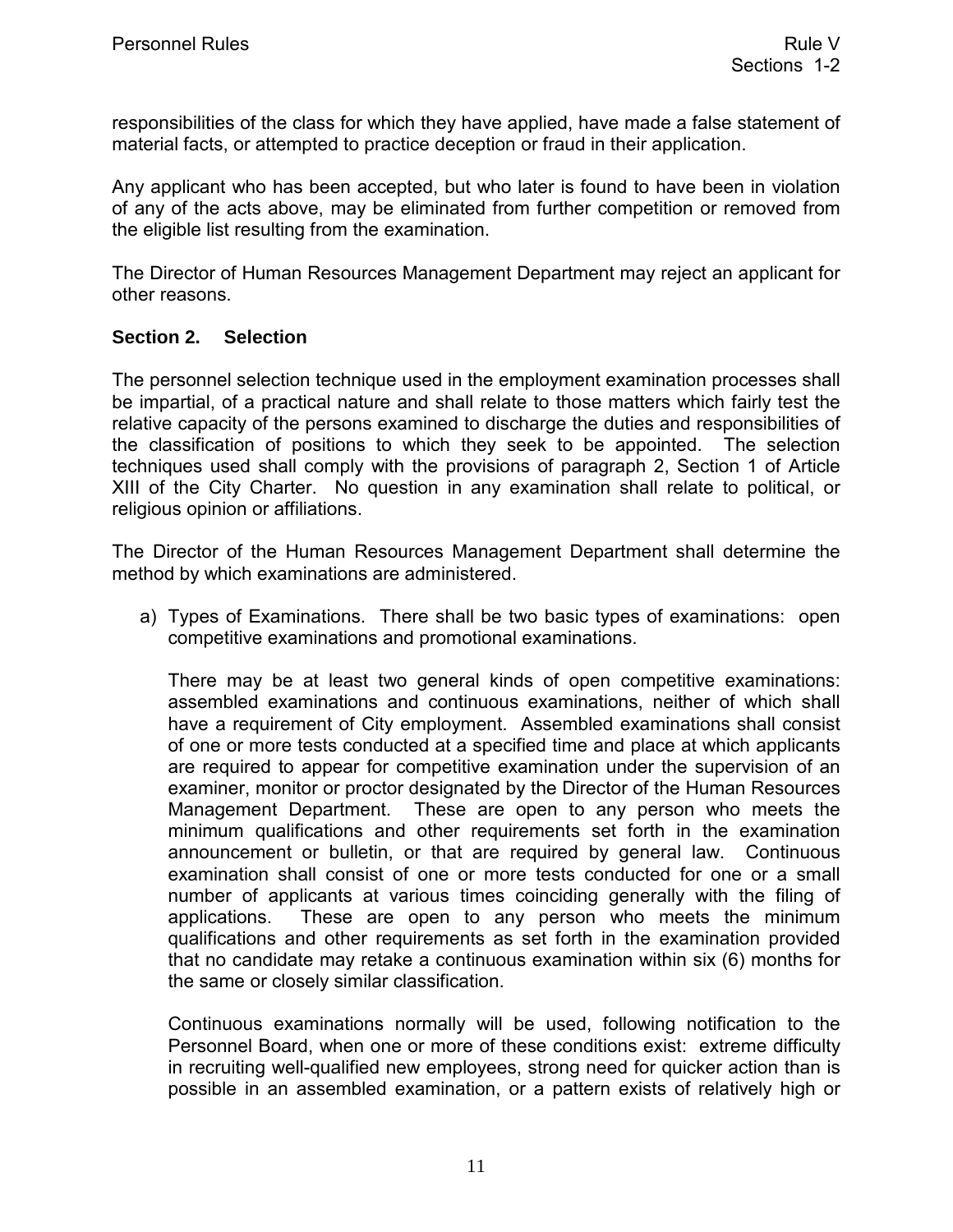responsibilities of the class for which they have applied, have made a false statement of material facts, or attempted to practice deception or fraud in their application.

Any applicant who has been accepted, but who later is found to have been in violation of any of the acts above, may be eliminated from further competition or removed from the eligible list resulting from the examination.

The Director of Human Resources Management Department may reject an applicant for other reasons.

**Section 2. Selection**

The personnel selection technique used in the employment examination processes shall be impartial, of a practical nature and shall relate to those matters which fairly test the relative capacity of the persons examined to discharge the duties and responsibilities of the classification of positions to which they seek to be appointed. The selection techniques used shall comply with the provisions of paragraph 2, Section 1 of Article XIII of the City Charter. No question in any examination shall relate to political, or religious opinion or affiliations.

The Director of the Human Resources Management Department shall determine the method by which examinations are administered.

a) Types of Examinations. There shall be two basic types of examinations: open competitive examinations and promotional examinations.

   There may be at least two general kinds of open competitive examinations: assembled examinations and continuous examinations, neither of which shall have a requirement of City employment. Assembled examinations shall consist of one or more tests conducted at a specified time and place at which applicants are required to appear for competitive examination under the supervision of an examiner, monitor or proctor designated by the Director of the Human Resources Management Department. These are open to any person who meets the minimum qualifications and other requirements set forth in the examination announcement or bulletin, or that are required by general law. Continuous examination shall consist of one or more tests conducted for one or a small number of applicants at various times coinciding generally with the filing of applications. These are open to any person who meets the minimum qualifications and other requirements as set forth in the examination provided that no candidate may retake a continuous examination within six (6) months for the same or closely similar classification.

   Continuous examinations normally will be used, following notification to the Personnel Board, when one or more of these conditions exist: extreme difficulty in recruiting well-qualified new employees, strong need for quicker action than is possible in an assembled examination, or a pattern exists of relatively high or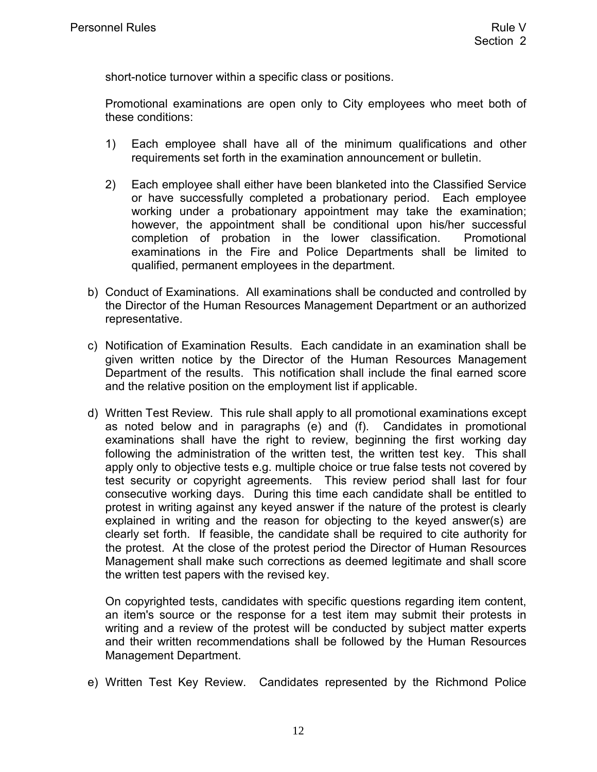short-notice turnover within a specific class or positions.

Promotional examinations are open only to City employees who meet both of these conditions:

1) Each employee shall have all of the minimum qualifications and other requirements set forth in the examination announcement or bulletin.

2) Each employee shall either have been blanketed into the Classified Service or have successfully completed a probationary period. Each employee working under a probationary appointment may take the examination; however, the appointment shall be conditional upon his/her successful completion of probation in the lower classification. Promotional examinations in the Fire and Police Departments shall be limited to qualified, permanent employees in the department.

b) Conduct of Examinations. All examinations shall be conducted and controlled by the Director of the Human Resources Management Department or an authorized representative.

c) Notification of Examination Results. Each candidate in an examination shall be given written notice by the Director of the Human Resources Management Department of the results. This notification shall include the final earned score and the relative position on the employment list if applicable.

d) Written Test Review. This rule shall apply to all promotional examinations except as noted below and in paragraphs (e) and (f). Candidates in promotional examinations shall have the right to review, beginning the first working day following the administration of the written test, the written test key. This shall apply only to objective tests e.g. multiple choice or true false tests not covered by test security or copyright agreements. This review period shall last for four consecutive working days. During this time each candidate shall be entitled to protest in writing against any keyed answer if the nature of the protest is clearly explained in writing and the reason for objecting to the keyed answer(s) are clearly set forth. If feasible, the candidate shall be required to cite authority for the protest. At the close of the protest period the Director of Human Resources Management shall make such corrections as deemed legitimate and shall score the written test papers with the revised key.

   On copyrighted tests, candidates with specific questions regarding item content, an item's source or the response for a test item may submit their protests in writing and a review of the protest will be conducted by subject matter experts and their written recommendations shall be followed by the Human Resources Management Department.

e) Written Test Key Review. Candidates represented by the Richmond Police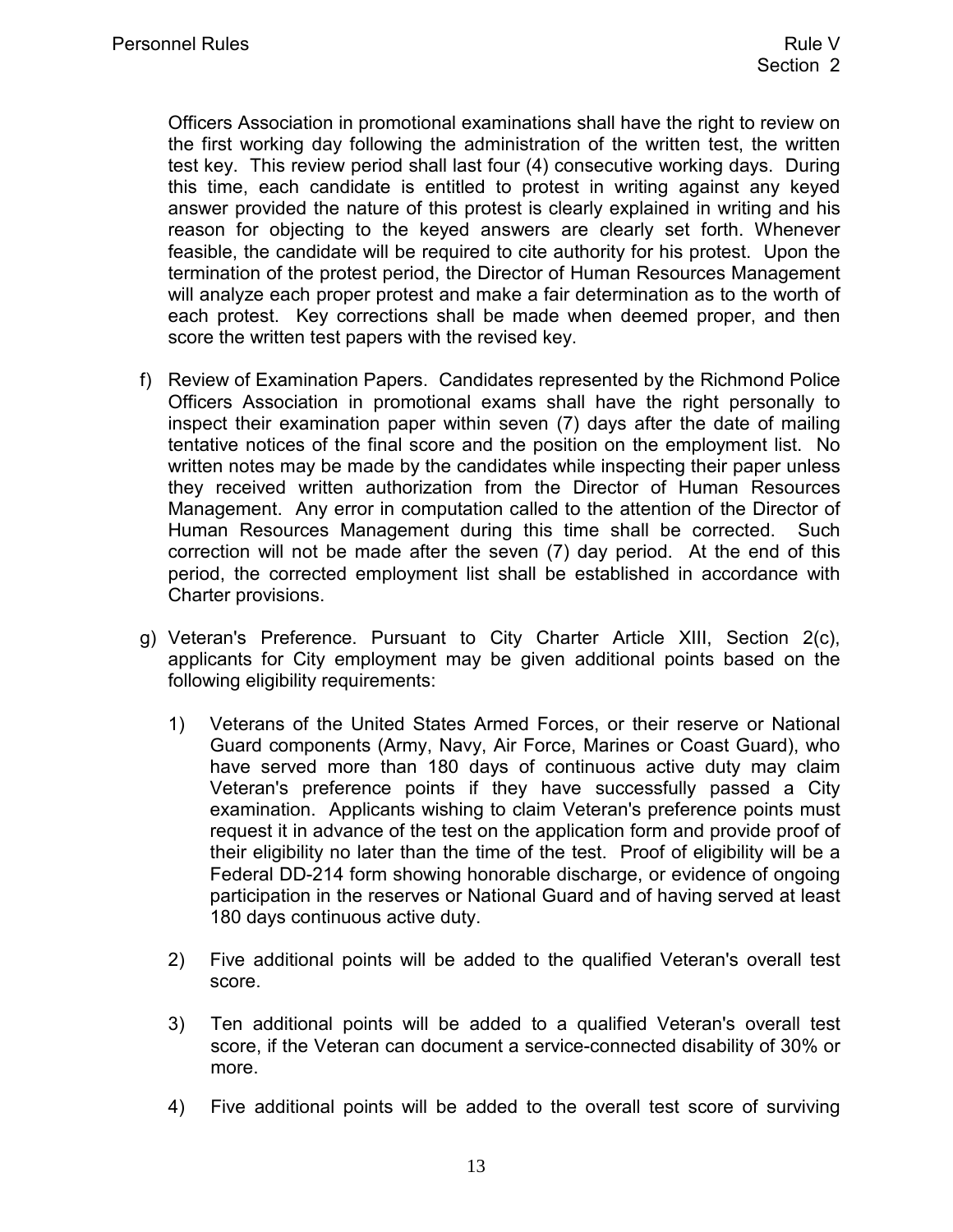Officers Association in promotional examinations shall have the right to review on the first working day following the administration of the written test, the written test key. This review period shall last four (4) consecutive working days. During this time, each candidate is entitled to protest in writing against any keyed answer provided the nature of this protest is clearly explained in writing and his reason for objecting to the keyed answers are clearly set forth. Whenever feasible, the candidate will be required to cite authority for his protest. Upon the termination of the protest period, the Director of Human Resources Management will analyze each proper protest and make a fair determination as to the worth of each protest. Key corrections shall be made when deemed proper, and then score the written test papers with the revised key.

f) Review of Examination Papers. Candidates represented by the Richmond Police Officers Association in promotional exams shall have the right personally to inspect their examination paper within seven (7) days after the date of mailing tentative notices of the final score and the position on the employment list. No written notes may be made by the candidates while inspecting their paper unless they received written authorization from the Director of Human Resources Management. Any error in computation called to the attention of the Director of Human Resources Management during this time shall be corrected. Such correction will not be made after the seven (7) day period. At the end of this period, the corrected employment list shall be established in accordance with Charter provisions.

g) Veteran's Preference. Pursuant to City Charter Article XIII, Section 2(c), applicants for City employment may be given additional points based on the following eligibility requirements:

1) Veterans of the United States Armed Forces, or their reserve or National Guard components (Army, Navy, Air Force, Marines or Coast Guard), who have served more than 180 days of continuous active duty may claim Veteran's preference points if they have successfully passed a City examination. Applicants wishing to claim Veteran's preference points must request it in advance of the test on the application form and provide proof of their eligibility no later than the time of the test. Proof of eligibility will be a Federal DD-214 form showing honorable discharge, or evidence of ongoing participation in the reserves or National Guard and of having served at least 180 days continuous active duty.

2) Five additional points will be added to the qualified Veteran's overall test score.

3) Ten additional points will be added to a qualified Veteran's overall test score, if the Veteran can document a service-connected disability of 30% or more.

4) Five additional points will be added to the overall test score of surviving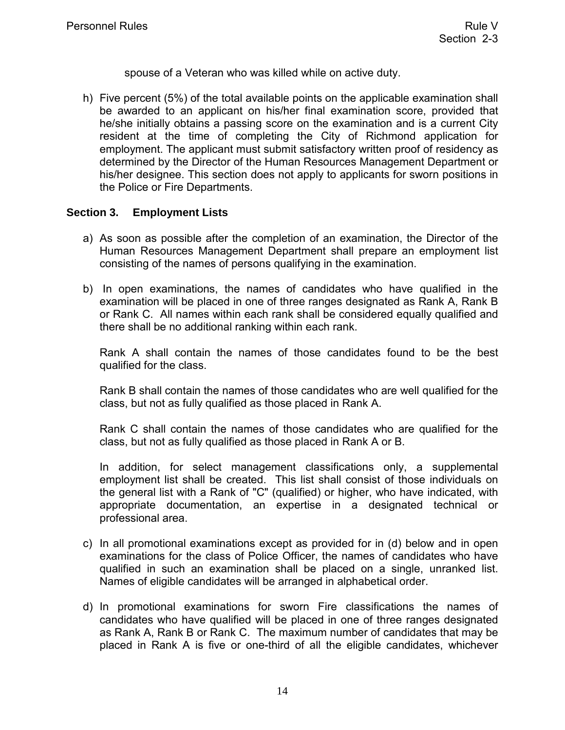spouse of a Veteran who was killed while on active duty.

h) Five percent (5%) of the total available points on the applicable examination shall be awarded to an applicant on his/her final examination score, provided that he/she initially obtains a passing score on the examination and is a current City resident at the time of completing the City of Richmond application for employment. The applicant must submit satisfactory written proof of residency as determined by the Director of the Human Resources Management Department or his/her designee. This section does not apply to applicants for sworn positions in the Police or Fire Departments.

### Section 3. Employment Lists

a) As soon as possible after the completion of an examination, the Director of the Human Resources Management Department shall prepare an employment list consisting of the names of persons qualifying in the examination.

b) In open examinations, the names of candidates who have qualified in the examination will be placed in one of three ranges designated as Rank A, Rank B or Rank C. All names within each rank shall be considered equally qualified and there shall be no additional ranking within each rank.

   Rank A shall contain the names of those candidates found to be the best qualified for the class.

   Rank B shall contain the names of those candidates who are well qualified for the class, but not as fully qualified as those placed in Rank A.

   Rank C shall contain the names of those candidates who are qualified for the class, but not as fully qualified as those placed in Rank A or B.

   In addition, for select management classifications only, a supplemental employment list shall be created. This list shall consist of those individuals on the general list with a Rank of "C" (qualified) or higher, who have indicated, with appropriate documentation, an expertise in a designated technical or professional area.

c) In all promotional examinations except as provided for in (d) below and in open examinations for the class of Police Officer, the names of candidates who have qualified in such an examination shall be placed on a single, unranked list. Names of eligible candidates will be arranged in alphabetical order.

d) In promotional examinations for sworn Fire classifications the names of candidates who have qualified will be placed in one of three ranges designated as Rank A, Rank B or Rank C. The maximum number of candidates that may be placed in Rank A is five or one-third of all the eligible candidates, whichever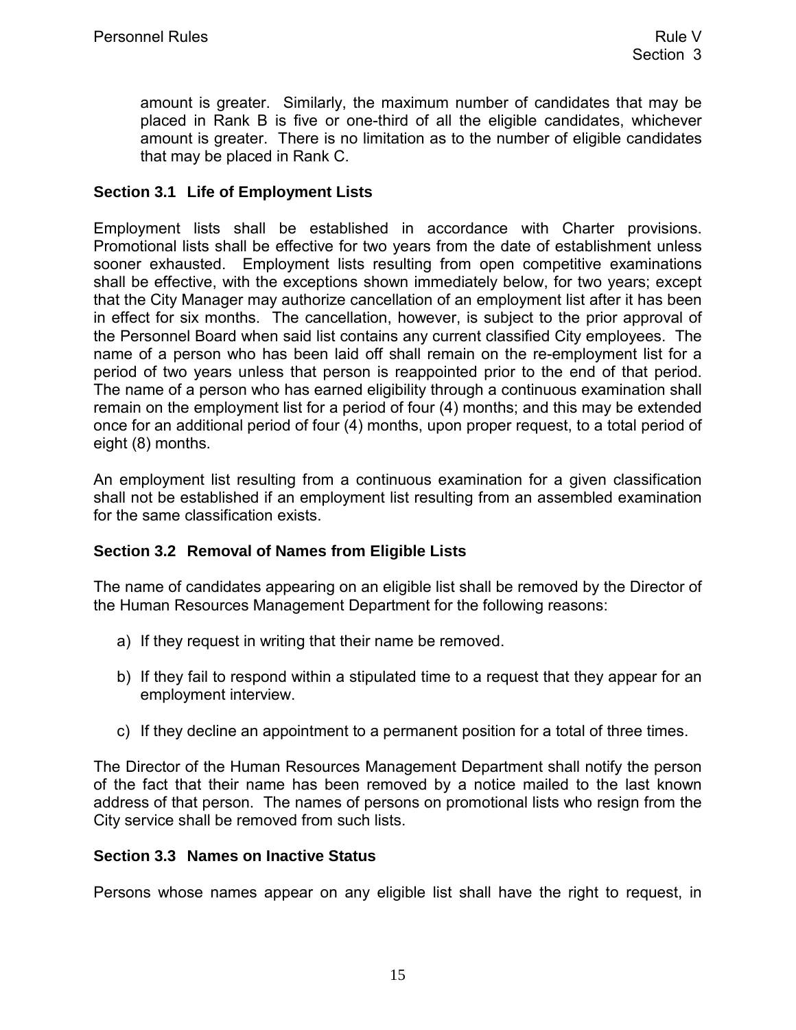amount is greater. Similarly, the maximum number of candidates that may be placed in Rank B is five or one-third of all the eligible candidates, whichever amount is greater. There is no limitation as to the number of eligible candidates that may be placed in Rank C.

### Section 3.1 Life of Employment Lists

Employment lists shall be established in accordance with Charter provisions. Promotional lists shall be effective for two years from the date of establishment unless sooner exhausted. Employment lists resulting from open competitive examinations shall be effective, with the exceptions shown immediately below, for two years; except that the City Manager may authorize cancellation of an employment list after it has been in effect for six months. The cancellation, however, is subject to the prior approval of the Personnel Board when said list contains any current classified City employees. The name of a person who has been laid off shall remain on the re-employment list for a period of two years unless that person is reappointed prior to the end of that period. The name of a person who has earned eligibility through a continuous examination shall remain on the employment list for a period of four (4) months; and this may be extended once for an additional period of four (4) months, upon proper request, to a total period of eight (8) months.

An employment list resulting from a continuous examination for a given classification shall not be established if an employment list resulting from an assembled examination for the same classification exists.

### Section 3.2 Removal of Names from Eligible Lists

The name of candidates appearing on an eligible list shall be removed by the Director of the Human Resources Management Department for the following reasons:

a) If they request in writing that their name be removed.

b) If they fail to respond within a stipulated time to a request that they appear for an employment interview.

c) If they decline an appointment to a permanent position for a total of three times.

The Director of the Human Resources Management Department shall notify the person of the fact that their name has been removed by a notice mailed to the last known address of that person. The names of persons on promotional lists who resign from the City service shall be removed from such lists.

### Section 3.3 Names on Inactive Status

Persons whose names appear on any eligible list shall have the right to request, in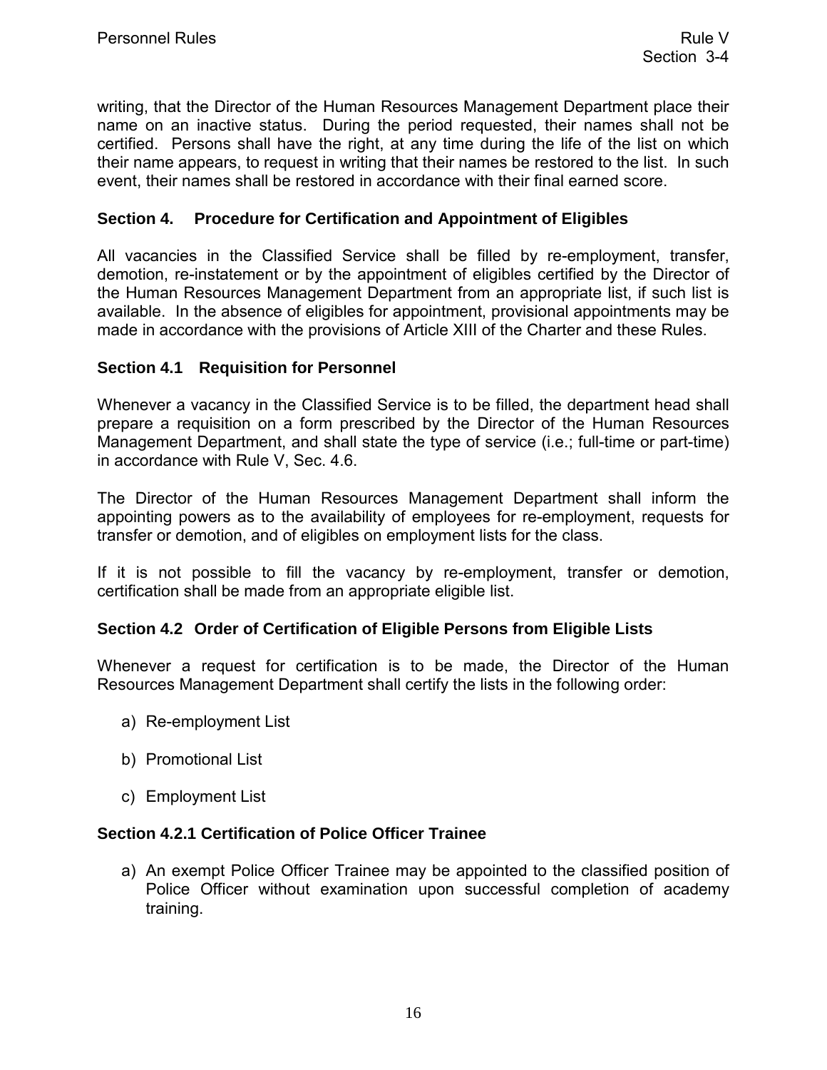writing, that the Director of the Human Resources Management Department place their name on an inactive status. During the period requested, their names shall not be certified. Persons shall have the right, at any time during the life of the list on which their name appears, to request in writing that their names be restored to the list. In such event, their names shall be restored in accordance with their final earned score.

### Section 4. Procedure for Certification and Appointment of Eligibles

All vacancies in the Classified Service shall be filled by re-employment, transfer, demotion, re-instatement or by the appointment of eligibles certified by the Director of the Human Resources Management Department from an appropriate list, if such list is available. In the absence of eligibles for appointment, provisional appointments may be made in accordance with the provisions of Article XIII of the Charter and these Rules.

### Section 4.1 Requisition for Personnel

Whenever a vacancy in the Classified Service is to be filled, the department head shall prepare a requisition on a form prescribed by the Director of the Human Resources Management Department, and shall state the type of service (i.e.; full-time or part-time) in accordance with Rule V, Sec. 4.6.

The Director of the Human Resources Management Department shall inform the appointing powers as to the availability of employees for re-employment, requests for transfer or demotion, and of eligibles on employment lists for the class.

If it is not possible to fill the vacancy by re-employment, transfer or demotion, certification shall be made from an appropriate eligible list.

### Section 4.2 Order of Certification of Eligible Persons from Eligible Lists

Whenever a request for certification is to be made, the Director of the Human Resources Management Department shall certify the lists in the following order:

a) Re-employment List

b) Promotional List

c) Employment List

### Section 4.2.1 Certification of Police Officer Trainee

a) An exempt Police Officer Trainee may be appointed to the classified position of Police Officer without examination upon successful completion of academy training.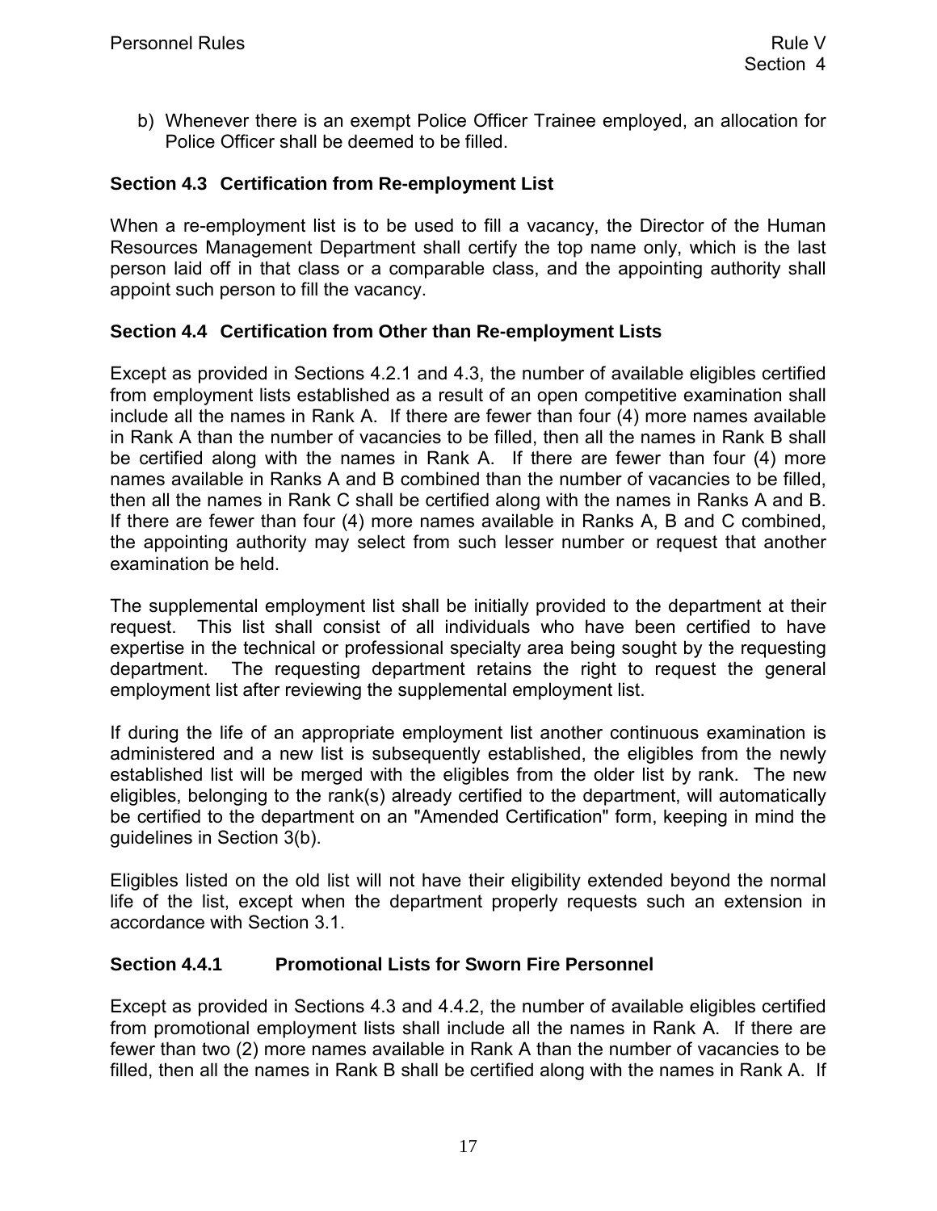b) Whenever there is an exempt Police Officer Trainee employed, an allocation for Police Officer shall be deemed to be filled.

### Section 4.3 Certification from Re-employment List

When a re-employment list is to be used to fill a vacancy, the Director of the Human Resources Management Department shall certify the top name only, which is the last person laid off in that class or a comparable class, and the appointing authority shall appoint such person to fill the vacancy.

### Section 4.4 Certification from Other than Re-employment Lists

Except as provided in Sections 4.2.1 and 4.3, the number of available eligibles certified from employment lists established as a result of an open competitive examination shall include all the names in Rank A. If there are fewer than four (4) more names available in Rank A than the number of vacancies to be filled, then all the names in Rank B shall be certified along with the names in Rank A. If there are fewer than four (4) more names available in Ranks A and B combined than the number of vacancies to be filled, then all the names in Rank C shall be certified along with the names in Ranks A and B. If there are fewer than four (4) more names available in Ranks A, B and C combined, the appointing authority may select from such lesser number or request that another examination be held.

The supplemental employment list shall be initially provided to the department at their request. This list shall consist of all individuals who have been certified to have expertise in the technical or professional specialty area being sought by the requesting department. The requesting department retains the right to request the general employment list after reviewing the supplemental employment list.

If during the life of an appropriate employment list another continuous examination is administered and a new list is subsequently established, the eligibles from the newly established list will be merged with the eligibles from the older list by rank. The new eligibles, belonging to the rank(s) already certified to the department, will automatically be certified to the department on an "Amended Certification" form, keeping in mind the guidelines in Section 3(b).

Eligibles listed on the old list will not have their eligibility extended beyond the normal life of the list, except when the department properly requests such an extension in accordance with Section 3.1.

### Section 4.4.1 Promotional Lists for Sworn Fire Personnel

Except as provided in Sections 4.3 and 4.4.2, the number of available eligibles certified from promotional employment lists shall include all the names in Rank A. If there are fewer than two (2) more names available in Rank A than the number of vacancies to be filled, then all the names in Rank B shall be certified along with the names in Rank A. If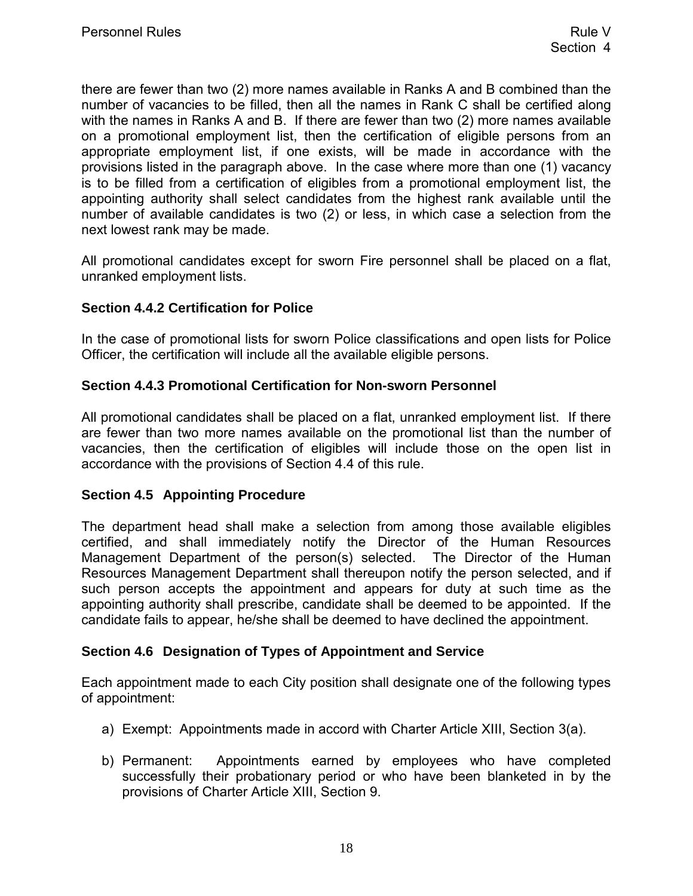there are fewer than two (2) more names available in Ranks A and B combined than the number of vacancies to be filled, then all the names in Rank C shall be certified along with the names in Ranks A and B. If there are fewer than two (2) more names available on a promotional employment list, then the certification of eligible persons from an appropriate employment list, if one exists, will be made in accordance with the provisions listed in the paragraph above. In the case where more than one (1) vacancy is to be filled from a certification of eligibles from a promotional employment list, the appointing authority shall select candidates from the highest rank available until the number of available candidates is two (2) or less, in which case a selection from the next lowest rank may be made.

All promotional candidates except for sworn Fire personnel shall be placed on a flat, unranked employment lists.

### Section 4.4.2 Certification for Police

In the case of promotional lists for sworn Police classifications and open lists for Police Officer, the certification will include all the available eligible persons.

### Section 4.4.3 Promotional Certification for Non-sworn Personnel

All promotional candidates shall be placed on a flat, unranked employment list. If there are fewer than two more names available on the promotional list than the number of vacancies, then the certification of eligibles will include those on the open list in accordance with the provisions of Section 4.4 of this rule.

### Section 4.5 Appointing Procedure

The department head shall make a selection from among those available eligibles certified, and shall immediately notify the Director of the Human Resources Management Department of the person(s) selected. The Director of the Human Resources Management Department shall thereupon notify the person selected, and if such person accepts the appointment and appears for duty at such time as the appointing authority shall prescribe, candidate shall be deemed to be appointed. If the candidate fails to appear, he/she shall be deemed to have declined the appointment.

### Section 4.6 Designation of Types of Appointment and Service

Each appointment made to each City position shall designate one of the following types of appointment:

a) Exempt: Appointments made in accord with Charter Article XIII, Section 3(a).

b) Permanent: Appointments earned by employees who have completed successfully their probationary period or who have been blanketed in by the provisions of Charter Article XIII, Section 9.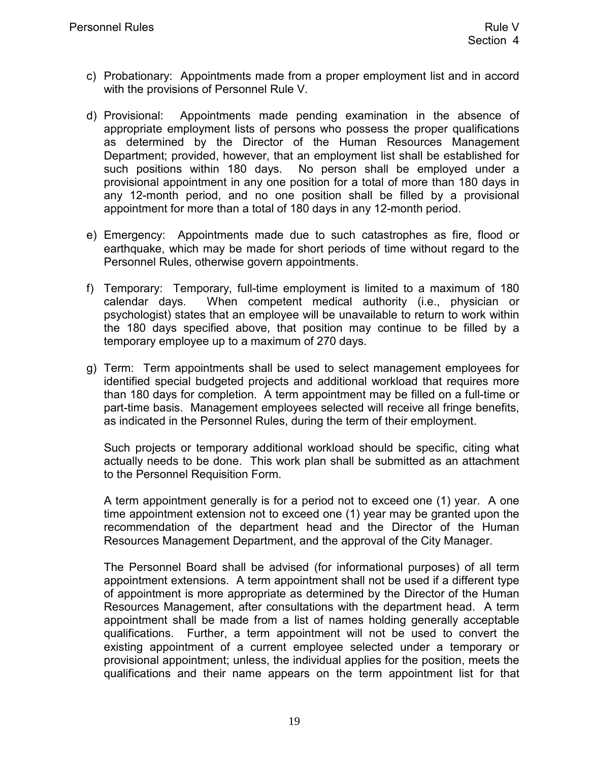c) Probationary: Appointments made from a proper employment list and in accord with the provisions of Personnel Rule V.

d) Provisional: Appointments made pending examination in the absence of appropriate employment lists of persons who possess the proper qualifications as determined by the Director of the Human Resources Management Department; provided, however, that an employment list shall be established for such positions within 180 days. No person shall be employed under a provisional appointment in any one position for a total of more than 180 days in any 12-month period, and no one position shall be filled by a provisional appointment for more than a total of 180 days in any 12-month period.

e) Emergency: Appointments made due to such catastrophes as fire, flood or earthquake, which may be made for short periods of time without regard to the Personnel Rules, otherwise govern appointments.

f) Temporary: Temporary, full-time employment is limited to a maximum of 180 calendar days. When competent medical authority (i.e., physician or psychologist) states that an employee will be unavailable to return to work within the 180 days specified above, that position may continue to be filled by a temporary employee up to a maximum of 270 days.

g) Term: Term appointments shall be used to select management employees for identified special budgeted projects and additional workload that requires more than 180 days for completion. A term appointment may be filled on a full-time or part-time basis. Management employees selected will receive all fringe benefits, as indicated in the Personnel Rules, during the term of their employment.

   Such projects or temporary additional workload should be specific, citing what actually needs to be done. This work plan shall be submitted as an attachment to the Personnel Requisition Form.

   A term appointment generally is for a period not to exceed one (1) year. A one time appointment extension not to exceed one (1) year may be granted upon the recommendation of the department head and the Director of the Human Resources Management Department, and the approval of the City Manager.

   The Personnel Board shall be advised (for informational purposes) of all term appointment extensions. A term appointment shall not be used if a different type of appointment is more appropriate as determined by the Director of the Human Resources Management, after consultations with the department head. A term appointment shall be made from a list of names holding generally acceptable qualifications. Further, a term appointment will not be used to convert the existing appointment of a current employee selected under a temporary or provisional appointment; unless, the individual applies for the position, meets the qualifications and their name appears on the term appointment list for that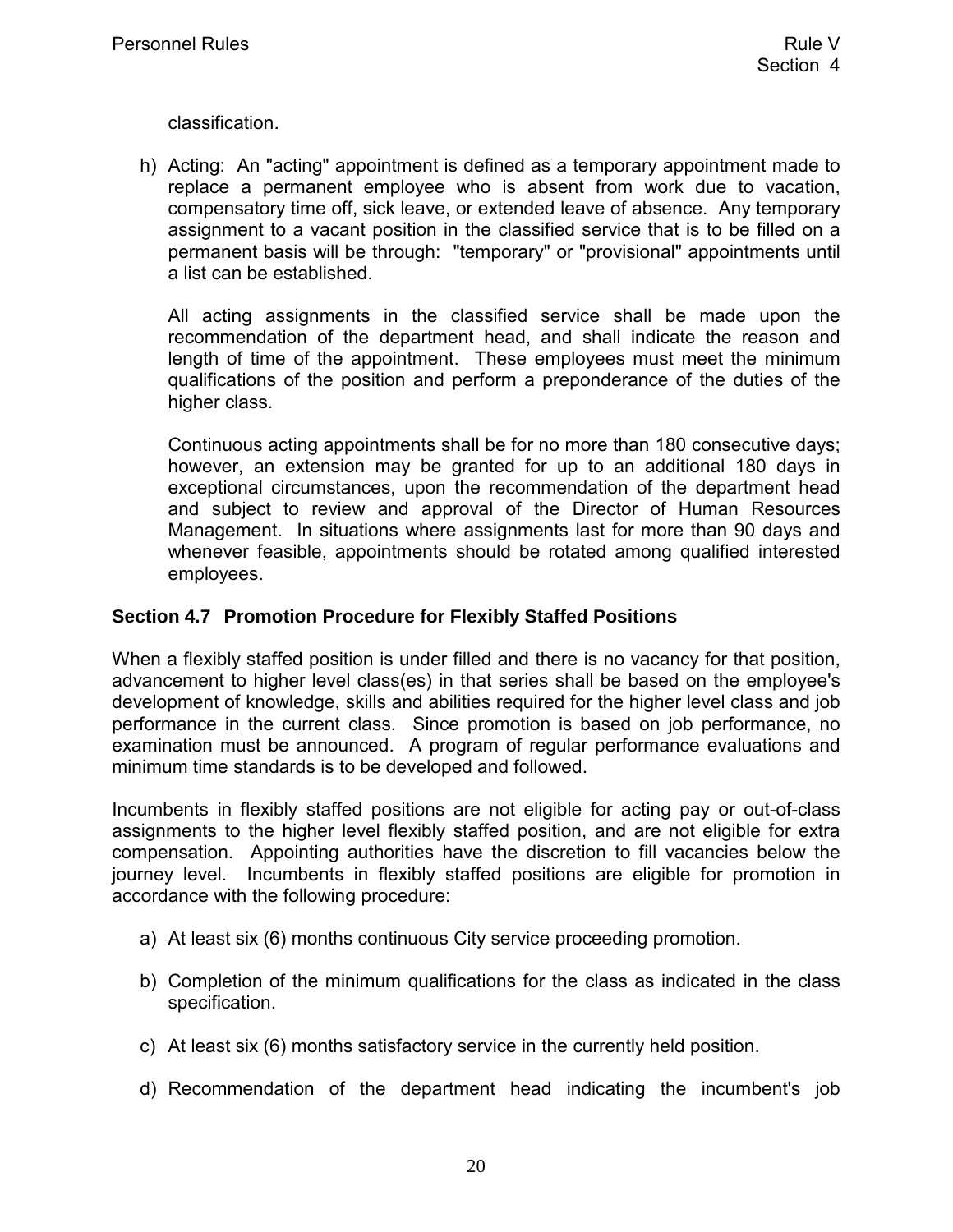classification.

h) Acting: An "acting" appointment is defined as a temporary appointment made to replace a permanent employee who is absent from work due to vacation, compensatory time off, sick leave, or extended leave of absence. Any temporary assignment to a vacant position in the classified service that is to be filled on a permanent basis will be through: "temporary" or "provisional" appointments until a list can be established.

   All acting assignments in the classified service shall be made upon the recommendation of the department head, and shall indicate the reason and length of time of the appointment. These employees must meet the minimum qualifications of the position and perform a preponderance of the duties of the higher class.

   Continuous acting appointments shall be for no more than 180 consecutive days; however, an extension may be granted for up to an additional 180 days in exceptional circumstances, upon the recommendation of the department head and subject to review and approval of the Director of Human Resources Management. In situations where assignments last for more than 90 days and whenever feasible, appointments should be rotated among qualified interested employees.

### Section 4.7 Promotion Procedure for Flexibly Staffed Positions

When a flexibly staffed position is under filled and there is no vacancy for that position, advancement to higher level class(es) in that series shall be based on the employee's development of knowledge, skills and abilities required for the higher level class and job performance in the current class. Since promotion is based on job performance, no examination must be announced. A program of regular performance evaluations and minimum time standards is to be developed and followed.

Incumbents in flexibly staffed positions are not eligible for acting pay or out-of-class assignments to the higher level flexibly staffed position, and are not eligible for extra compensation. Appointing authorities have the discretion to fill vacancies below the journey level. Incumbents in flexibly staffed positions are eligible for promotion in accordance with the following procedure:

a) At least six (6) months continuous City service proceeding promotion.

b) Completion of the minimum qualifications for the class as indicated in the class specification.

c) At least six (6) months satisfactory service in the currently held position.

d) Recommendation of the department head indicating the incumbent's job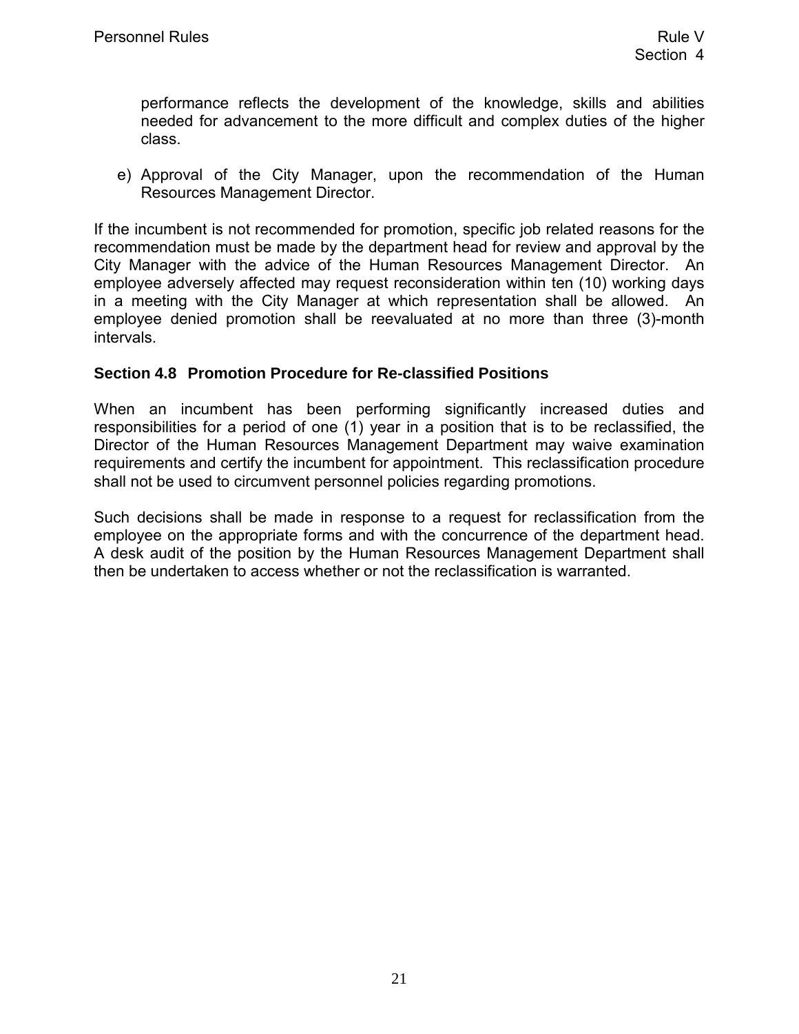performance reflects the development of the knowledge, skills and abilities needed for advancement to the more difficult and complex duties of the higher class.

e) Approval of the City Manager, upon the recommendation of the Human Resources Management Director.

If the incumbent is not recommended for promotion, specific job related reasons for the recommendation must be made by the department head for review and approval by the City Manager with the advice of the Human Resources Management Director. An employee adversely affected may request reconsideration within ten (10) working days in a meeting with the City Manager at which representation shall be allowed. An employee denied promotion shall be reevaluated at no more than three (3)-month intervals.

### Section 4.8 Promotion Procedure for Re-classified Positions

When an incumbent has been performing significantly increased duties and responsibilities for a period of one (1) year in a position that is to be reclassified, the Director of the Human Resources Management Department may waive examination requirements and certify the incumbent for appointment. This reclassification procedure shall not be used to circumvent personnel policies regarding promotions.

Such decisions shall be made in response to a request for reclassification from the employee on the appropriate forms and with the concurrence of the department head. A desk audit of the position by the Human Resources Management Department shall then be undertaken to access whether or not the reclassification is warranted.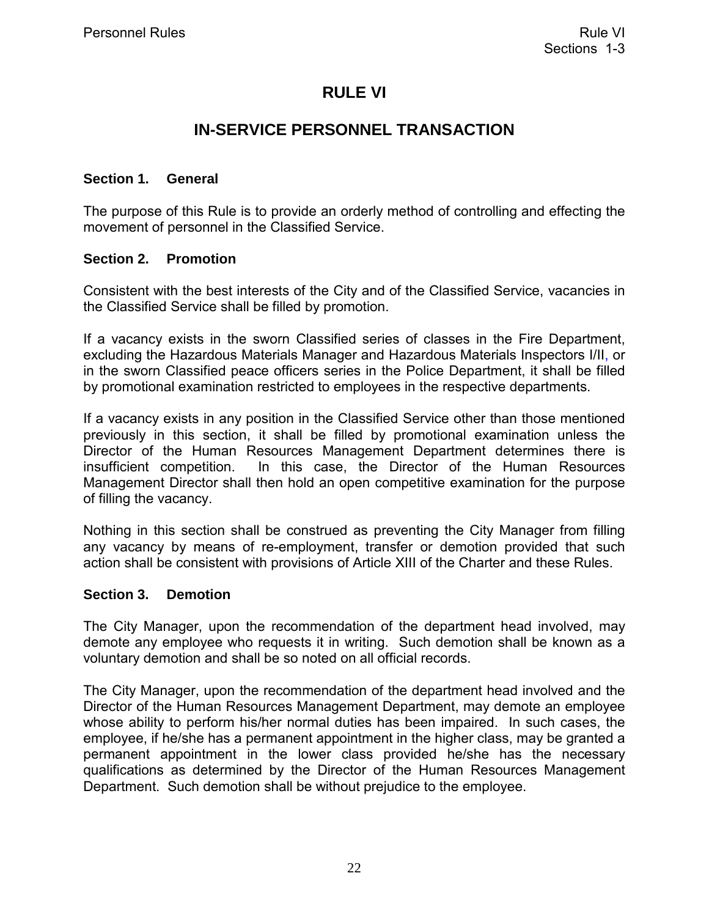# RULE VI

## IN-SERVICE PERSONNEL TRANSACTION

### Section 1. General

The purpose of this Rule is to provide an orderly method of controlling and effecting the movement of personnel in the Classified Service.

### Section 2. Promotion

Consistent with the best interests of the City and of the Classified Service, vacancies in the Classified Service shall be filled by promotion.

If a vacancy exists in the sworn Classified series of classes in the Fire Department, excluding the Hazardous Materials Manager and Hazardous Materials Inspectors I/II, or in the sworn Classified peace officers series in the Police Department, it shall be filled by promotional examination restricted to employees in the respective departments.

If a vacancy exists in any position in the Classified Service other than those mentioned previously in this section, it shall be filled by promotional examination unless the Director of the Human Resources Management Department determines there is insufficient competition. In this case, the Director of the Human Resources Management Director shall then hold an open competitive examination for the purpose of filling the vacancy.

Nothing in this section shall be construed as preventing the City Manager from filling any vacancy by means of re-employment, transfer or demotion provided that such action shall be consistent with provisions of Article XIII of the Charter and these Rules.

### Section 3. Demotion

The City Manager, upon the recommendation of the department head involved, may demote any employee who requests it in writing. Such demotion shall be known as a voluntary demotion and shall be so noted on all official records.

The City Manager, upon the recommendation of the department head involved and the Director of the Human Resources Management Department, may demote an employee whose ability to perform his/her normal duties has been impaired. In such cases, the employee, if he/she has a permanent appointment in the higher class, may be granted a permanent appointment in the lower class provided he/she has the necessary qualifications as determined by the Director of the Human Resources Management Department. Such demotion shall be without prejudice to the employee.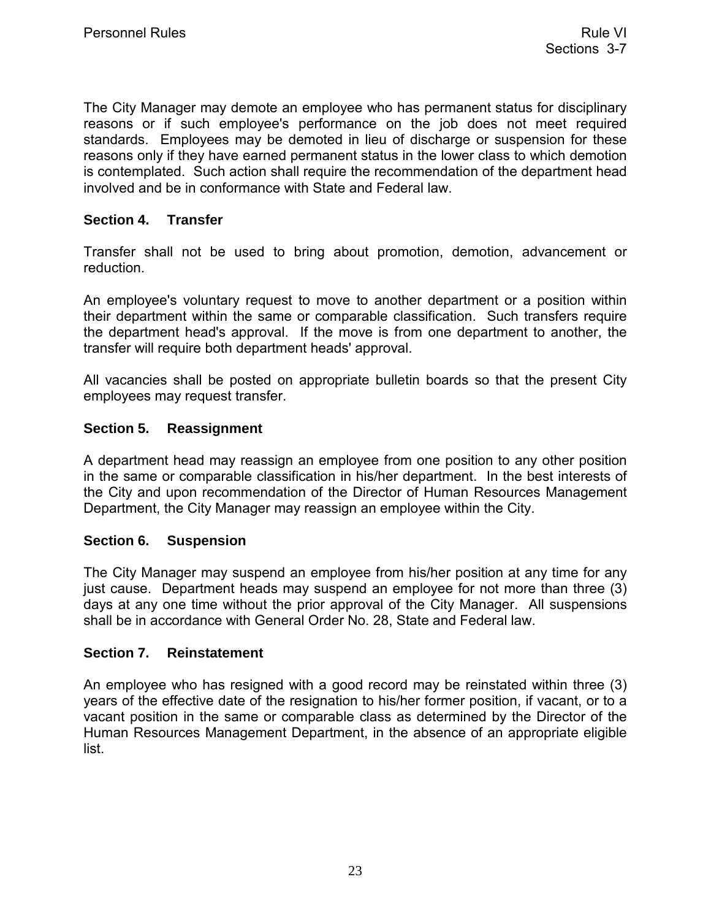The City Manager may demote an employee who has permanent status for disciplinary reasons or if such employee's performance on the job does not meet required standards. Employees may be demoted in lieu of discharge or suspension for these reasons only if they have earned permanent status in the lower class to which demotion is contemplated. Such action shall require the recommendation of the department head involved and be in conformance with State and Federal law.

### Section 4. Transfer

Transfer shall not be used to bring about promotion, demotion, advancement or reduction.

An employee's voluntary request to move to another department or a position within their department within the same or comparable classification. Such transfers require the department head's approval. If the move is from one department to another, the transfer will require both department heads' approval.

All vacancies shall be posted on appropriate bulletin boards so that the present City employees may request transfer.

### Section 5. Reassignment

A department head may reassign an employee from one position to any other position in the same or comparable classification in his/her department. In the best interests of the City and upon recommendation of the Director of Human Resources Management Department, the City Manager may reassign an employee within the City.

### Section 6. Suspension

The City Manager may suspend an employee from his/her position at any time for any just cause. Department heads may suspend an employee for not more than three (3) days at any one time without the prior approval of the City Manager. All suspensions shall be in accordance with General Order No. 28, State and Federal law.

### Section 7. Reinstatement

An employee who has resigned with a good record may be reinstated within three (3) years of the effective date of the resignation to his/her former position, if vacant, or to a vacant position in the same or comparable class as determined by the Director of the Human Resources Management Department, in the absence of an appropriate eligible list.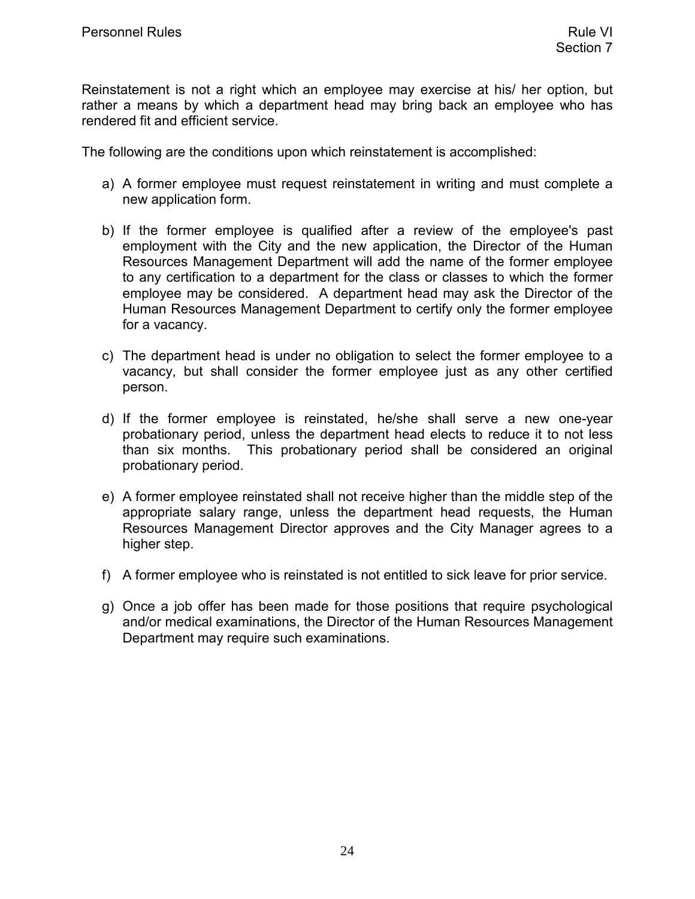Reinstatement is not a right which an employee may exercise at his/ her option, but rather a means by which a department head may bring back an employee who has rendered fit and efficient service.

The following are the conditions upon which reinstatement is accomplished:

a) A former employee must request reinstatement in writing and must complete a new application form.

b) If the former employee is qualified after a review of the employee's past employment with the City and the new application, the Director of the Human Resources Management Department will add the name of the former employee to any certification to a department for the class or classes to which the former employee may be considered. A department head may ask the Director of the Human Resources Management Department to certify only the former employee for a vacancy.

c) The department head is under no obligation to select the former employee to a vacancy, but shall consider the former employee just as any other certified person.

d) If the former employee is reinstated, he/she shall serve a new one-year probationary period, unless the department head elects to reduce it to not less than six months. This probationary period shall be considered an original probationary period.

e) A former employee reinstated shall not receive higher than the middle step of the appropriate salary range, unless the department head requests, the Human Resources Management Director approves and the City Manager agrees to a higher step.

f) A former employee who is reinstated is not entitled to sick leave for prior service.

g) Once a job offer has been made for those positions that require psychological and/or medical examinations, the Director of the Human Resources Management Department may require such examinations.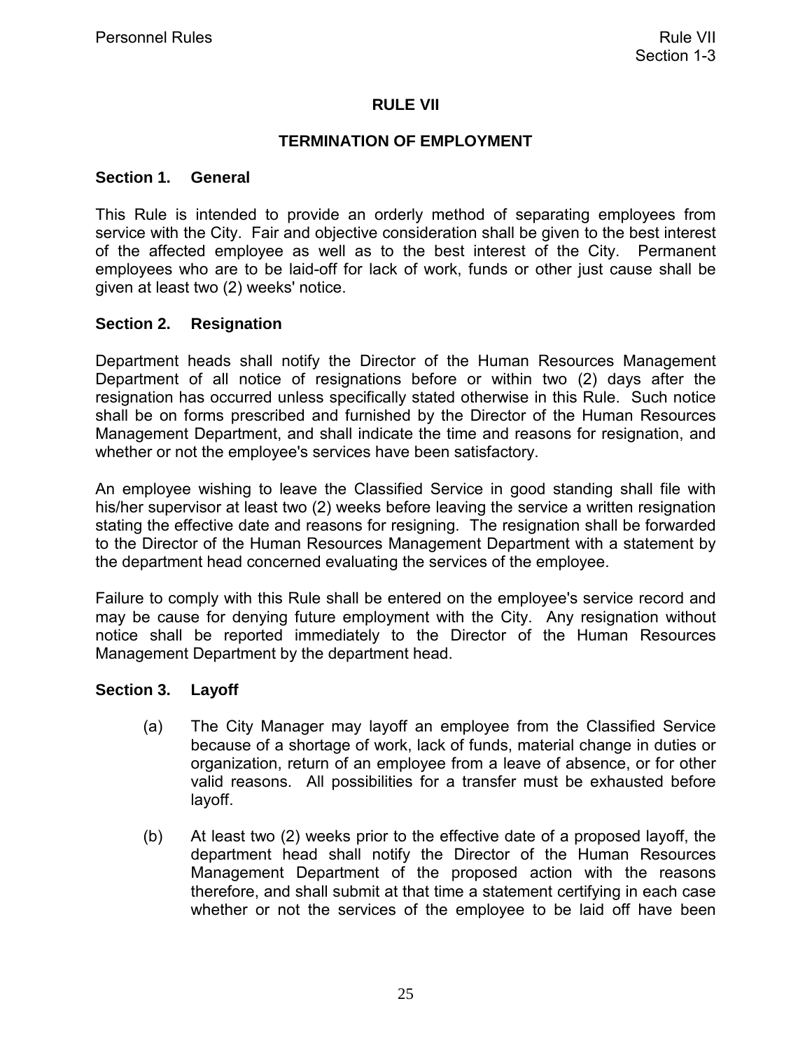# RULE VII

## TERMINATION OF EMPLOYMENT

### Section 1. General

This Rule is intended to provide an orderly method of separating employees from service with the City. Fair and objective consideration shall be given to the best interest of the affected employee as well as to the best interest of the City. Permanent employees who are to be laid-off for lack of work, funds or other just cause shall be given at least two (2) weeks' notice.

### Section 2. Resignation

Department heads shall notify the Director of the Human Resources Management Department of all notice of resignations before or within two (2) days after the resignation has occurred unless specifically stated otherwise in this Rule. Such notice shall be on forms prescribed and furnished by the Director of the Human Resources Management Department, and shall indicate the time and reasons for resignation, and whether or not the employee's services have been satisfactory.

An employee wishing to leave the Classified Service in good standing shall file with his/her supervisor at least two (2) weeks before leaving the service a written resignation stating the effective date and reasons for resigning. The resignation shall be forwarded to the Director of the Human Resources Management Department with a statement by the department head concerned evaluating the services of the employee.

Failure to comply with this Rule shall be entered on the employee's service record and may be cause for denying future employment with the City. Any resignation without notice shall be reported immediately to the Director of the Human Resources Management Department by the department head.

### Section 3. Layoff

(a) The City Manager may layoff an employee from the Classified Service because of a shortage of work, lack of funds, material change in duties or organization, return of an employee from a leave of absence, or for other valid reasons. All possibilities for a transfer must be exhausted before layoff.

(b) At least two (2) weeks prior to the effective date of a proposed layoff, the department head shall notify the Director of the Human Resources Management Department of the proposed action with the reasons therefore, and shall submit at that time a statement certifying in each case whether or not the services of the employee to be laid off have been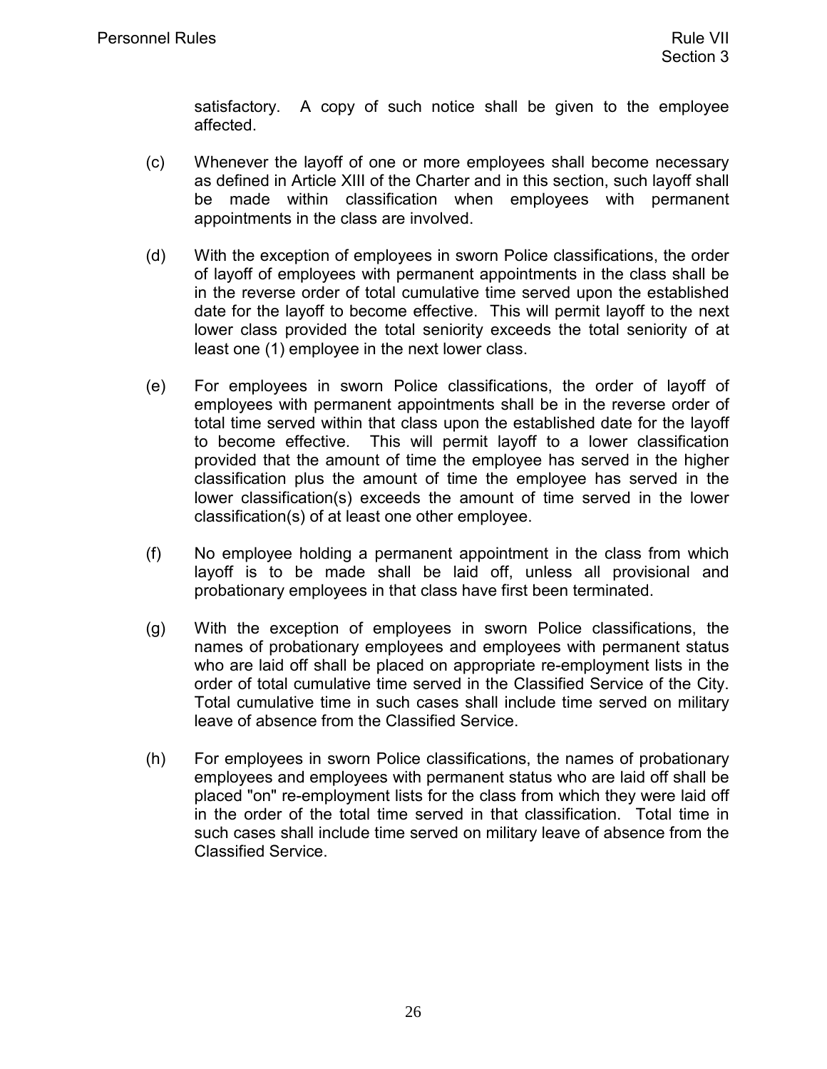satisfactory. A copy of such notice shall be given to the employee affected.

(c) Whenever the layoff of one or more employees shall become necessary as defined in Article XIII of the Charter and in this section, such layoff shall be made within classification when employees with permanent appointments in the class are involved.

(d) With the exception of employees in sworn Police classifications, the order of layoff of employees with permanent appointments in the class shall be in the reverse order of total cumulative time served upon the established date for the layoff to become effective. This will permit layoff to the next lower class provided the total seniority exceeds the total seniority of at least one (1) employee in the next lower class.

(e) For employees in sworn Police classifications, the order of layoff of employees with permanent appointments shall be in the reverse order of total time served within that class upon the established date for the layoff to become effective. This will permit layoff to a lower classification provided that the amount of time the employee has served in the higher classification plus the amount of time the employee has served in the lower classification(s) exceeds the amount of time served in the lower classification(s) of at least one other employee.

(f) No employee holding a permanent appointment in the class from which layoff is to be made shall be laid off, unless all provisional and probationary employees in that class have first been terminated.

(g) With the exception of employees in sworn Police classifications, the names of probationary employees and employees with permanent status who are laid off shall be placed on appropriate re-employment lists in the order of total cumulative time served in the Classified Service of the City. Total cumulative time in such cases shall include time served on military leave of absence from the Classified Service.

(h) For employees in sworn Police classifications, the names of probationary employees and employees with permanent status who are laid off shall be placed "on" re-employment lists for the class from which they were laid off in the order of the total time served in that classification. Total time in such cases shall include time served on military leave of absence from the Classified Service.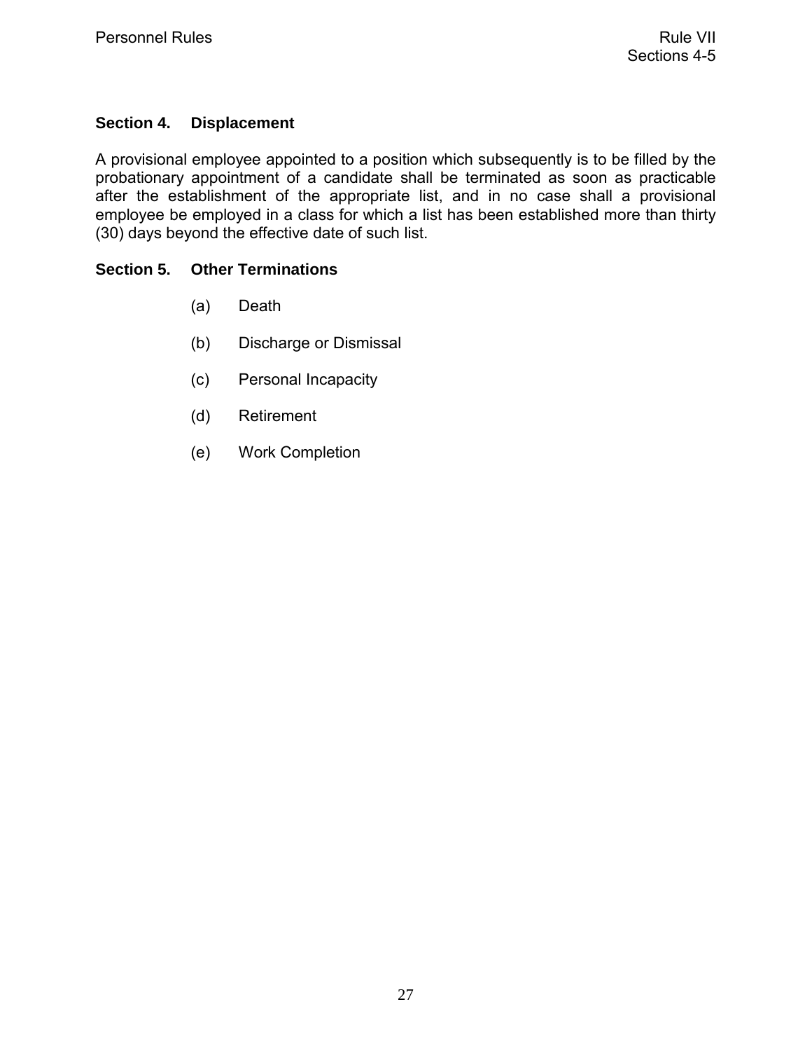### Section 4. Displacement

A provisional employee appointed to a position which subsequently is to be filled by the probationary appointment of a candidate shall be terminated as soon as practicable after the establishment of the appropriate list, and in no case shall a provisional employee be employed in a class for which a list has been established more than thirty (30) days beyond the effective date of such list.

### Section 5. Other Terminations

(a) Death

(b) Discharge or Dismissal

(c) Personal Incapacity

(d) Retirement

(e) Work Completion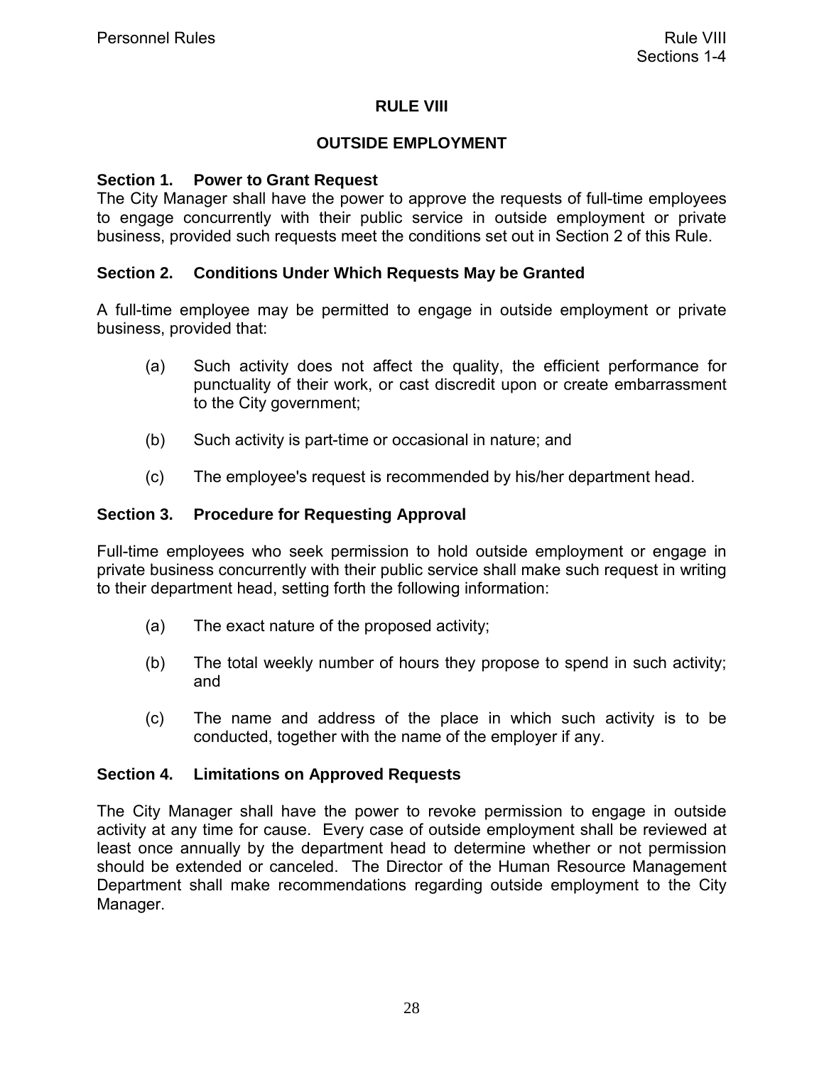# RULE VIII

## OUTSIDE EMPLOYMENT

### Section 1. Power to Grant Request

The City Manager shall have the power to approve the requests of full-time employees to engage concurrently with their public service in outside employment or private business, provided such requests meet the conditions set out in Section 2 of this Rule.

### Section 2. Conditions Under Which Requests May be Granted

A full-time employee may be permitted to engage in outside employment or private business, provided that:

(a) Such activity does not affect the quality, the efficient performance for punctuality of their work, or cast discredit upon or create embarrassment to the City government;

(b) Such activity is part-time or occasional in nature; and

(c) The employee's request is recommended by his/her department head.

### Section 3. Procedure for Requesting Approval

Full-time employees who seek permission to hold outside employment or engage in private business concurrently with their public service shall make such request in writing to their department head, setting forth the following information:

(a) The exact nature of the proposed activity;

(b) The total weekly number of hours they propose to spend in such activity; and

(c) The name and address of the place in which such activity is to be conducted, together with the name of the employer if any.

### Section 4. Limitations on Approved Requests

The City Manager shall have the power to revoke permission to engage in outside activity at any time for cause. Every case of outside employment shall be reviewed at least once annually by the department head to determine whether or not permission should be extended or canceled. The Director of the Human Resource Management Department shall make recommendations regarding outside employment to the City Manager.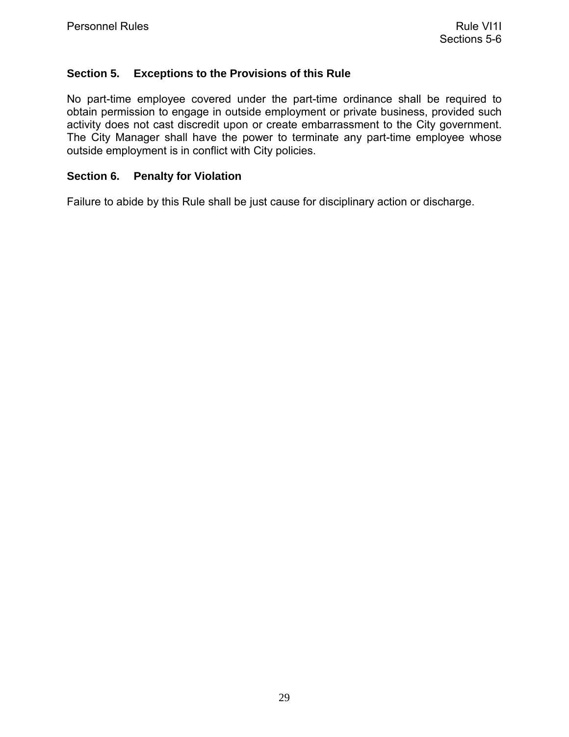## Section 5. Exceptions to the Provisions of this Rule

No part-time employee covered under the part-time ordinance shall be required to obtain permission to engage in outside employment or private business, provided such activity does not cast discredit upon or create embarrassment to the City government. The City Manager shall have the power to terminate any part-time employee whose outside employment is in conflict with City policies.

## Section 6. Penalty for Violation

Failure to abide by this Rule shall be just cause for disciplinary action or discharge.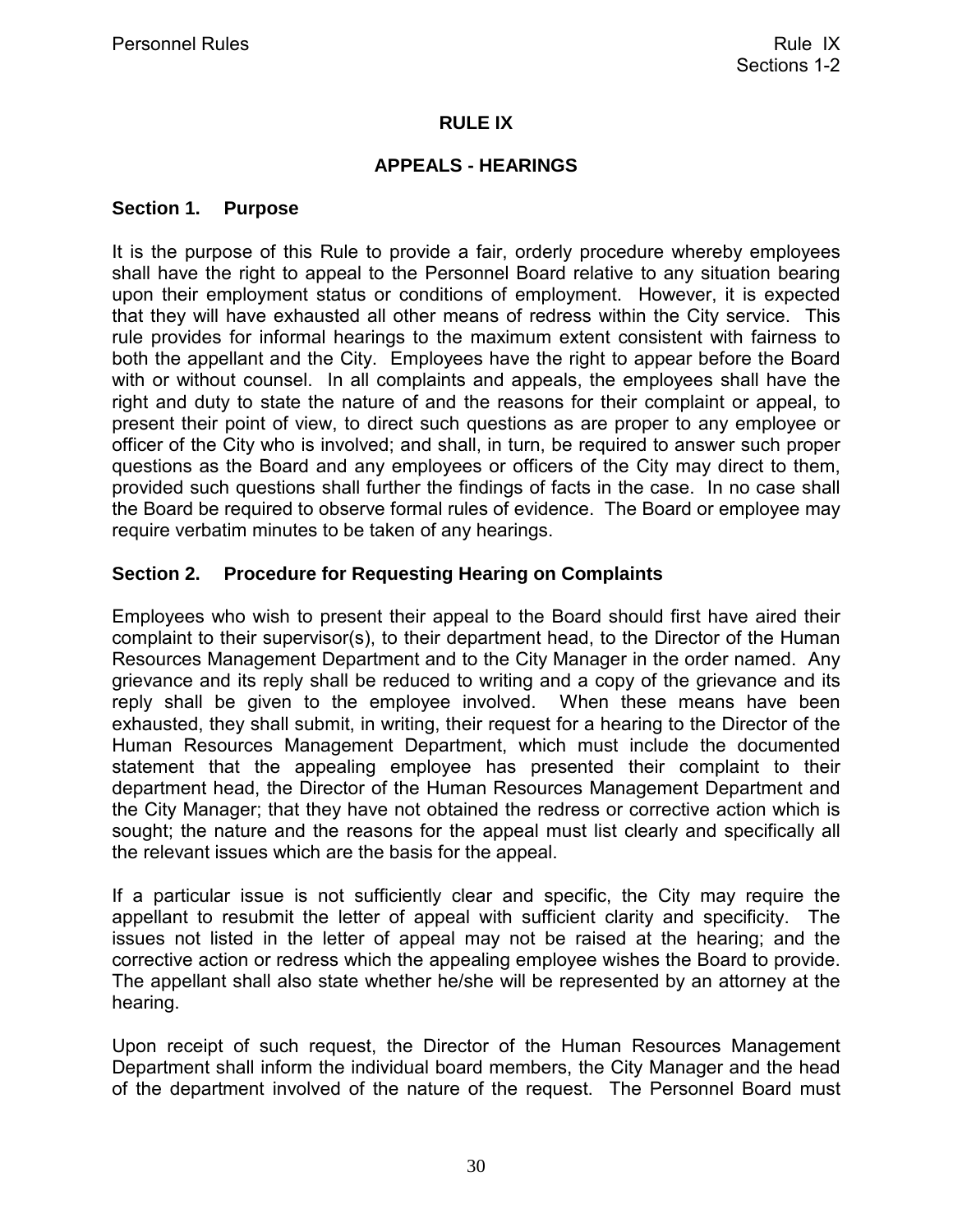# RULE IX

## APPEALS - HEARINGS

### Section 1. Purpose

It is the purpose of this Rule to provide a fair, orderly procedure whereby employees shall have the right to appeal to the Personnel Board relative to any situation bearing upon their employment status or conditions of employment. However, it is expected that they will have exhausted all other means of redress within the City service. This rule provides for informal hearings to the maximum extent consistent with fairness to both the appellant and the City. Employees have the right to appear before the Board with or without counsel. In all complaints and appeals, the employees shall have the right and duty to state the nature of and the reasons for their complaint or appeal, to present their point of view, to direct such questions as are proper to any employee or officer of the City who is involved; and shall, in turn, be required to answer such proper questions as the Board and any employees or officers of the City may direct to them, provided such questions shall further the findings of facts in the case. In no case shall the Board be required to observe formal rules of evidence. The Board or employee may require verbatim minutes to be taken of any hearings.

### Section 2. Procedure for Requesting Hearing on Complaints

Employees who wish to present their appeal to the Board should first have aired their complaint to their supervisor(s), to their department head, to the Director of the Human Resources Management Department and to the City Manager in the order named. Any grievance and its reply shall be reduced to writing and a copy of the grievance and its reply shall be given to the employee involved. When these means have been exhausted, they shall submit, in writing, their request for a hearing to the Director of the Human Resources Management Department, which must include the documented statement that the appealing employee has presented their complaint to their department head, the Director of the Human Resources Management Department and the City Manager; that they have not obtained the redress or corrective action which is sought; the nature and the reasons for the appeal must list clearly and specifically all the relevant issues which are the basis for the appeal.

If a particular issue is not sufficiently clear and specific, the City may require the appellant to resubmit the letter of appeal with sufficient clarity and specificity. The issues not listed in the letter of appeal may not be raised at the hearing; and the corrective action or redress which the appealing employee wishes the Board to provide. The appellant shall also state whether he/she will be represented by an attorney at the hearing.

Upon receipt of such request, the Director of the Human Resources Management Department shall inform the individual board members, the City Manager and the head of the department involved of the nature of the request. The Personnel Board must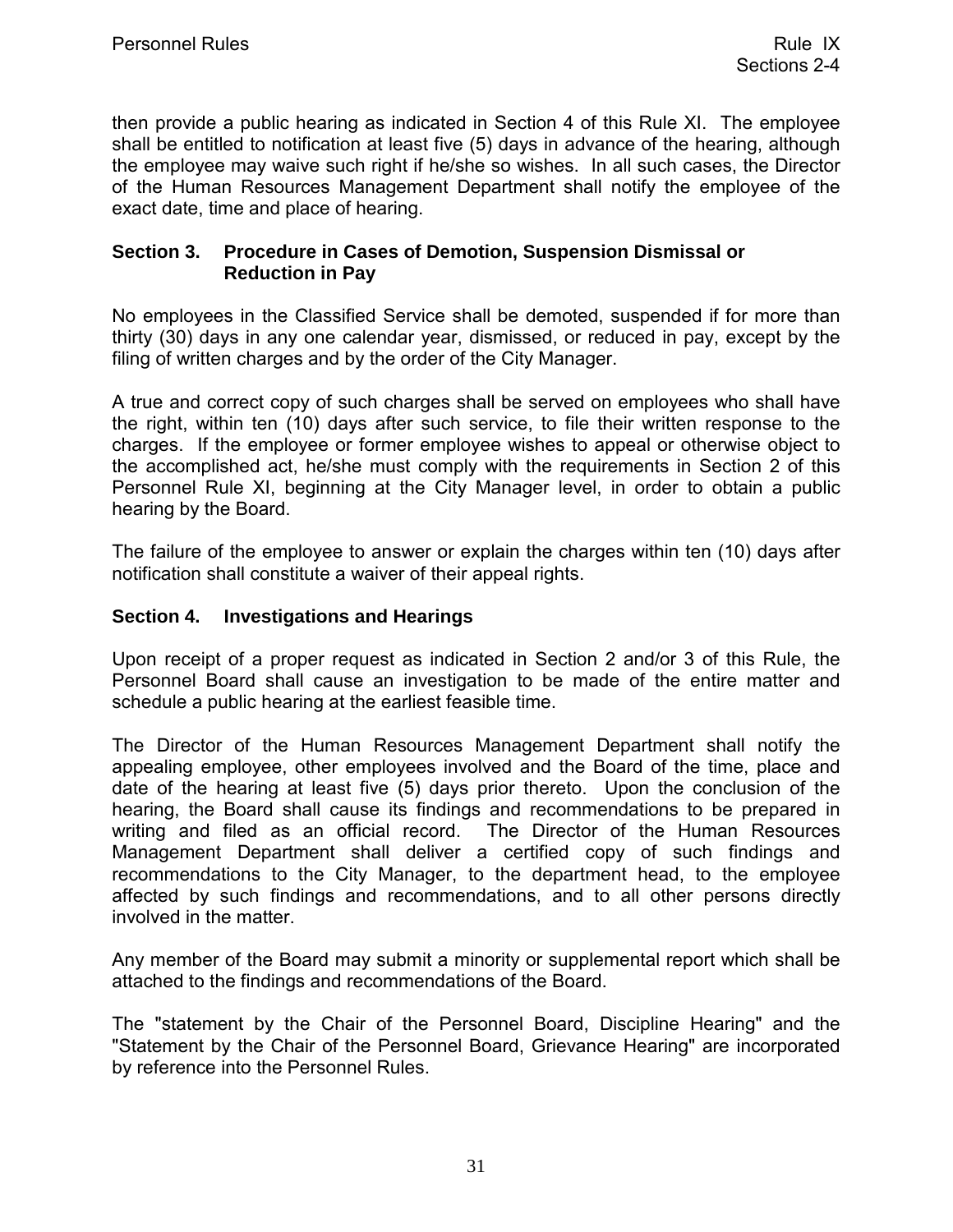then provide a public hearing as indicated in Section 4 of this Rule XI. The employee shall be entitled to notification at least five (5) days in advance of the hearing, although the employee may waive such right if he/she so wishes. In all such cases, the Director of the Human Resources Management Department shall notify the employee of the exact date, time and place of hearing.

### Section 3. Procedure in Cases of Demotion, Suspension Dismissal or Reduction in Pay

No employees in the Classified Service shall be demoted, suspended if for more than thirty (30) days in any one calendar year, dismissed, or reduced in pay, except by the filing of written charges and by the order of the City Manager.

A true and correct copy of such charges shall be served on employees who shall have the right, within ten (10) days after such service, to file their written response to the charges. If the employee or former employee wishes to appeal or otherwise object to the accomplished act, he/she must comply with the requirements in Section 2 of this Personnel Rule XI, beginning at the City Manager level, in order to obtain a public hearing by the Board.

The failure of the employee to answer or explain the charges within ten (10) days after notification shall constitute a waiver of their appeal rights.

### Section 4. Investigations and Hearings

Upon receipt of a proper request as indicated in Section 2 and/or 3 of this Rule, the Personnel Board shall cause an investigation to be made of the entire matter and schedule a public hearing at the earliest feasible time.

The Director of the Human Resources Management Department shall notify the appealing employee, other employees involved and the Board of the time, place and date of the hearing at least five (5) days prior thereto. Upon the conclusion of the hearing, the Board shall cause its findings and recommendations to be prepared in writing and filed as an official record. The Director of the Human Resources Management Department shall deliver a certified copy of such findings and recommendations to the City Manager, to the department head, to the employee affected by such findings and recommendations, and to all other persons directly involved in the matter.

Any member of the Board may submit a minority or supplemental report which shall be attached to the findings and recommendations of the Board.

The "statement by the Chair of the Personnel Board, Discipline Hearing" and the "Statement by the Chair of the Personnel Board, Grievance Hearing" are incorporated by reference into the Personnel Rules.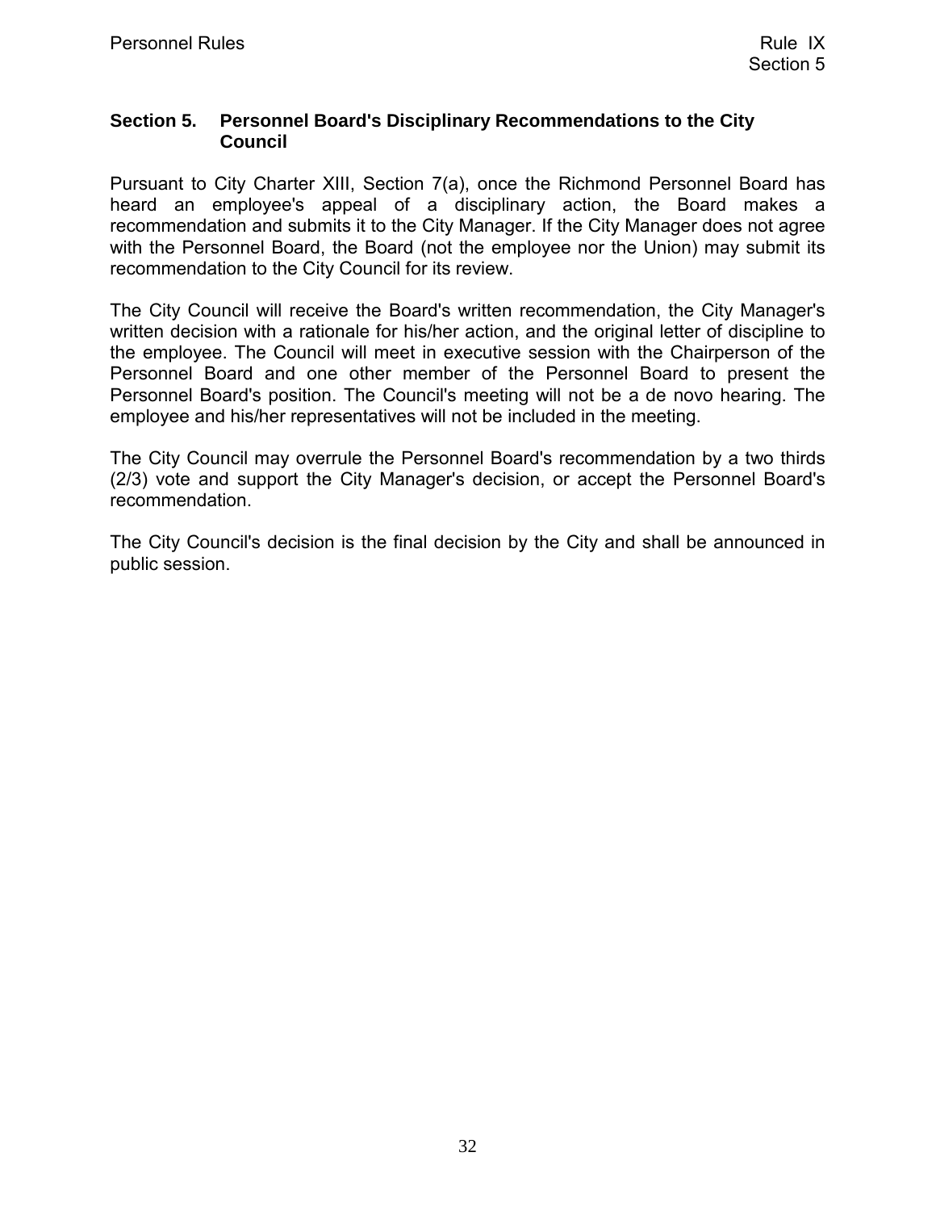### Section 5. Personnel Board's Disciplinary Recommendations to the City Council

Pursuant to City Charter XIII, Section 7(a), once the Richmond Personnel Board has heard an employee's appeal of a disciplinary action, the Board makes a recommendation and submits it to the City Manager. If the City Manager does not agree with the Personnel Board, the Board (not the employee nor the Union) may submit its recommendation to the City Council for its review.

The City Council will receive the Board's written recommendation, the City Manager's written decision with a rationale for his/her action, and the original letter of discipline to the employee. The Council will meet in executive session with the Chairperson of the Personnel Board and one other member of the Personnel Board to present the Personnel Board's position. The Council's meeting will not be a de novo hearing. The employee and his/her representatives will not be included in the meeting.

The City Council may overrule the Personnel Board's recommendation by a two thirds (2/3) vote and support the City Manager's decision, or accept the Personnel Board's recommendation.

The City Council's decision is the final decision by the City and shall be announced in public session.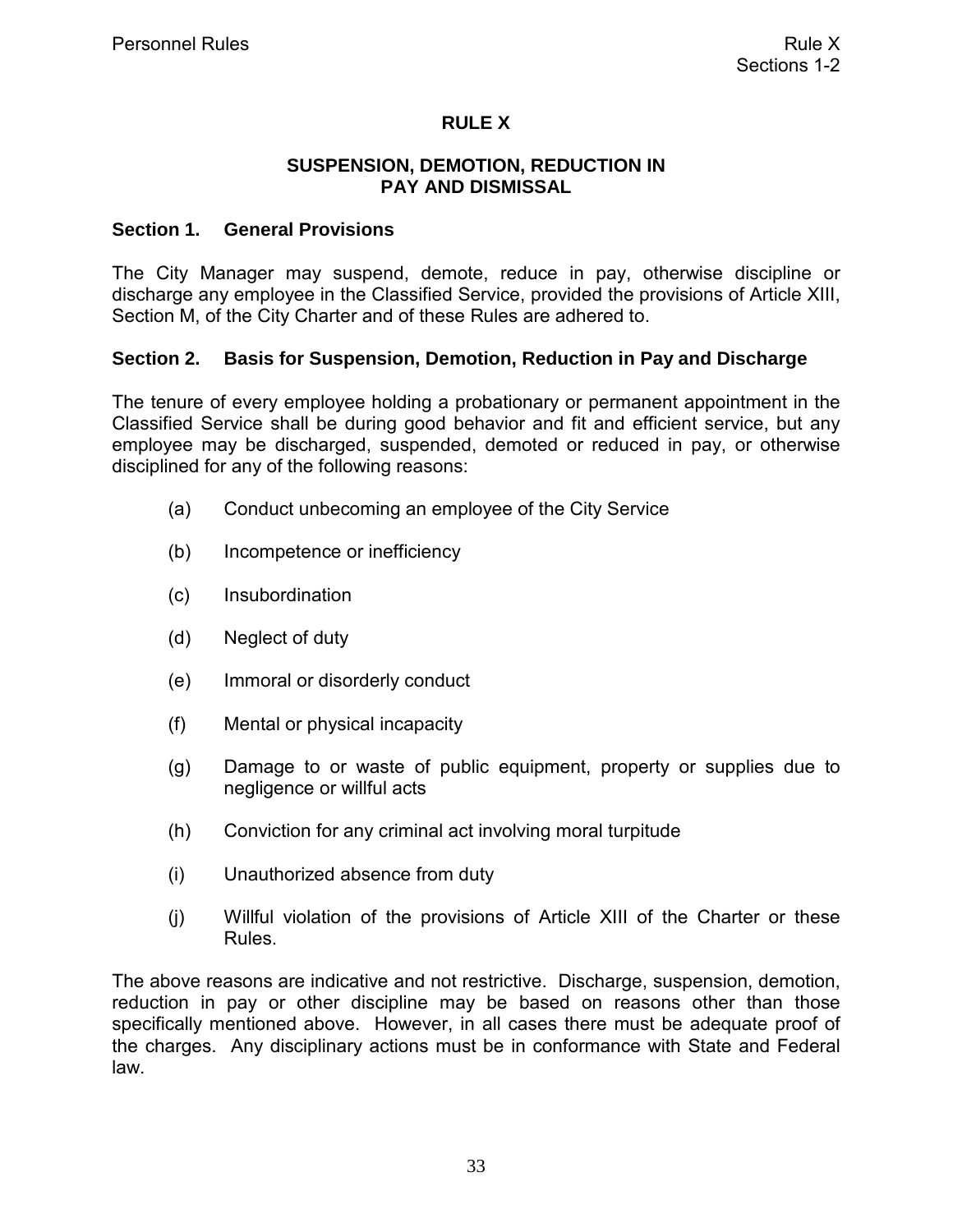# RULE X

## SUSPENSION, DEMOTION, REDUCTION IN PAY AND DISMISSAL

### Section 1. General Provisions

The City Manager may suspend, demote, reduce in pay, otherwise discipline or discharge any employee in the Classified Service, provided the provisions of Article XIII, Section M, of the City Charter and of these Rules are adhered to.

### Section 2. Basis for Suspension, Demotion, Reduction in Pay and Discharge

The tenure of every employee holding a probationary or permanent appointment in the Classified Service shall be during good behavior and fit and efficient service, but any employee may be discharged, suspended, demoted or reduced in pay, or otherwise disciplined for any of the following reasons:

(a) Conduct unbecoming an employee of the City Service

(b) Incompetence or inefficiency

(c) Insubordination

(d) Neglect of duty

(e) Immoral or disorderly conduct

(f) Mental or physical incapacity

(g) Damage to or waste of public equipment, property or supplies due to negligence or willful acts

(h) Conviction for any criminal act involving moral turpitude

(i) Unauthorized absence from duty

(j) Willful violation of the provisions of Article XIII of the Charter or these Rules.

The above reasons are indicative and not restrictive. Discharge, suspension, demotion, reduction in pay or other discipline may be based on reasons other than those specifically mentioned above. However, in all cases there must be adequate proof of the charges. Any disciplinary actions must be in conformance with State and Federal law.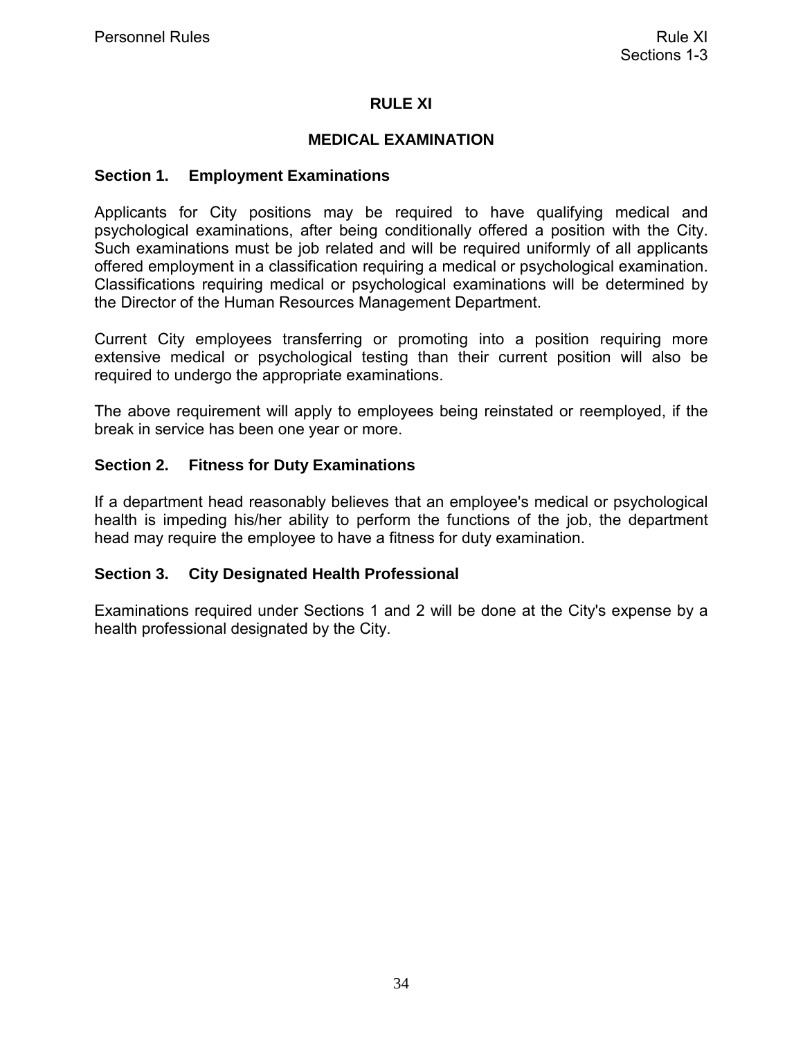# RULE XI

## MEDICAL EXAMINATION

### Section 1. Employment Examinations

Applicants for City positions may be required to have qualifying medical and psychological examinations, after being conditionally offered a position with the City. Such examinations must be job related and will be required uniformly of all applicants offered employment in a classification requiring a medical or psychological examination. Classifications requiring medical or psychological examinations will be determined by the Director of the Human Resources Management Department.

Current City employees transferring or promoting into a position requiring more extensive medical or psychological testing than their current position will also be required to undergo the appropriate examinations.

The above requirement will apply to employees being reinstated or reemployed, if the break in service has been one year or more.

### Section 2. Fitness for Duty Examinations

If a department head reasonably believes that an employee's medical or psychological health is impeding his/her ability to perform the functions of the job, the department head may require the employee to have a fitness for duty examination.

### Section 3. City Designated Health Professional

Examinations required under Sections 1 and 2 will be done at the City's expense by a health professional designated by the City.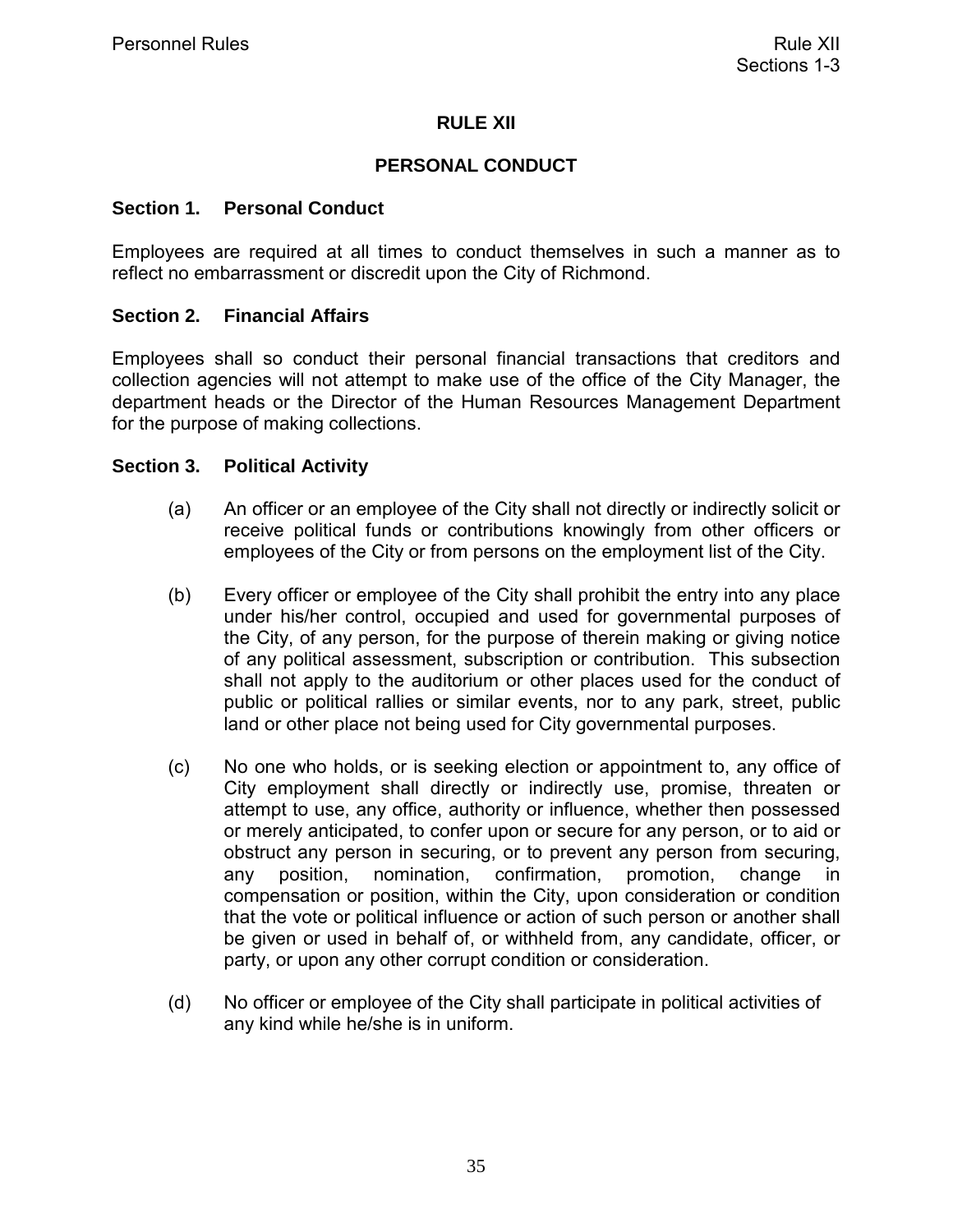# RULE XII

## PERSONAL CONDUCT

### Section 1. Personal Conduct

Employees are required at all times to conduct themselves in such a manner as to reflect no embarrassment or discredit upon the City of Richmond.

### Section 2. Financial Affairs

Employees shall so conduct their personal financial transactions that creditors and collection agencies will not attempt to make use of the office of the City Manager, the department heads or the Director of the Human Resources Management Department for the purpose of making collections.

### Section 3. Political Activity

(a) An officer or an employee of the City shall not directly or indirectly solicit or receive political funds or contributions knowingly from other officers or employees of the City or from persons on the employment list of the City.

(b) Every officer or employee of the City shall prohibit the entry into any place under his/her control, occupied and used for governmental purposes of the City, of any person, for the purpose of therein making or giving notice of any political assessment, subscription or contribution. This subsection shall not apply to the auditorium or other places used for the conduct of public or political rallies or similar events, nor to any park, street, public land or other place not being used for City governmental purposes.

(c) No one who holds, or is seeking election or appointment to, any office of City employment shall directly or indirectly use, promise, threaten or attempt to use, any office, authority or influence, whether then possessed or merely anticipated, to confer upon or secure for any person, or to aid or obstruct any person in securing, or to prevent any person from securing, any position, nomination, confirmation, promotion, change in compensation or position, within the City, upon consideration or condition that the vote or political influence or action of such person or another shall be given or used in behalf of, or withheld from, any candidate, officer, or party, or upon any other corrupt condition or consideration.

(d) No officer or employee of the City shall participate in political activities of any kind while he/she is in uniform.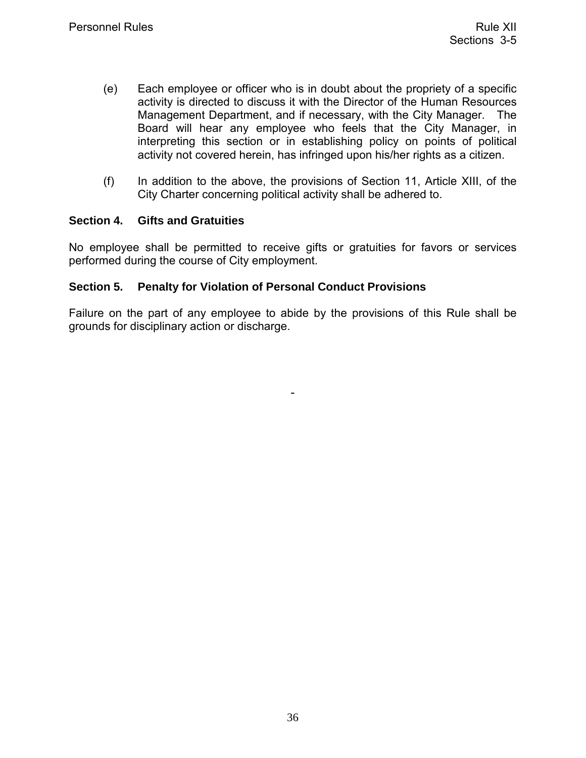(e) Each employee or officer who is in doubt about the propriety of a specific activity is directed to discuss it with the Director of the Human Resources Management Department, and if necessary, with the City Manager. The Board will hear any employee who feels that the City Manager, in interpreting this section or in establishing policy on points of political activity not covered herein, has infringed upon his/her rights as a citizen.

(f) In addition to the above, the provisions of Section 11, Article XIII, of the City Charter concerning political activity shall be adhered to.

### Section 4. Gifts and Gratuities

No employee shall be permitted to receive gifts or gratuities for favors or services performed during the course of City employment.

### Section 5. Penalty for Violation of Personal Conduct Provisions

Failure on the part of any employee to abide by the provisions of this Rule shall be grounds for disciplinary action or discharge.

-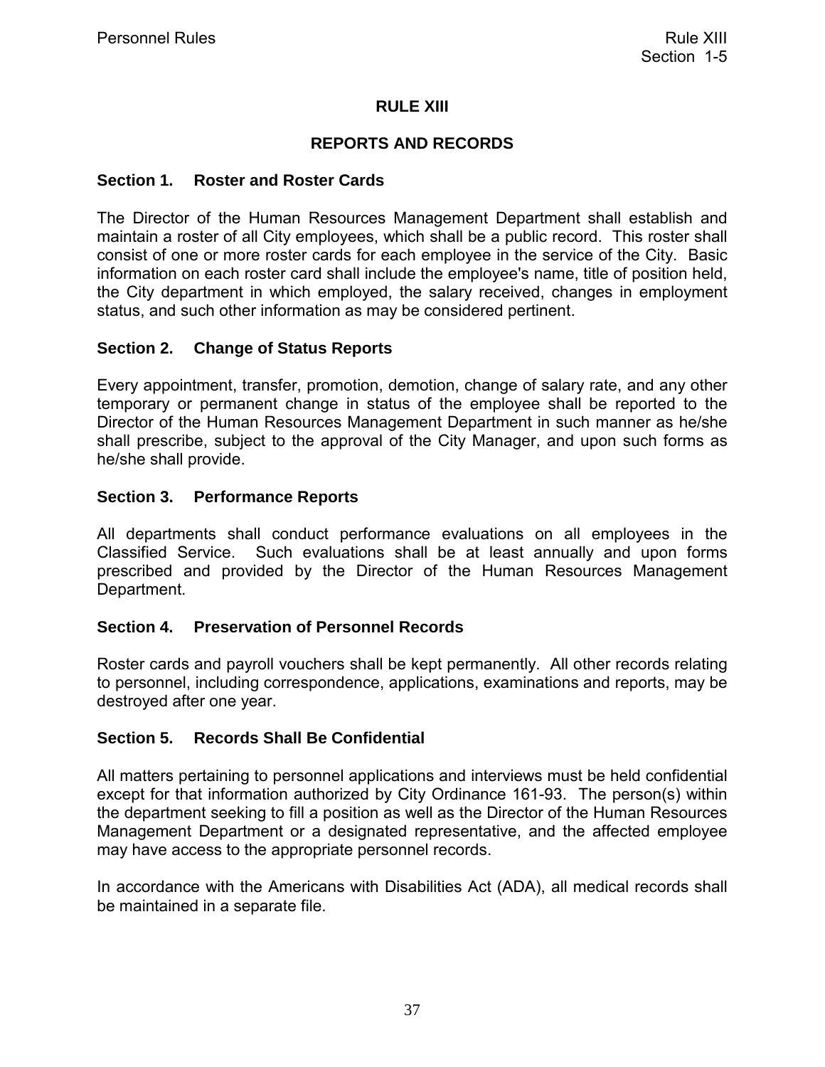# RULE XIII

## REPORTS AND RECORDS

### Section 1. Roster and Roster Cards

The Director of the Human Resources Management Department shall establish and maintain a roster of all City employees, which shall be a public record. This roster shall consist of one or more roster cards for each employee in the service of the City. Basic information on each roster card shall include the employee's name, title of position held, the City department in which employed, the salary received, changes in employment status, and such other information as may be considered pertinent.

### Section 2. Change of Status Reports

Every appointment, transfer, promotion, demotion, change of salary rate, and any other temporary or permanent change in status of the employee shall be reported to the Director of the Human Resources Management Department in such manner as he/she shall prescribe, subject to the approval of the City Manager, and upon such forms as he/she shall provide.

### Section 3. Performance Reports

All departments shall conduct performance evaluations on all employees in the Classified Service. Such evaluations shall be at least annually and upon forms prescribed and provided by the Director of the Human Resources Management Department.

### Section 4. Preservation of Personnel Records

Roster cards and payroll vouchers shall be kept permanently. All other records relating to personnel, including correspondence, applications, examinations and reports, may be destroyed after one year.

### Section 5. Records Shall Be Confidential

All matters pertaining to personnel applications and interviews must be held confidential except for that information authorized by City Ordinance 161-93. The person(s) within the department seeking to fill a position as well as the Director of the Human Resources Management Department or a designated representative, and the affected employee may have access to the appropriate personnel records.

In accordance with the Americans with Disabilities Act (ADA), all medical records shall be maintained in a separate file.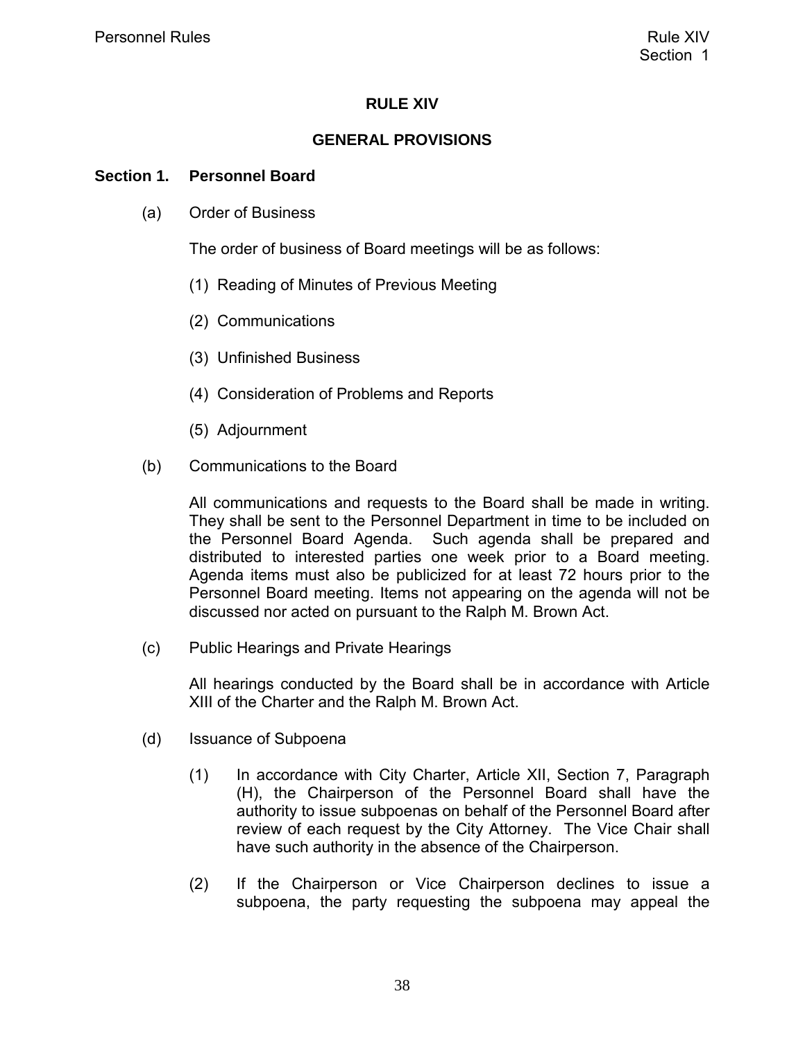# RULE XIV

## GENERAL PROVISIONS

### Section 1. Personnel Board

(a) Order of Business

The order of business of Board meetings will be as follows:

(1) Reading of Minutes of Previous Meeting

(2) Communications

(3) Unfinished Business

(4) Consideration of Problems and Reports

(5) Adjournment

(b) Communications to the Board

All communications and requests to the Board shall be made in writing. They shall be sent to the Personnel Department in time to be included on the Personnel Board Agenda. Such agenda shall be prepared and distributed to interested parties one week prior to a Board meeting. Agenda items must also be publicized for at least 72 hours prior to the Personnel Board meeting. Items not appearing on the agenda will not be discussed nor acted on pursuant to the Ralph M. Brown Act.

(c) Public Hearings and Private Hearings

All hearings conducted by the Board shall be in accordance with Article XIII of the Charter and the Ralph M. Brown Act.

(d) Issuance of Subpoena

(1) In accordance with City Charter, Article XII, Section 7, Paragraph (H), the Chairperson of the Personnel Board shall have the authority to issue subpoenas on behalf of the Personnel Board after review of each request by the City Attorney. The Vice Chair shall have such authority in the absence of the Chairperson.

(2) If the Chairperson or Vice Chairperson declines to issue a subpoena, the party requesting the subpoena may appeal the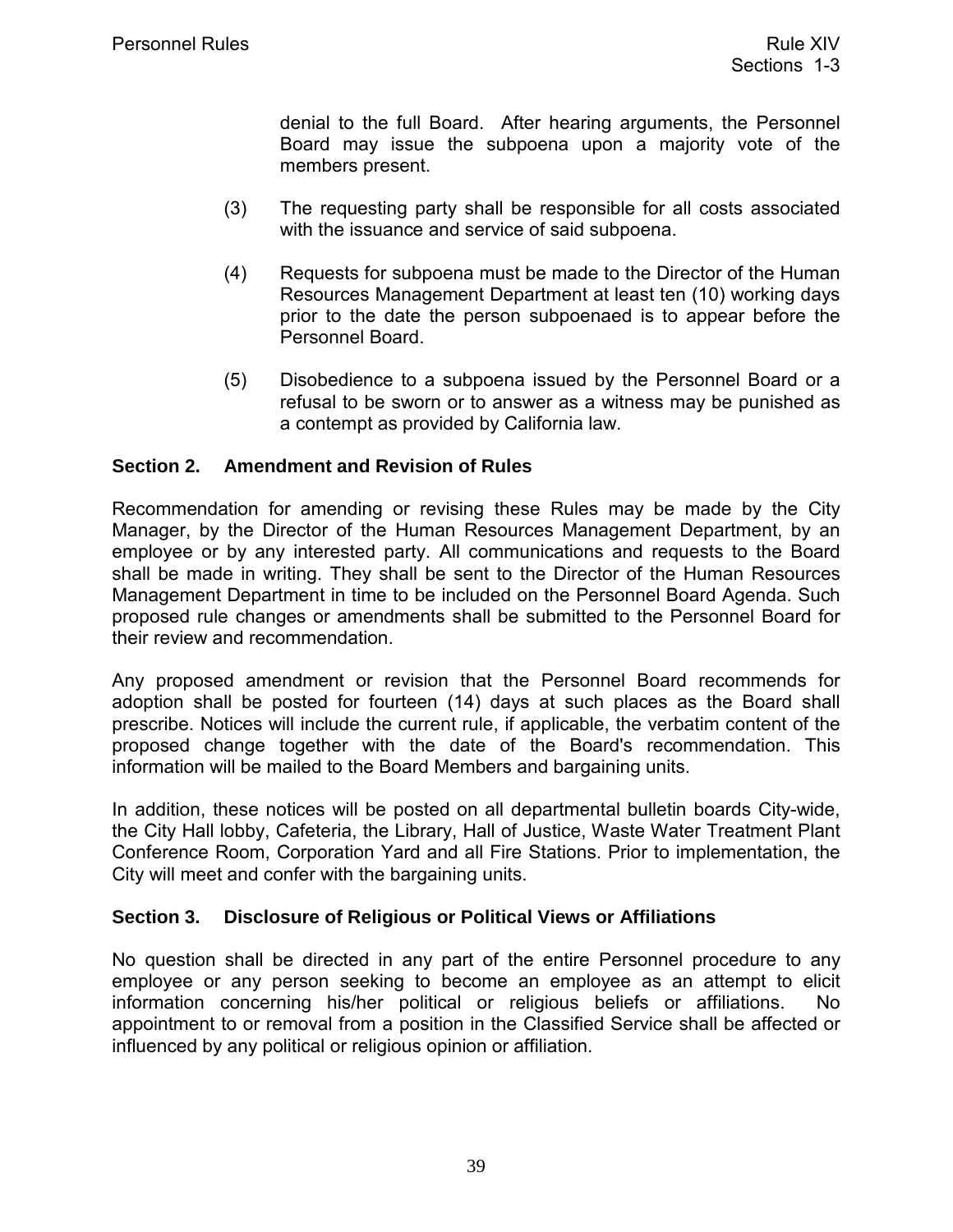denial to the full Board. After hearing arguments, the Personnel Board may issue the subpoena upon a majority vote of the members present.

(3) The requesting party shall be responsible for all costs associated with the issuance and service of said subpoena.

(4) Requests for subpoena must be made to the Director of the Human Resources Management Department at least ten (10) working days prior to the date the person subpoenaed is to appear before the Personnel Board.

(5) Disobedience to a subpoena issued by the Personnel Board or a refusal to be sworn or to answer as a witness may be punished as a contempt as provided by California law.

### Section 2. Amendment and Revision of Rules

Recommendation for amending or revising these Rules may be made by the City Manager, by the Director of the Human Resources Management Department, by an employee or by any interested party. All communications and requests to the Board shall be made in writing. They shall be sent to the Director of the Human Resources Management Department in time to be included on the Personnel Board Agenda. Such proposed rule changes or amendments shall be submitted to the Personnel Board for their review and recommendation.

Any proposed amendment or revision that the Personnel Board recommends for adoption shall be posted for fourteen (14) days at such places as the Board shall prescribe. Notices will include the current rule, if applicable, the verbatim content of the proposed change together with the date of the Board's recommendation. This information will be mailed to the Board Members and bargaining units.

In addition, these notices will be posted on all departmental bulletin boards City-wide, the City Hall lobby, Cafeteria, the Library, Hall of Justice, Waste Water Treatment Plant Conference Room, Corporation Yard and all Fire Stations. Prior to implementation, the City will meet and confer with the bargaining units.

### Section 3. Disclosure of Religious or Political Views or Affiliations

No question shall be directed in any part of the entire Personnel procedure to any employee or any person seeking to become an employee as an attempt to elicit information concerning his/her political or religious beliefs or affiliations. No appointment to or removal from a position in the Classified Service shall be affected or influenced by any political or religious opinion or affiliation.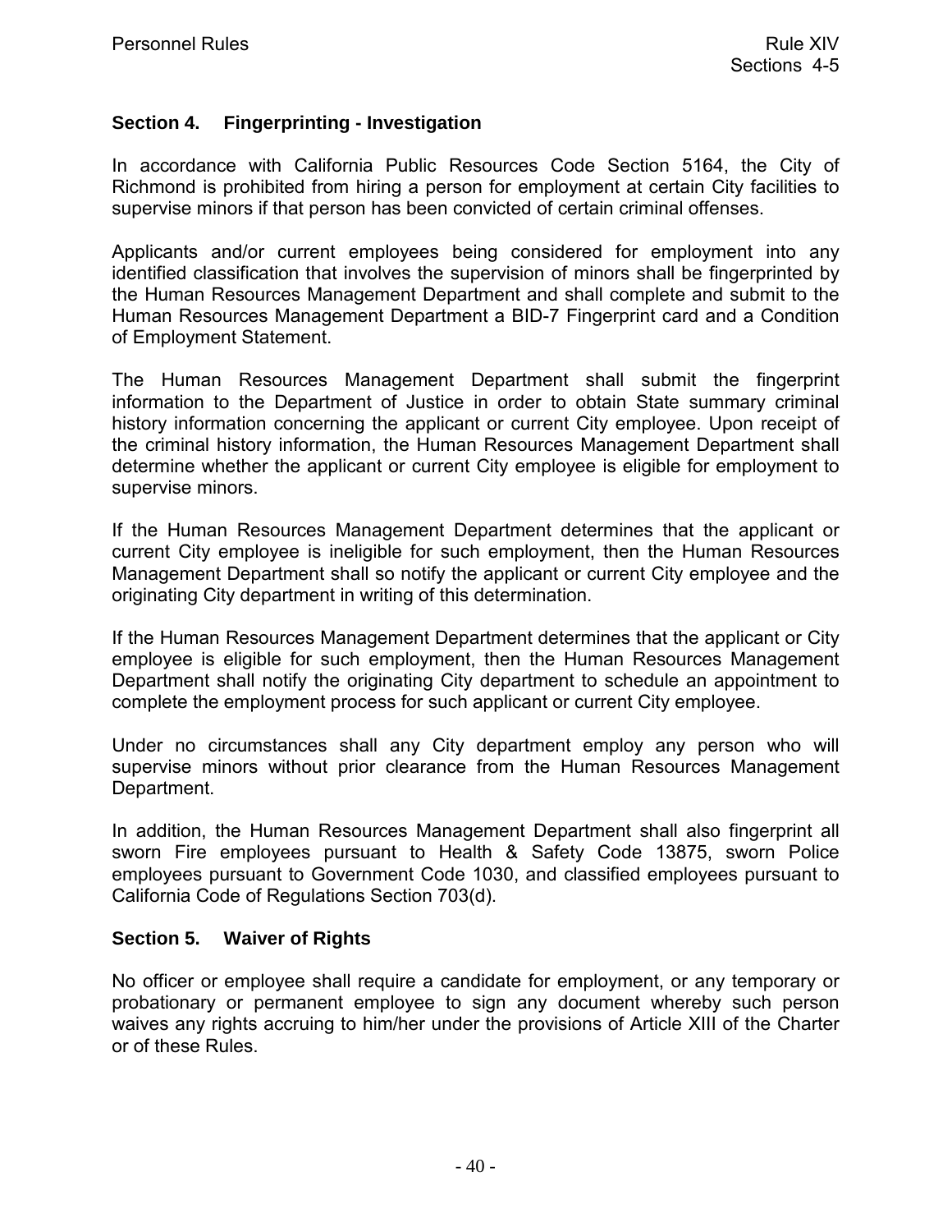## Section 4. Fingerprinting - Investigation

In accordance with California Public Resources Code Section 5164, the City of Richmond is prohibited from hiring a person for employment at certain City facilities to supervise minors if that person has been convicted of certain criminal offenses.

Applicants and/or current employees being considered for employment into any identified classification that involves the supervision of minors shall be fingerprinted by the Human Resources Management Department and shall complete and submit to the Human Resources Management Department a BID-7 Fingerprint card and a Condition of Employment Statement.

The Human Resources Management Department shall submit the fingerprint information to the Department of Justice in order to obtain State summary criminal history information concerning the applicant or current City employee. Upon receipt of the criminal history information, the Human Resources Management Department shall determine whether the applicant or current City employee is eligible for employment to supervise minors.

If the Human Resources Management Department determines that the applicant or current City employee is ineligible for such employment, then the Human Resources Management Department shall so notify the applicant or current City employee and the originating City department in writing of this determination.

If the Human Resources Management Department determines that the applicant or City employee is eligible for such employment, then the Human Resources Management Department shall notify the originating City department to schedule an appointment to complete the employment process for such applicant or current City employee.

Under no circumstances shall any City department employ any person who will supervise minors without prior clearance from the Human Resources Management Department.

In addition, the Human Resources Management Department shall also fingerprint all sworn Fire employees pursuant to Health & Safety Code 13875, sworn Police employees pursuant to Government Code 1030, and classified employees pursuant to California Code of Regulations Section 703(d).

## Section 5. Waiver of Rights

No officer or employee shall require a candidate for employment, or any temporary or probationary or permanent employee to sign any document whereby such person waives any rights accruing to him/her under the provisions of Article XIII of the Charter or of these Rules.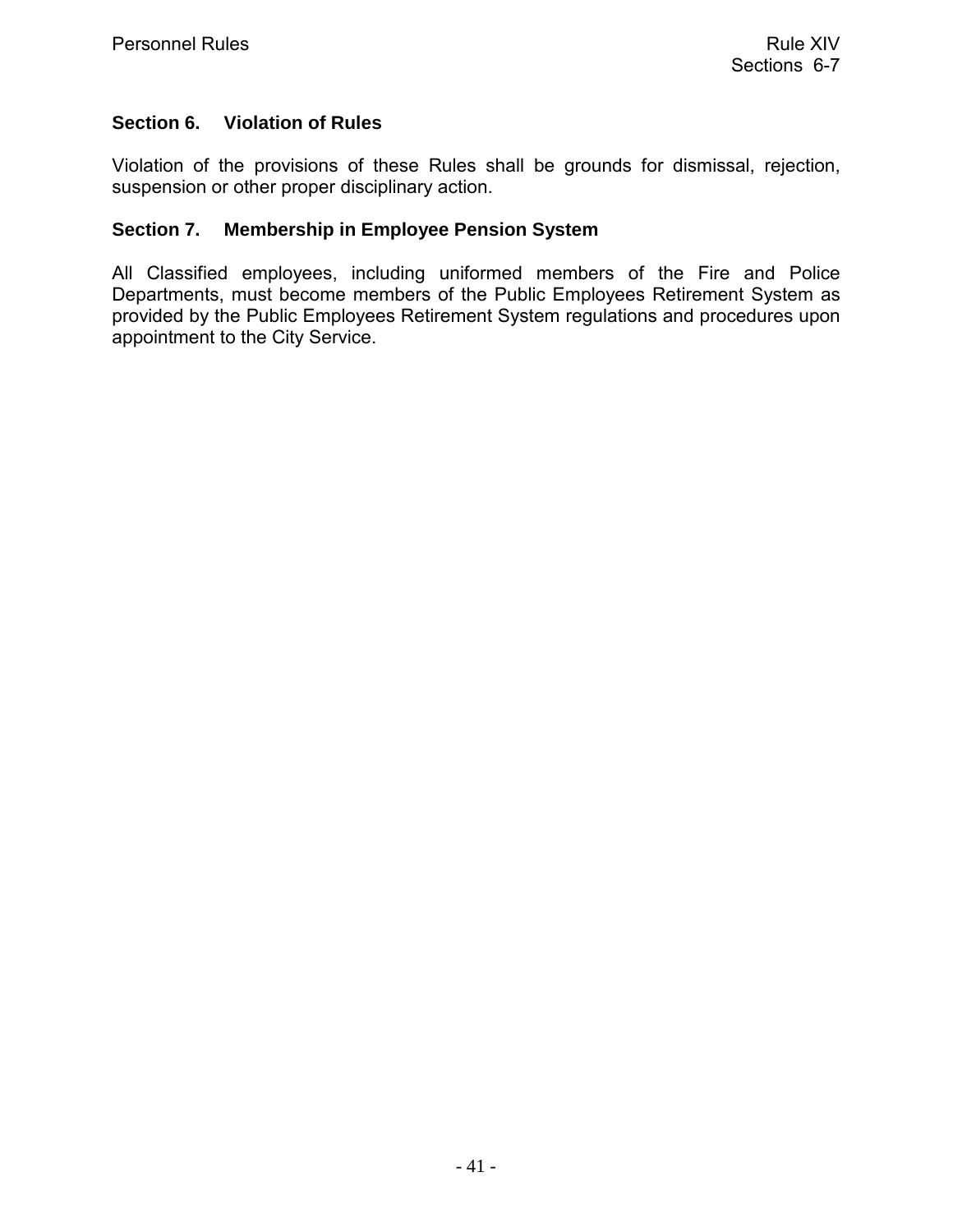## Section 6. Violation of Rules

Violation of the provisions of these Rules shall be grounds for dismissal, rejection, suspension or other proper disciplinary action.

## Section 7. Membership in Employee Pension System

All Classified employees, including uniformed members of the Fire and Police Departments, must become members of the Public Employees Retirement System as provided by the Public Employees Retirement System regulations and procedures upon appointment to the City Service.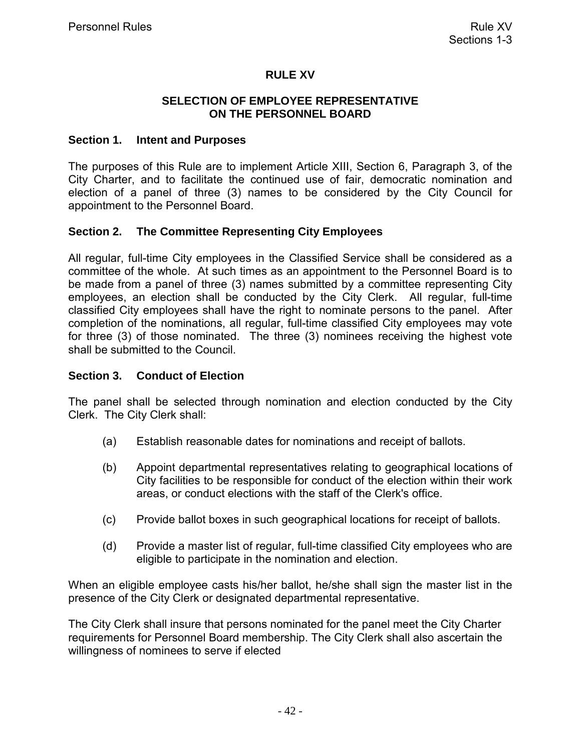# RULE XV

## SELECTION OF EMPLOYEE REPRESENTATIVE ON THE PERSONNEL BOARD

### Section 1. Intent and Purposes

The purposes of this Rule are to implement Article XIII, Section 6, Paragraph 3, of the City Charter, and to facilitate the continued use of fair, democratic nomination and election of a panel of three (3) names to be considered by the City Council for appointment to the Personnel Board.

### Section 2. The Committee Representing City Employees

All regular, full-time City employees in the Classified Service shall be considered as a committee of the whole. At such times as an appointment to the Personnel Board is to be made from a panel of three (3) names submitted by a committee representing City employees, an election shall be conducted by the City Clerk. All regular, full-time classified City employees shall have the right to nominate persons to the panel. After completion of the nominations, all regular, full-time classified City employees may vote for three (3) of those nominated. The three (3) nominees receiving the highest vote shall be submitted to the Council.

### Section 3. Conduct of Election

The panel shall be selected through nomination and election conducted by the City Clerk. The City Clerk shall:

(a) Establish reasonable dates for nominations and receipt of ballots.

(b) Appoint departmental representatives relating to geographical locations of City facilities to be responsible for conduct of the election within their work areas, or conduct elections with the staff of the Clerk's office.

(c) Provide ballot boxes in such geographical locations for receipt of ballots.

(d) Provide a master list of regular, full-time classified City employees who are eligible to participate in the nomination and election.

When an eligible employee casts his/her ballot, he/she shall sign the master list in the presence of the City Clerk or designated departmental representative.

The City Clerk shall insure that persons nominated for the panel meet the City Charter requirements for Personnel Board membership. The City Clerk shall also ascertain the willingness of nominees to serve if elected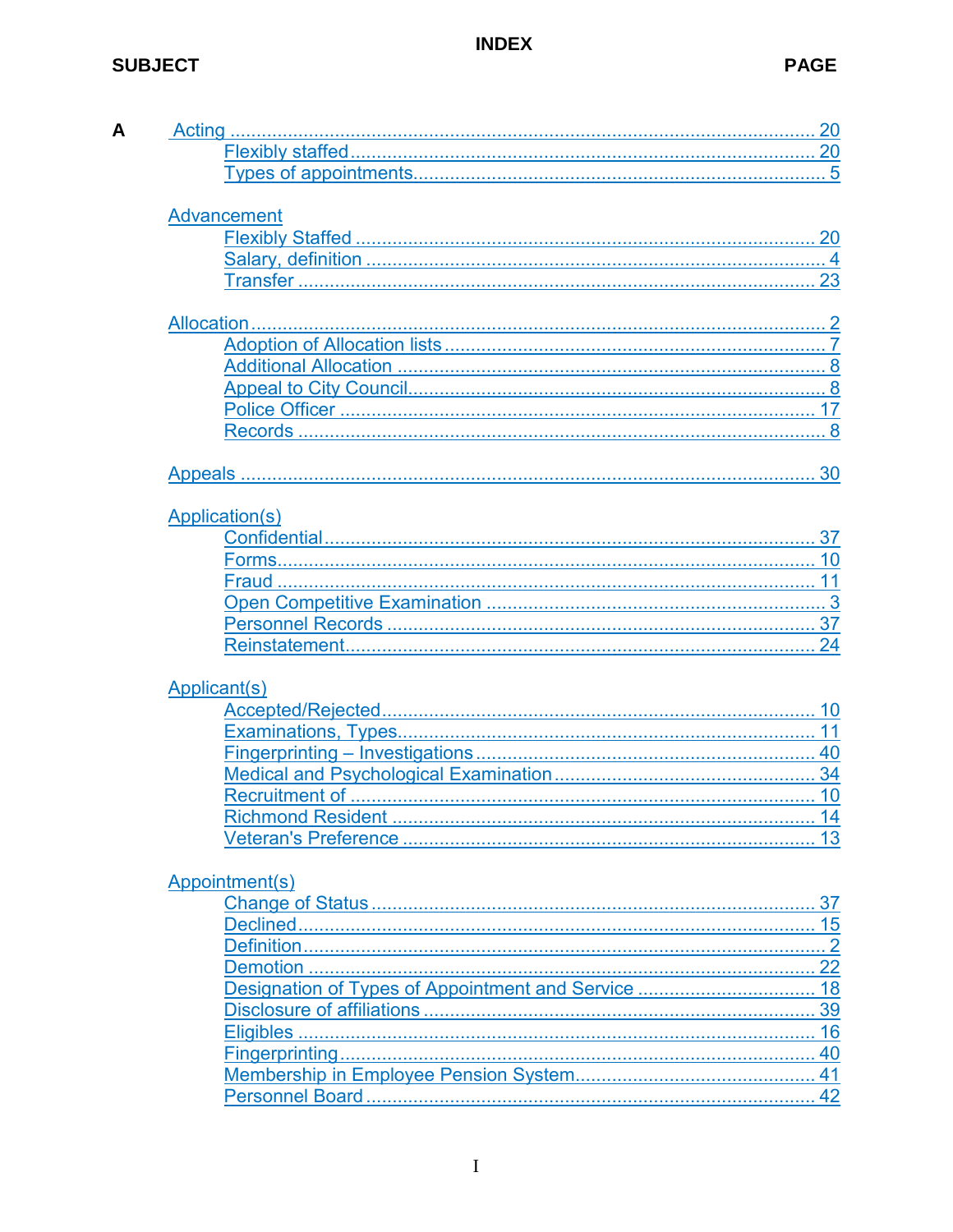# INDEX

| SUBJECT | | PAGE |
|---|---|---|
| **A** | Acting | 20 |
| | Flexibly staffed | 20 |
| | Types of appointments | 5 |
| | Advancement | |
| | Flexibly Staffed | 20 |
| | Salary, definition | 4 |
| | Transfer | 23 |
| | Allocation | 2 |
| | Adoption of Allocation lists | 7 |
| | Additional Allocation | 8 |
| | Appeal to City Council | 8 |
| | Police Officer | 17 |
| | Records | 8 |
| | Appeals | 30 |
| | Application(s) | |
| | Confidential | 37 |
| | Forms | 10 |
| | Fraud | 11 |
| | Open Competitive Examination | 3 |
| | Personnel Records | 37 |
| | Reinstatement | 24 |
| | Applicant(s) | |
| | Accepted/Rejected | 10 |
| | Examinations, Types | 11 |
| | Fingerprinting – Investigations | 40 |
| | Medical and Psychological Examination | 34 |
| | Recruitment of | 10 |
| | Richmond Resident | 14 |
| | Veteran's Preference | 13 |
| | Appointment(s) | |
| | Change of Status | 37 |
| | Declined | 15 |
| | Definition | 2 |
| | Demotion | 22 |
| | Designation of Types of Appointment and Service | 18 |
| | Disclosure of affiliations | 39 |
| | Eligibles | 16 |
| | Fingerprinting | 40 |
| | Membership in Employee Pension System | 41 |
| | Personnel Board | 42 |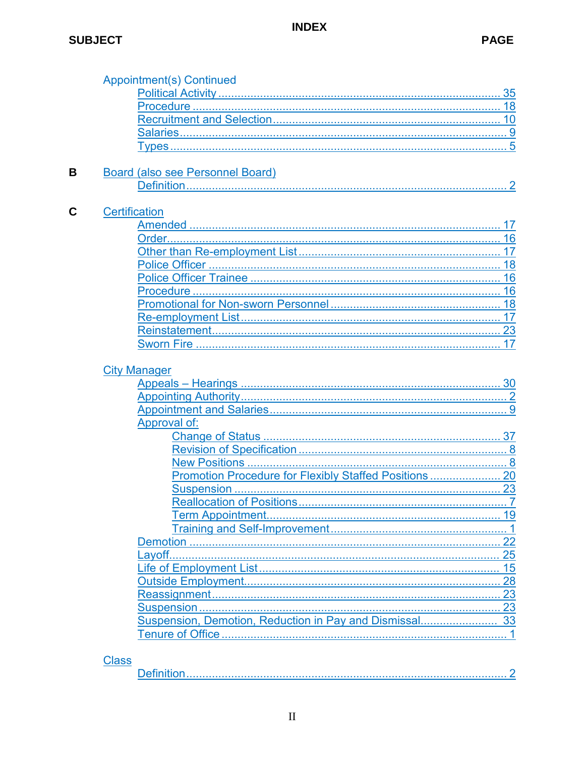# INDEX

**SUBJECT** **PAGE**

Appointment(s) Continued
- Political Activity ........ 35
- Procedure ........ 18
- Recruitment and Selection ........ 10
- Salaries ........ 9
- Types ........ 5

**B** Board (also see Personnel Board)
- Definition ........ 2

**C** Certification
- Amended ........ 17
- Order ........ 16
- Other than Re-employment List ........ 17
- Police Officer ........ 18
- Police Officer Trainee ........ 16
- Procedure ........ 16
- Promotional for Non-sworn Personnel ........ 18
- Re-employment List ........ 17
- Reinstatement ........ 23
- Sworn Fire ........ 17

City Manager
- Appeals – Hearings ........ 30
- Appointing Authority ........ 2
- Appointment and Salaries ........ 9
- Approval of:
  - Change of Status ........ 37
  - Revision of Specification ........ 8
  - New Positions ........ 8
  - Promotion Procedure for Flexibly Staffed Positions ........ 20
  - Suspension ........ 23
  - Reallocation of Positions ........ 7
  - Term Appointment ........ 19
  - Training and Self-Improvement ........ 1
- Demotion ........ 22
- Layoff ........ 25
- Life of Employment List ........ 15
- Outside Employment ........ 28
- Reassignment ........ 23
- Suspension ........ 23
- Suspension, Demotion, Reduction in Pay and Dismissal ........ 33
- Tenure of Office ........ 1

Class
- Definition ........ 2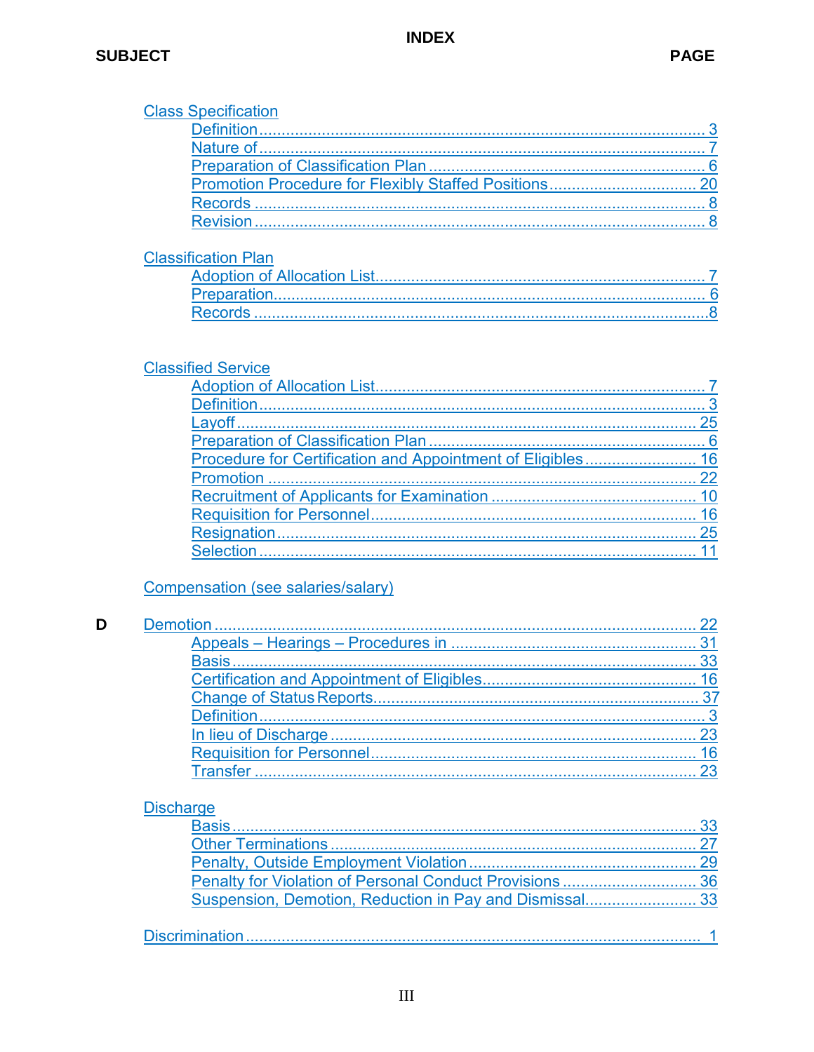# INDEX

**SUBJECT** **PAGE**

Class Specification
- Definition .......... 3
- Nature of .......... 7
- Preparation of Classification Plan .......... 6
- Promotion Procedure for Flexibly Staffed Positions .......... 20
- Records .......... 8
- Revision .......... 8

Classification Plan
- Adoption of Allocation List .......... 7
- Preparation .......... 6
- Records .......... 8

Classified Service
- Adoption of Allocation List .......... 7
- Definition .......... 3
- Layoff .......... 25
- Preparation of Classification Plan .......... 6
- Procedure for Certification and Appointment of Eligibles .......... 16
- Promotion .......... 22
- Recruitment of Applicants for Examination .......... 10
- Requisition for Personnel .......... 16
- Resignation .......... 25
- Selection .......... 11

Compensation (see salaries/salary)

**D**

Demotion .......... 22
- Appeals – Hearings – Procedures in .......... 31
- Basis .......... 33
- Certification and Appointment of Eligibles .......... 16
- Change of Status Reports .......... 37
- Definition .......... 3
- In lieu of Discharge .......... 23
- Requisition for Personnel .......... 16
- Transfer .......... 23

Discharge
- Basis .......... 33
- Other Terminations .......... 27
- Penalty, Outside Employment Violation .......... 29
- Penalty for Violation of Personal Conduct Provisions .......... 36
- Suspension, Demotion, Reduction in Pay and Dismissal .......... 33

Discrimination .......... 1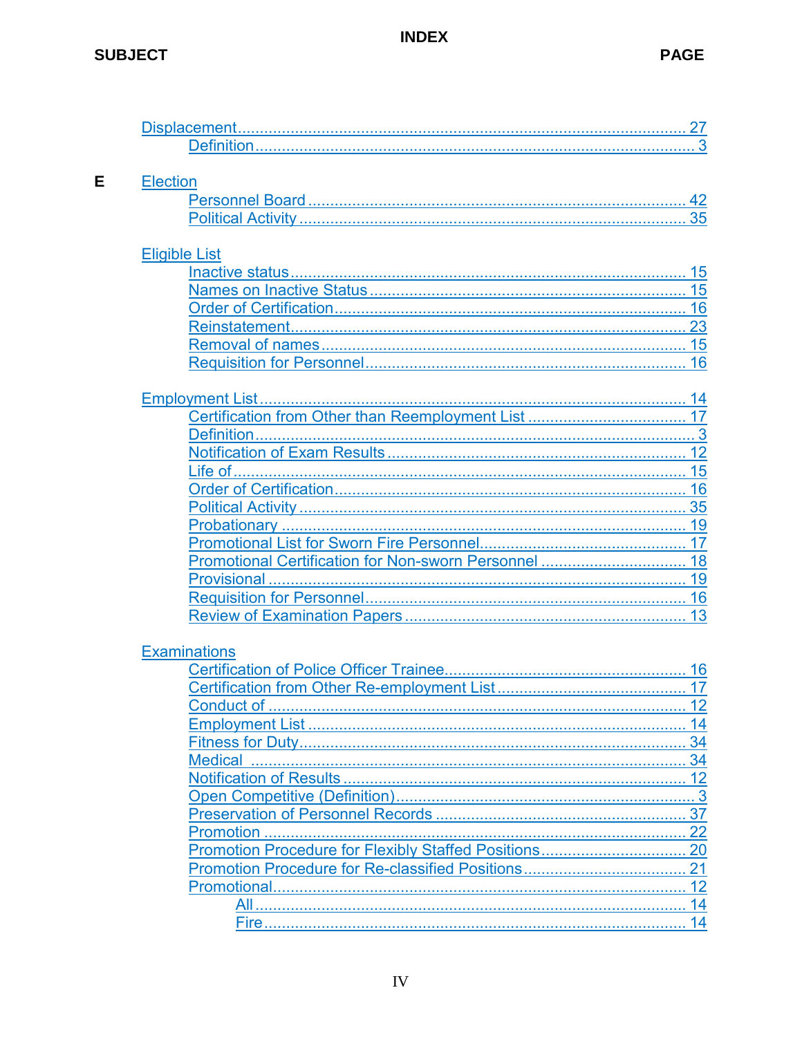# INDEX

**SUBJECT** **PAGE**

Displacement ........ 27
- Definition ........ 3

**E**

Election
- Personnel Board ........ 42
- Political Activity ........ 35

Eligible List
- Inactive status ........ 15
- Names on Inactive Status ........ 15
- Order of Certification ........ 16
- Reinstatement ........ 23
- Removal of names ........ 15
- Requisition for Personnel ........ 16

Employment List ........ 14
- Certification from Other than Reemployment List ........ 17
- Definition ........ 3
- Notification of Exam Results ........ 12
- Life of ........ 15
- Order of Certification ........ 16
- Political Activity ........ 35
- Probationary ........ 19
- Promotional List for Sworn Fire Personnel ........ 17
- Promotional Certification for Non-sworn Personnel ........ 18
- Provisional ........ 19
- Requisition for Personnel ........ 16
- Review of Examination Papers ........ 13

Examinations
- Certification of Police Officer Trainee ........ 16
- Certification from Other Re-employment List ........ 17
- Conduct of ........ 12
- Employment List ........ 14
- Fitness for Duty ........ 34
- Medical ........ 34
- Notification of Results ........ 12
- Open Competitive (Definition) ........ 3
- Preservation of Personnel Records ........ 37
- Promotion ........ 22
- Promotion Procedure for Flexibly Staffed Positions ........ 20
- Promotion Procedure for Re-classified Positions ........ 21
- Promotional ........ 12
  - All ........ 14
  - Fire ........ 14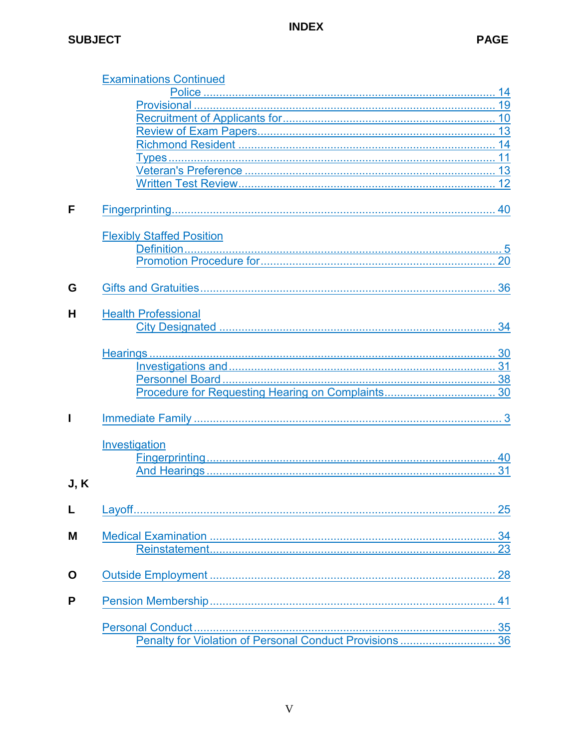# INDEX

| SUBJECT | | PAGE |
|---|---|---|
| | Examinations Continued | |
| | Police | 14 |
| | Provisional | 19 |
| | Recruitment of Applicants for | 10 |
| | Review of Exam Papers | 13 |
| | Richmond Resident | 14 |
| | Types | 11 |
| | Veteran's Preference | 13 |
| | Written Test Review | 12 |
| **F** | Fingerprinting | 40 |
| | Flexibly Staffed Position | |
| | Definition | 5 |
| | Promotion Procedure for | 20 |
| **G** | Gifts and Gratuities | 36 |
| **H** | Health Professional | |
| | City Designated | 34 |
| | Hearings | 30 |
| | Investigations and | 31 |
| | Personnel Board | 38 |
| | Procedure for Requesting Hearing on Complaints | 30 |
| **I** | Immediate Family | 3 |
| | Investigation | |
| | Fingerprinting | 40 |
| | And Hearings | 31 |
| **J, K** | | |
| **L** | Layoff | 25 |
| **M** | Medical Examination | 34 |
| | Reinstatement | 23 |
| **O** | Outside Employment | 28 |
| **P** | Pension Membership | 41 |
| | Personal Conduct | 35 |
| | Penalty for Violation of Personal Conduct Provisions | 36 |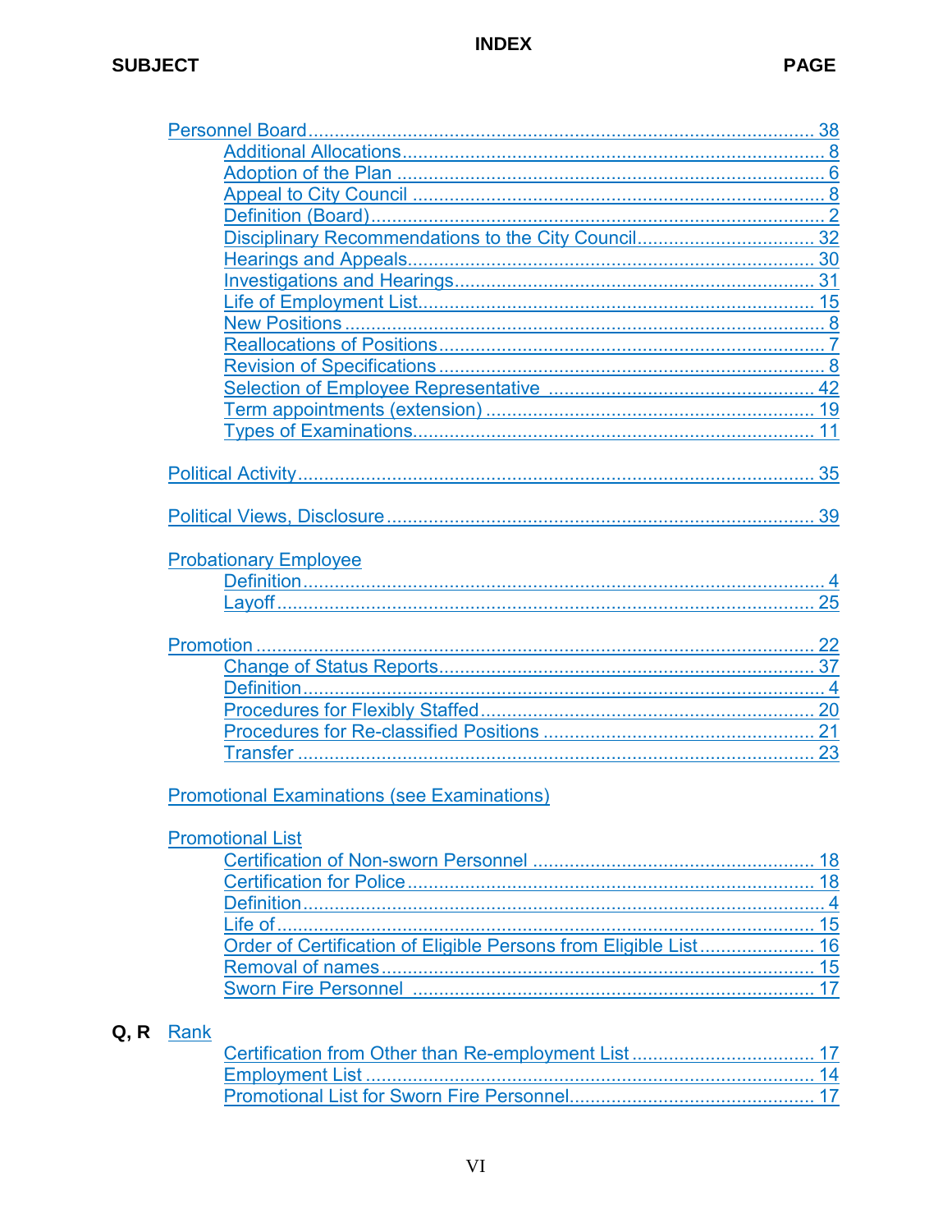# INDEX

**SUBJECT** **PAGE**

- Personnel Board ... 38
  - Additional Allocations ... 8
  - Adoption of the Plan ... 6
  - Appeal to City Council ... 8
  - Definition (Board) ... 2
  - Disciplinary Recommendations to the City Council ... 32
  - Hearings and Appeals ... 30
  - Investigations and Hearings ... 31
  - Life of Employment List ... 15
  - New Positions ... 8
  - Reallocations of Positions ... 7
  - Revision of Specifications ... 8
  - Selection of Employee Representative ... 42
  - Term appointments (extension) ... 19
  - Types of Examinations ... 11

- Political Activity ... 35

- Political Views, Disclosure ... 39

- Probationary Employee
  - Definition ... 4
  - Layoff ... 25

- Promotion ... 22
  - Change of Status Reports ... 37
  - Definition ... 4
  - Procedures for Flexibly Staffed ... 20
  - Procedures for Re-classified Positions ... 21
  - Transfer ... 23

- Promotional Examinations (see Examinations)

- Promotional List
  - Certification of Non-sworn Personnel ... 18
  - Certification for Police ... 18
  - Definition ... 4
  - Life of ... 15
  - Order of Certification of Eligible Persons from Eligible List ... 16
  - Removal of names ... 15
  - Sworn Fire Personnel ... 17

**Q, R**

- Rank
  - Certification from Other than Re-employment List ... 17
  - Employment List ... 14
  - Promotional List for Sworn Fire Personnel ... 17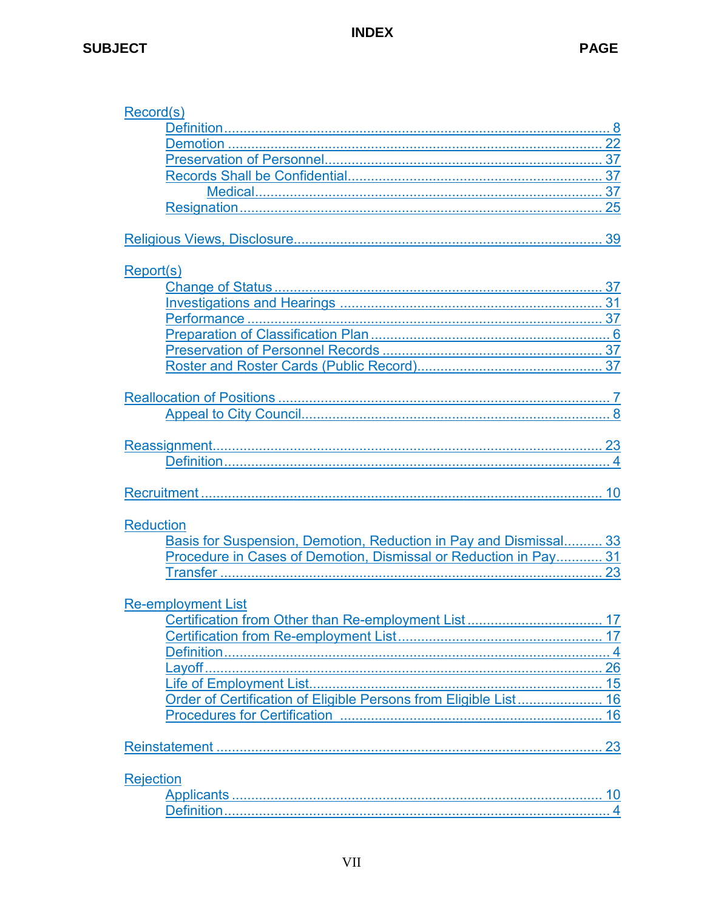# INDEX

**SUBJECT** **PAGE**

Record(s)
- Definition .......... 8
- Demotion .......... 22
- Preservation of Personnel .......... 37
- Records Shall be Confidential .......... 37
  - Medical .......... 37
- Resignation .......... 25

Religious Views, Disclosure .......... 39

Report(s)
- Change of Status .......... 37
- Investigations and Hearings .......... 31
- Performance .......... 37
- Preparation of Classification Plan .......... 6
- Preservation of Personnel Records .......... 37
- Roster and Roster Cards (Public Record) .......... 37

Reallocation of Positions .......... 7
- Appeal to City Council .......... 8

Reassignment .......... 23
- Definition .......... 4

Recruitment .......... 10

Reduction
- Basis for Suspension, Demotion, Reduction in Pay and Dismissal .......... 33
- Procedure in Cases of Demotion, Dismissal or Reduction in Pay .......... 31
- Transfer .......... 23

Re-employment List
- Certification from Other than Re-employment List .......... 17
- Certification from Re-employment List .......... 17
- Definition .......... 4
- Layoff .......... 26
- Life of Employment List .......... 15
- Order of Certification of Eligible Persons from Eligible List .......... 16
- Procedures for Certification .......... 16

Reinstatement .......... 23

Rejection
- Applicants .......... 10
- Definition .......... 4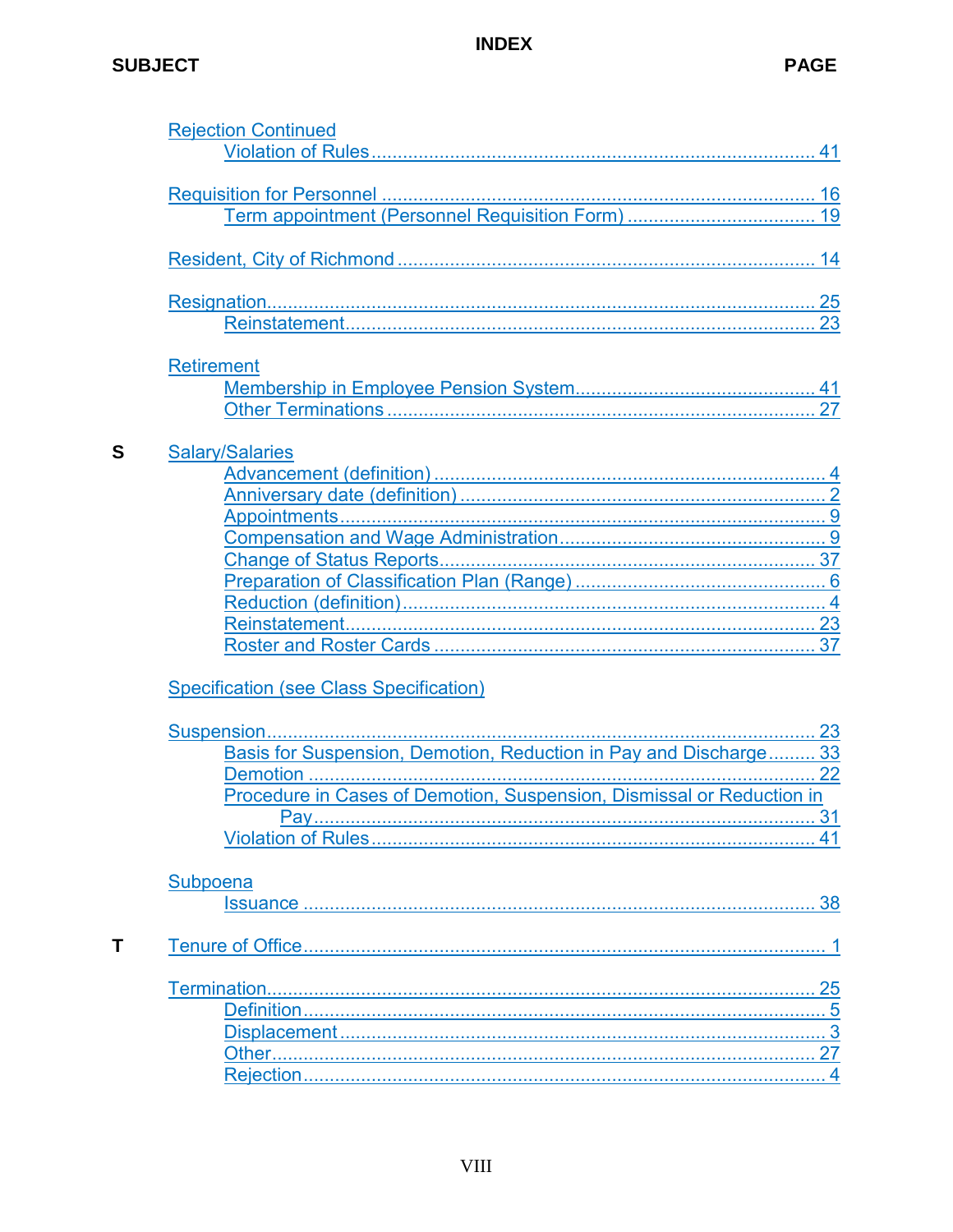# INDEX

**SUBJECT** **PAGE**

Rejection Continued
- Violation of Rules ... 41

Requisition for Personnel ... 16
- Term appointment (Personnel Requisition Form) ... 19

Resident, City of Richmond ... 14

Resignation ... 25
- Reinstatement ... 23

Retirement
- Membership in Employee Pension System ... 41
- Other Terminations ... 27

**S**

Salary/Salaries
- Advancement (definition) ... 4
- Anniversary date (definition) ... 2
- Appointments ... 9
- Compensation and Wage Administration ... 9
- Change of Status Reports ... 37
- Preparation of Classification Plan (Range) ... 6
- Reduction (definition) ... 4
- Reinstatement ... 23
- Roster and Roster Cards ... 37

Specification (see Class Specification)

Suspension ... 23
- Basis for Suspension, Demotion, Reduction in Pay and Discharge ... 33
- Demotion ... 22
- Procedure in Cases of Demotion, Suspension, Dismissal or Reduction in Pay ... 31
- Violation of Rules ... 41

Subpoena
- Issuance ... 38

**T**

Tenure of Office ... 1

Termination ... 25
- Definition ... 5
- Displacement ... 3
- Other ... 27
- Rejection ... 4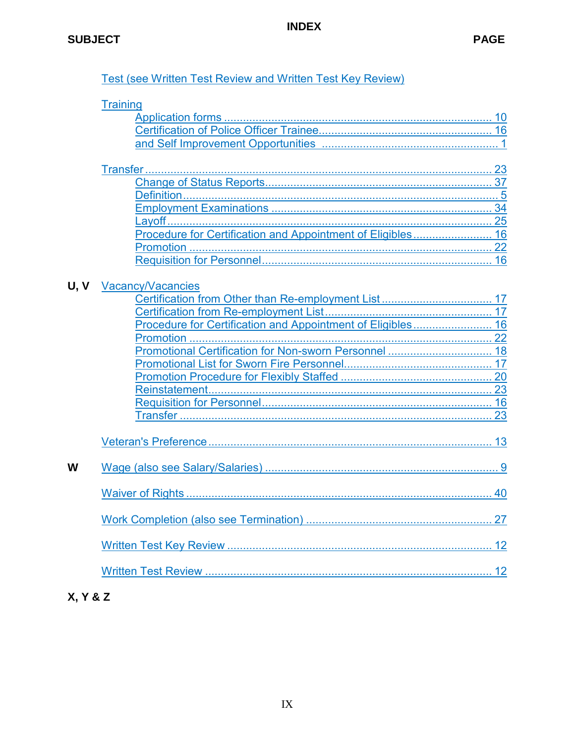# INDEX

**SUBJECT** | **PAGE**

Test (see Written Test Review and Written Test Key Review)

Training
- Application forms ........ 10
- Certification of Police Officer Trainee ........ 16
- and Self Improvement Opportunities ........ 1

Transfer ........ 23
- Change of Status Reports ........ 37
- Definition ........ 5
- Employment Examinations ........ 34
- Layoff ........ 25
- Procedure for Certification and Appointment of Eligibles ........ 16
- Promotion ........ 22
- Requisition for Personnel ........ 16

**U, V**

Vacancy/Vacancies
- Certification from Other than Re-employment List ........ 17
- Certification from Re-employment List ........ 17
- Procedure for Certification and Appointment of Eligibles ........ 16
- Promotion ........ 22
- Promotional Certification for Non-sworn Personnel ........ 18
- Promotional List for Sworn Fire Personnel ........ 17
- Promotion Procedure for Flexibly Staffed ........ 20
- Reinstatement ........ 23
- Requisition for Personnel ........ 16
- Transfer ........ 23

Veteran's Preference ........ 13

**W**

Wage (also see Salary/Salaries) ........ 9

Waiver of Rights ........ 40

Work Completion (also see Termination) ........ 27

Written Test Key Review ........ 12

Written Test Review ........ 12

**X, Y & Z**